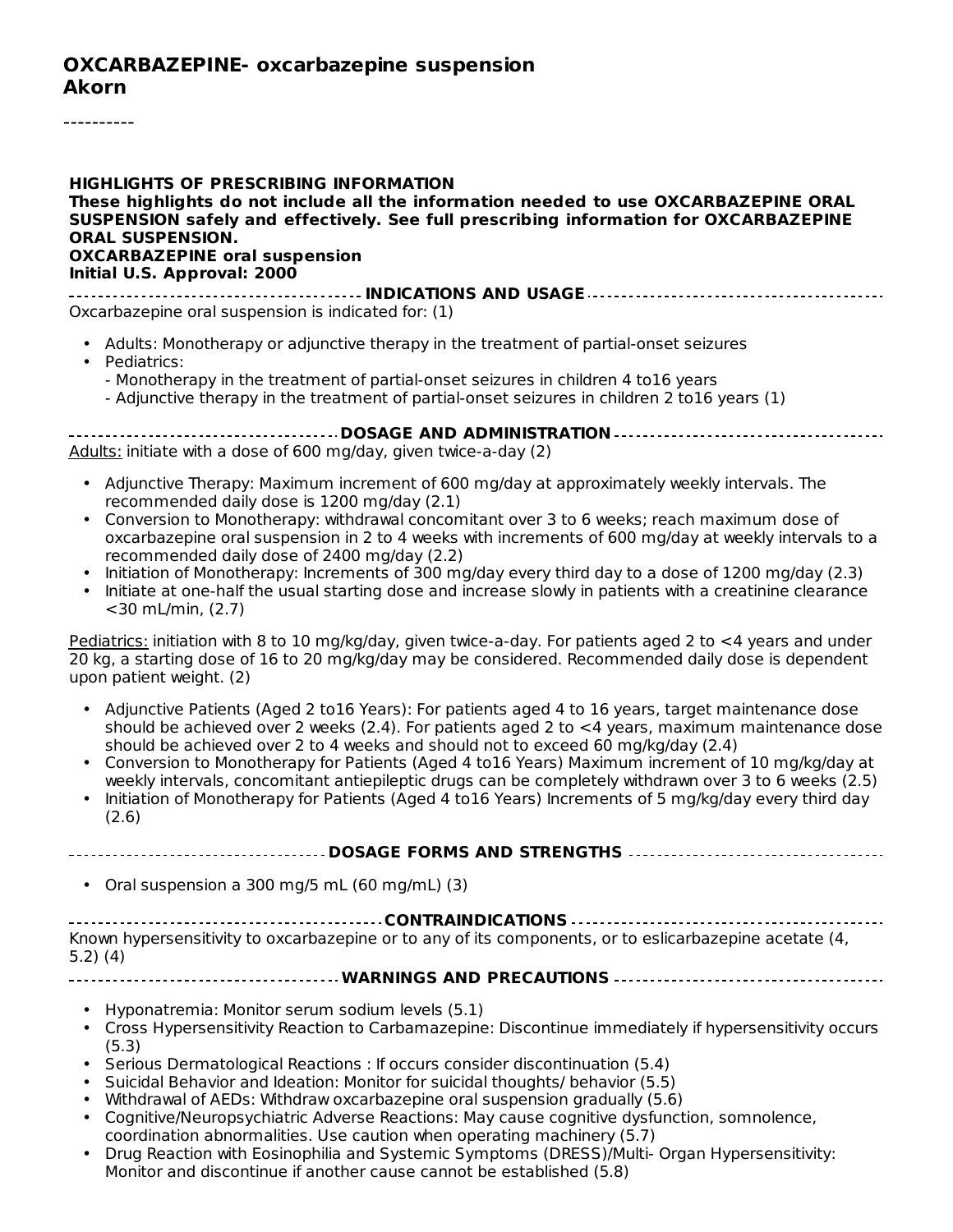# OXCARBAZEPINE- oxcarbazepine suspension
# Akorn

----------

**HIGHLIGHTS OF PRESCRIBING INFORMATION**
**These highlights do not include all the information needed to use OXCARBAZEPINE ORAL SUSPENSION safely and effectively. See full prescribing information for OXCARBAZEPINE ORAL SUSPENSION.**
**OXCARBAZEPINE oral suspension**
**Initial U.S. Approval: 2000**

## INDICATIONS AND USAGE

Oxcarbazepine oral suspension is indicated for: (1)

- Adults: Monotherapy or adjunctive therapy in the treatment of partial-onset seizures
- Pediatrics:
  - Monotherapy in the treatment of partial-onset seizures in children 4 to16 years
  - Adjunctive therapy in the treatment of partial-onset seizures in children 2 to16 years (1)

## DOSAGE AND ADMINISTRATION

Adults: initiate with a dose of 600 mg/day, given twice-a-day (2)

- Adjunctive Therapy: Maximum increment of 600 mg/day at approximately weekly intervals. The recommended daily dose is 1200 mg/day (2.1)
- Conversion to Monotherapy: withdrawal concomitant over 3 to 6 weeks; reach maximum dose of oxcarbazepine oral suspension in 2 to 4 weeks with increments of 600 mg/day at weekly intervals to a recommended daily dose of 2400 mg/day (2.2)
- Initiation of Monotherapy: Increments of 300 mg/day every third day to a dose of 1200 mg/day (2.3)
- Initiate at one-half the usual starting dose and increase slowly in patients with a creatinine clearance <30 mL/min, (2.7)

Pediatrics: initiation with 8 to 10 mg/kg/day, given twice-a-day. For patients aged 2 to <4 years and under 20 kg, a starting dose of 16 to 20 mg/kg/day may be considered. Recommended daily dose is dependent upon patient weight. (2)

- Adjunctive Patients (Aged 2 to16 Years): For patients aged 4 to 16 years, target maintenance dose should be achieved over 2 weeks (2.4). For patients aged 2 to <4 years, maximum maintenance dose should be achieved over 2 to 4 weeks and should not to exceed 60 mg/kg/day (2.4)
- Conversion to Monotherapy for Patients (Aged 4 to16 Years) Maximum increment of 10 mg/kg/day at weekly intervals, concomitant antiepileptic drugs can be completely withdrawn over 3 to 6 weeks (2.5)
- Initiation of Monotherapy for Patients (Aged 4 to16 Years) Increments of 5 mg/kg/day every third day (2.6)

## DOSAGE FORMS AND STRENGTHS

- Oral suspension a 300 mg/5 mL (60 mg/mL) (3)

## CONTRAINDICATIONS

Known hypersensitivity to oxcarbazepine or to any of its components, or to eslicarbazepine acetate (4, 5.2) (4)

## WARNINGS AND PRECAUTIONS

- Hyponatremia: Monitor serum sodium levels (5.1)
- Cross Hypersensitivity Reaction to Carbamazepine: Discontinue immediately if hypersensitivity occurs (5.3)
- Serious Dermatological Reactions : If occurs consider discontinuation (5.4)
- Suicidal Behavior and Ideation: Monitor for suicidal thoughts/ behavior (5.5)
- Withdrawal of AEDs: Withdraw oxcarbazepine oral suspension gradually (5.6)
- Cognitive/Neuropsychiatric Adverse Reactions: May cause cognitive dysfunction, somnolence, coordination abnormalities. Use caution when operating machinery (5.7)
- Drug Reaction with Eosinophilia and Systemic Symptoms (DRESS)/Multi- Organ Hypersensitivity: Monitor and discontinue if another cause cannot be established (5.8)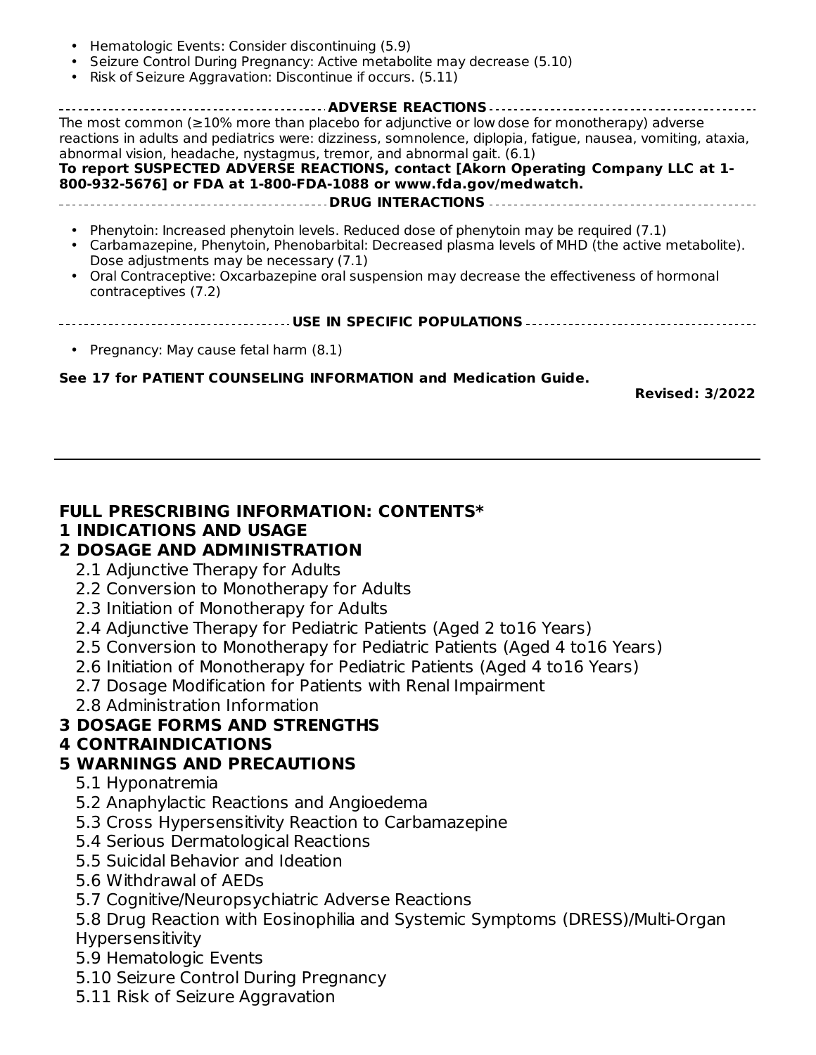- Hematologic Events: Consider discontinuing (5.9)
- Seizure Control During Pregnancy: Active metabolite may decrease (5.10)
- Risk of Seizure Aggravation: Discontinue if occurs. (5.11)

**ADVERSE REACTIONS**

The most common (≥10% more than placebo for adjunctive or low dose for monotherapy) adverse reactions in adults and pediatrics were: dizziness, somnolence, diplopia, fatigue, nausea, vomiting, ataxia, abnormal vision, headache, nystagmus, tremor, and abnormal gait. (6.1)

**To report SUSPECTED ADVERSE REACTIONS, contact [Akorn Operating Company LLC at 1-800-932-5676] or FDA at 1-800-FDA-1088 or www.fda.gov/medwatch.**

**DRUG INTERACTIONS**

- Phenytoin: Increased phenytoin levels. Reduced dose of phenytoin may be required (7.1)
- Carbamazepine, Phenytoin, Phenobarbital: Decreased plasma levels of MHD (the active metabolite). Dose adjustments may be necessary (7.1)
- Oral Contraceptive: Oxcarbazepine oral suspension may decrease the effectiveness of hormonal contraceptives (7.2)

**USE IN SPECIFIC POPULATIONS**

- Pregnancy: May cause fetal harm (8.1)

**See 17 for PATIENT COUNSELING INFORMATION and Medication Guide.**

**Revised: 3/2022**

---

## FULL PRESCRIBING INFORMATION: CONTENTS*

**1 INDICATIONS AND USAGE**

**2 DOSAGE AND ADMINISTRATION**

- 2.1 Adjunctive Therapy for Adults
- 2.2 Conversion to Monotherapy for Adults
- 2.3 Initiation of Monotherapy for Adults
- 2.4 Adjunctive Therapy for Pediatric Patients (Aged 2 to16 Years)
- 2.5 Conversion to Monotherapy for Pediatric Patients (Aged 4 to16 Years)
- 2.6 Initiation of Monotherapy for Pediatric Patients (Aged 4 to16 Years)
- 2.7 Dosage Modification for Patients with Renal Impairment
- 2.8 Administration Information

**3 DOSAGE FORMS AND STRENGTHS**

**4 CONTRAINDICATIONS**

**5 WARNINGS AND PRECAUTIONS**

- 5.1 Hyponatremia
- 5.2 Anaphylactic Reactions and Angioedema
- 5.3 Cross Hypersensitivity Reaction to Carbamazepine
- 5.4 Serious Dermatological Reactions
- 5.5 Suicidal Behavior and Ideation
- 5.6 Withdrawal of AEDs
- 5.7 Cognitive/Neuropsychiatric Adverse Reactions
- 5.8 Drug Reaction with Eosinophilia and Systemic Symptoms (DRESS)/Multi-Organ Hypersensitivity
- 5.9 Hematologic Events
- 5.10 Seizure Control During Pregnancy
- 5.11 Risk of Seizure Aggravation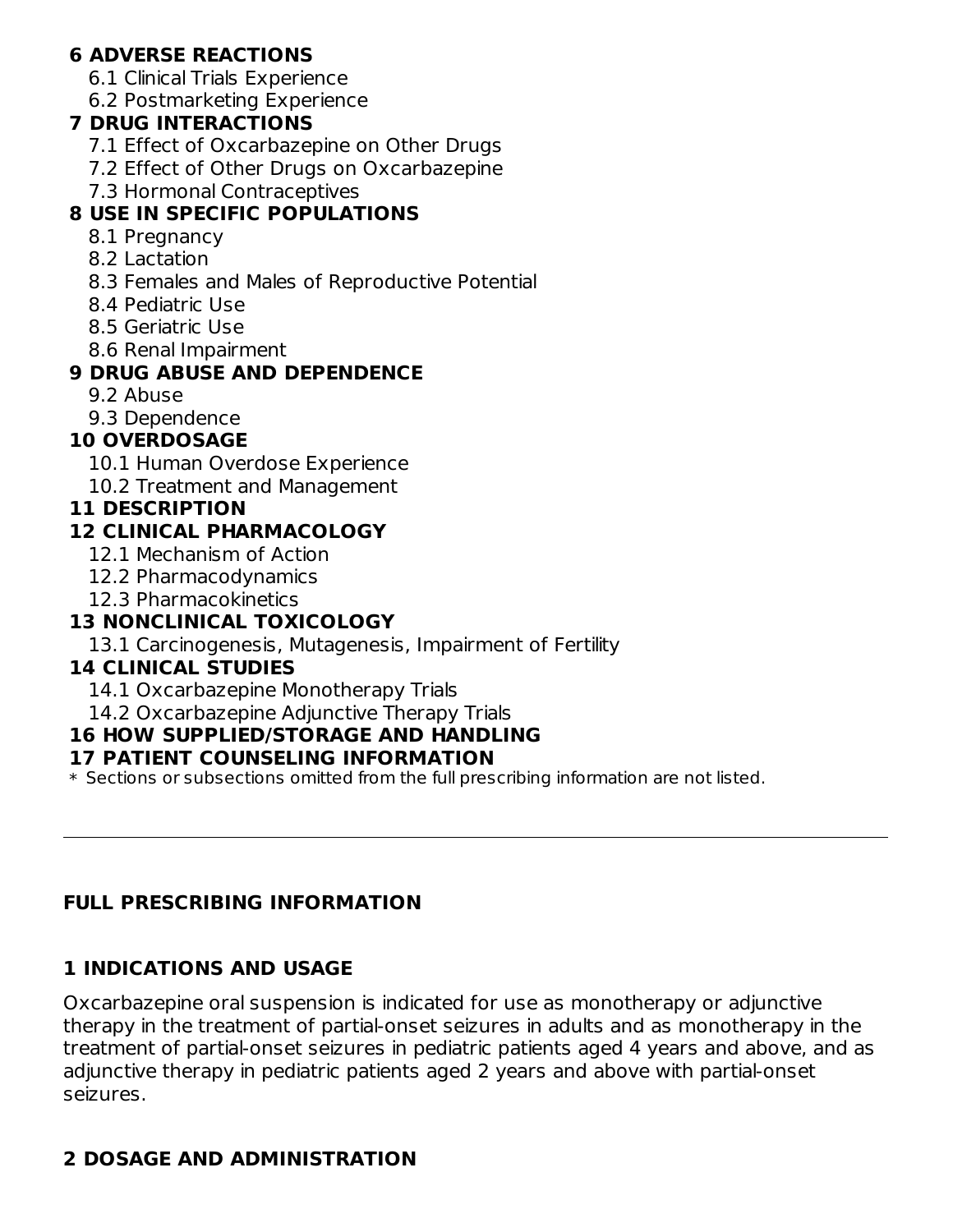**6 ADVERSE REACTIONS**

- 6.1 Clinical Trials Experience
- 6.2 Postmarketing Experience

**7 DRUG INTERACTIONS**

- 7.1 Effect of Oxcarbazepine on Other Drugs
- 7.2 Effect of Other Drugs on Oxcarbazepine
- 7.3 Hormonal Contraceptives

**8 USE IN SPECIFIC POPULATIONS**

- 8.1 Pregnancy
- 8.2 Lactation
- 8.3 Females and Males of Reproductive Potential
- 8.4 Pediatric Use
- 8.5 Geriatric Use
- 8.6 Renal Impairment

**9 DRUG ABUSE AND DEPENDENCE**

- 9.2 Abuse
- 9.3 Dependence

**10 OVERDOSAGE**

- 10.1 Human Overdose Experience
- 10.2 Treatment and Management

**11 DESCRIPTION**

**12 CLINICAL PHARMACOLOGY**

- 12.1 Mechanism of Action
- 12.2 Pharmacodynamics
- 12.3 Pharmacokinetics

**13 NONCLINICAL TOXICOLOGY**

- 13.1 Carcinogenesis, Mutagenesis, Impairment of Fertility

**14 CLINICAL STUDIES**

- 14.1 Oxcarbazepine Monotherapy Trials
- 14.2 Oxcarbazepine Adjunctive Therapy Trials

**16 HOW SUPPLIED/STORAGE AND HANDLING**

**17 PATIENT COUNSELING INFORMATION**

* Sections or subsections omitted from the full prescribing information are not listed.

---

## FULL PRESCRIBING INFORMATION

## 1 INDICATIONS AND USAGE

Oxcarbazepine oral suspension is indicated for use as monotherapy or adjunctive therapy in the treatment of partial-onset seizures in adults and as monotherapy in the treatment of partial-onset seizures in pediatric patients aged 4 years and above, and as adjunctive therapy in pediatric patients aged 2 years and above with partial-onset seizures.

## 2 DOSAGE AND ADMINISTRATION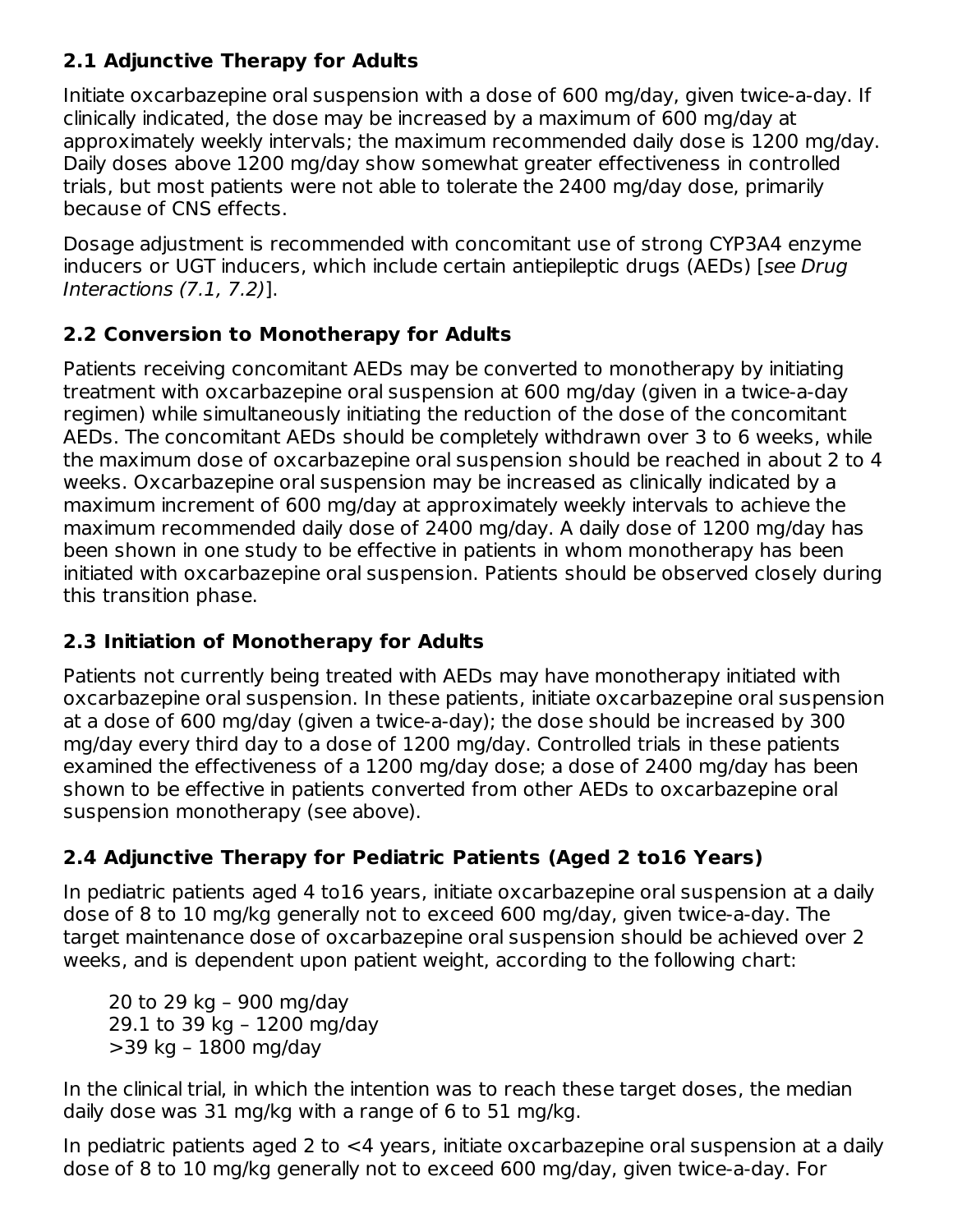### 2.1 Adjunctive Therapy for Adults

Initiate oxcarbazepine oral suspension with a dose of 600 mg/day, given twice-a-day. If clinically indicated, the dose may be increased by a maximum of 600 mg/day at approximately weekly intervals; the maximum recommended daily dose is 1200 mg/day. Daily doses above 1200 mg/day show somewhat greater effectiveness in controlled trials, but most patients were not able to tolerate the 2400 mg/day dose, primarily because of CNS effects.

Dosage adjustment is recommended with concomitant use of strong CYP3A4 enzyme inducers or UGT inducers, which include certain antiepileptic drugs (AEDs) [*see Drug Interactions (7.1, 7.2)*].

### 2.2 Conversion to Monotherapy for Adults

Patients receiving concomitant AEDs may be converted to monotherapy by initiating treatment with oxcarbazepine oral suspension at 600 mg/day (given in a twice-a-day regimen) while simultaneously initiating the reduction of the dose of the concomitant AEDs. The concomitant AEDs should be completely withdrawn over 3 to 6 weeks, while the maximum dose of oxcarbazepine oral suspension should be reached in about 2 to 4 weeks. Oxcarbazepine oral suspension may be increased as clinically indicated by a maximum increment of 600 mg/day at approximately weekly intervals to achieve the maximum recommended daily dose of 2400 mg/day. A daily dose of 1200 mg/day has been shown in one study to be effective in patients in whom monotherapy has been initiated with oxcarbazepine oral suspension. Patients should be observed closely during this transition phase.

### 2.3 Initiation of Monotherapy for Adults

Patients not currently being treated with AEDs may have monotherapy initiated with oxcarbazepine oral suspension. In these patients, initiate oxcarbazepine oral suspension at a dose of 600 mg/day (given a twice-a-day); the dose should be increased by 300 mg/day every third day to a dose of 1200 mg/day. Controlled trials in these patients examined the effectiveness of a 1200 mg/day dose; a dose of 2400 mg/day has been shown to be effective in patients converted from other AEDs to oxcarbazepine oral suspension monotherapy (see above).

### 2.4 Adjunctive Therapy for Pediatric Patients (Aged 2 to16 Years)

In pediatric patients aged 4 to16 years, initiate oxcarbazepine oral suspension at a daily dose of 8 to 10 mg/kg generally not to exceed 600 mg/day, given twice-a-day. The target maintenance dose of oxcarbazepine oral suspension should be achieved over 2 weeks, and is dependent upon patient weight, according to the following chart:

20 to 29 kg – 900 mg/day
29.1 to 39 kg – 1200 mg/day
>39 kg – 1800 mg/day

In the clinical trial, in which the intention was to reach these target doses, the median daily dose was 31 mg/kg with a range of 6 to 51 mg/kg.

In pediatric patients aged 2 to <4 years, initiate oxcarbazepine oral suspension at a daily dose of 8 to 10 mg/kg generally not to exceed 600 mg/day, given twice-a-day. For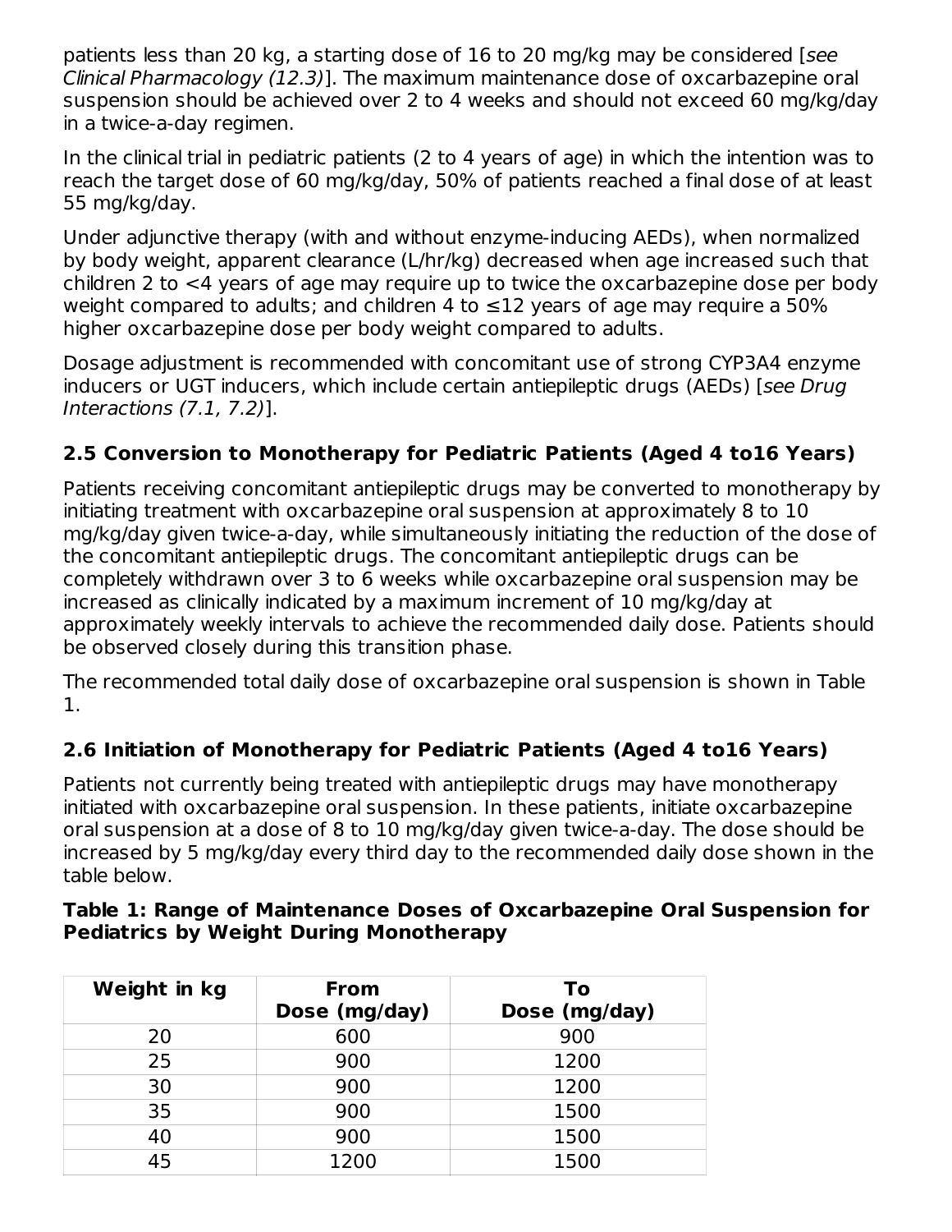patients less than 20 kg, a starting dose of 16 to 20 mg/kg may be considered [*see Clinical Pharmacology (12.3)*]. The maximum maintenance dose of oxcarbazepine oral suspension should be achieved over 2 to 4 weeks and should not exceed 60 mg/kg/day in a twice-a-day regimen.

In the clinical trial in pediatric patients (2 to 4 years of age) in which the intention was to reach the target dose of 60 mg/kg/day, 50% of patients reached a final dose of at least 55 mg/kg/day.

Under adjunctive therapy (with and without enzyme-inducing AEDs), when normalized by body weight, apparent clearance (L/hr/kg) decreased when age increased such that children 2 to <4 years of age may require up to twice the oxcarbazepine dose per body weight compared to adults; and children 4 to ≤12 years of age may require a 50% higher oxcarbazepine dose per body weight compared to adults.

Dosage adjustment is recommended with concomitant use of strong CYP3A4 enzyme inducers or UGT inducers, which include certain antiepileptic drugs (AEDs) [*see Drug Interactions (7.1, 7.2)*].

### 2.5 Conversion to Monotherapy for Pediatric Patients (Aged 4 to16 Years)

Patients receiving concomitant antiepileptic drugs may be converted to monotherapy by initiating treatment with oxcarbazepine oral suspension at approximately 8 to 10 mg/kg/day given twice-a-day, while simultaneously initiating the reduction of the dose of the concomitant antiepileptic drugs. The concomitant antiepileptic drugs can be completely withdrawn over 3 to 6 weeks while oxcarbazepine oral suspension may be increased as clinically indicated by a maximum increment of 10 mg/kg/day at approximately weekly intervals to achieve the recommended daily dose. Patients should be observed closely during this transition phase.

The recommended total daily dose of oxcarbazepine oral suspension is shown in Table 1.

### 2.6 Initiation of Monotherapy for Pediatric Patients (Aged 4 to16 Years)

Patients not currently being treated with antiepileptic drugs may have monotherapy initiated with oxcarbazepine oral suspension. In these patients, initiate oxcarbazepine oral suspension at a dose of 8 to 10 mg/kg/day given twice-a-day. The dose should be increased by 5 mg/kg/day every third day to the recommended daily dose shown in the table below.

**Table 1: Range of Maintenance Doses of Oxcarbazepine Oral Suspension for Pediatrics by Weight During Monotherapy**

| Weight in kg | From Dose (mg/day) | To Dose (mg/day) |
|---|---|---|
| 20 | 600 | 900 |
| 25 | 900 | 1200 |
| 30 | 900 | 1200 |
| 35 | 900 | 1500 |
| 40 | 900 | 1500 |
| 45 | 1200 | 1500 |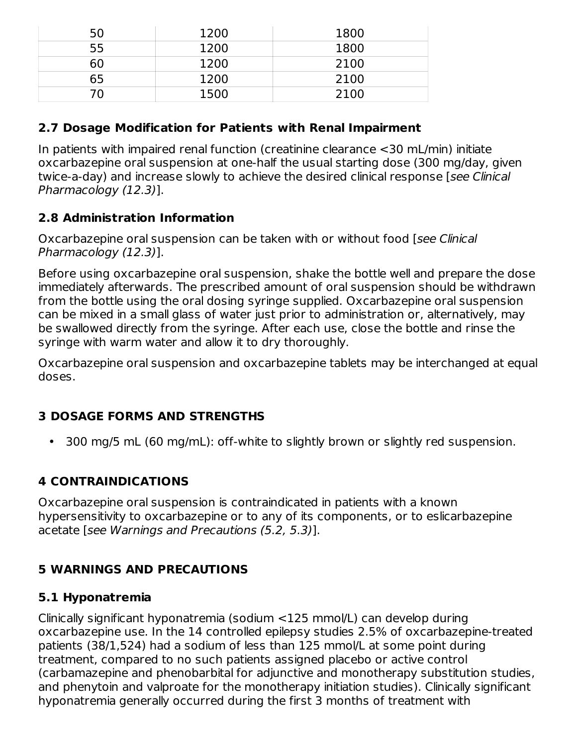| 50 | 1200 | 1800 |
|---|---|---|
| 55 | 1200 | 1800 |
| 60 | 1200 | 2100 |
| 65 | 1200 | 2100 |
| 70 | 1500 | 2100 |

### 2.7 Dosage Modification for Patients with Renal Impairment

In patients with impaired renal function (creatinine clearance <30 mL/min) initiate oxcarbazepine oral suspension at one-half the usual starting dose (300 mg/day, given twice-a-day) and increase slowly to achieve the desired clinical response [*see Clinical Pharmacology (12.3)*].

### 2.8 Administration Information

Oxcarbazepine oral suspension can be taken with or without food [*see Clinical Pharmacology (12.3)*].

Before using oxcarbazepine oral suspension, shake the bottle well and prepare the dose immediately afterwards. The prescribed amount of oral suspension should be withdrawn from the bottle using the oral dosing syringe supplied. Oxcarbazepine oral suspension can be mixed in a small glass of water just prior to administration or, alternatively, may be swallowed directly from the syringe. After each use, close the bottle and rinse the syringe with warm water and allow it to dry thoroughly.

Oxcarbazepine oral suspension and oxcarbazepine tablets may be interchanged at equal doses.

## 3 DOSAGE FORMS AND STRENGTHS

- 300 mg/5 mL (60 mg/mL): off-white to slightly brown or slightly red suspension.

## 4 CONTRAINDICATIONS

Oxcarbazepine oral suspension is contraindicated in patients with a known hypersensitivity to oxcarbazepine or to any of its components, or to eslicarbazepine acetate [*see Warnings and Precautions (5.2, 5.3)*].

## 5 WARNINGS AND PRECAUTIONS

### 5.1 Hyponatremia

Clinically significant hyponatremia (sodium <125 mmol/L) can develop during oxcarbazepine use. In the 14 controlled epilepsy studies 2.5% of oxcarbazepine-treated patients (38/1,524) had a sodium of less than 125 mmol/L at some point during treatment, compared to no such patients assigned placebo or active control (carbamazepine and phenobarbital for adjunctive and monotherapy substitution studies, and phenytoin and valproate for the monotherapy initiation studies). Clinically significant hyponatremia generally occurred during the first 3 months of treatment with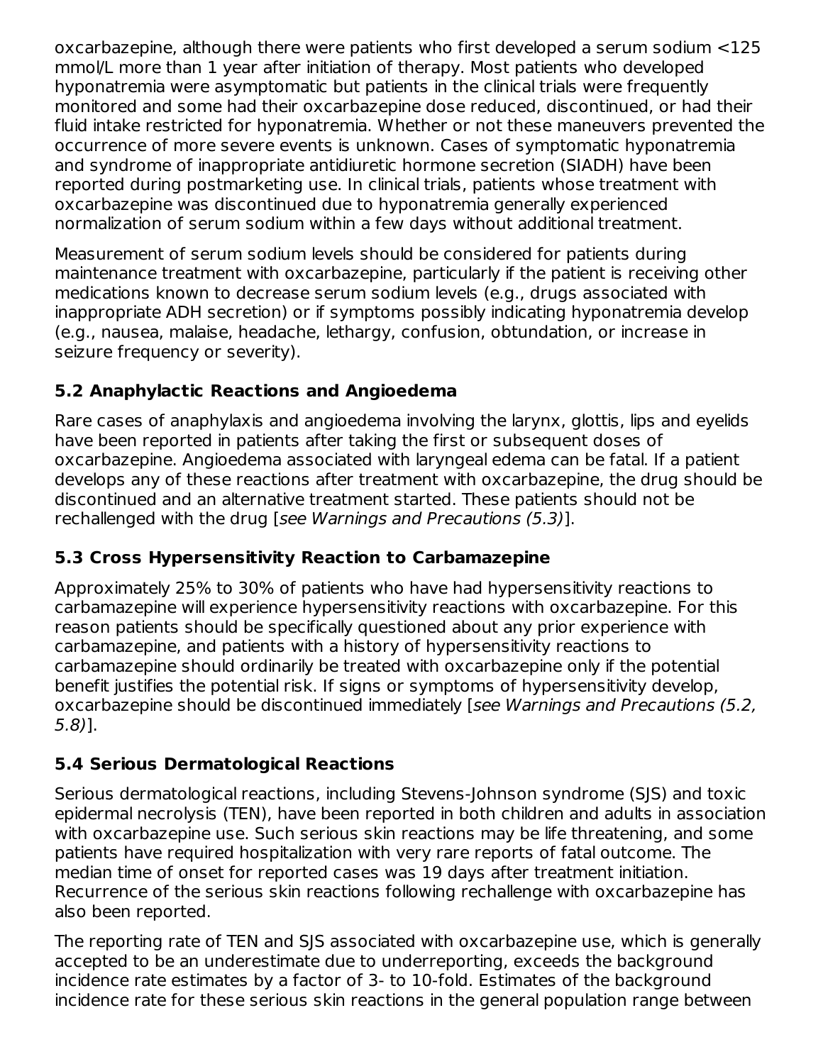oxcarbazepine, although there were patients who first developed a serum sodium <125 mmol/L more than 1 year after initiation of therapy. Most patients who developed hyponatremia were asymptomatic but patients in the clinical trials were frequently monitored and some had their oxcarbazepine dose reduced, discontinued, or had their fluid intake restricted for hyponatremia. Whether or not these maneuvers prevented the occurrence of more severe events is unknown. Cases of symptomatic hyponatremia and syndrome of inappropriate antidiuretic hormone secretion (SIADH) have been reported during postmarketing use. In clinical trials, patients whose treatment with oxcarbazepine was discontinued due to hyponatremia generally experienced normalization of serum sodium within a few days without additional treatment.

Measurement of serum sodium levels should be considered for patients during maintenance treatment with oxcarbazepine, particularly if the patient is receiving other medications known to decrease serum sodium levels (e.g., drugs associated with inappropriate ADH secretion) or if symptoms possibly indicating hyponatremia develop (e.g., nausea, malaise, headache, lethargy, confusion, obtundation, or increase in seizure frequency or severity).

### 5.2 Anaphylactic Reactions and Angioedema

Rare cases of anaphylaxis and angioedema involving the larynx, glottis, lips and eyelids have been reported in patients after taking the first or subsequent doses of oxcarbazepine. Angioedema associated with laryngeal edema can be fatal. If a patient develops any of these reactions after treatment with oxcarbazepine, the drug should be discontinued and an alternative treatment started. These patients should not be rechallenged with the drug [*see Warnings and Precautions (5.3)*].

### 5.3 Cross Hypersensitivity Reaction to Carbamazepine

Approximately 25% to 30% of patients who have had hypersensitivity reactions to carbamazepine will experience hypersensitivity reactions with oxcarbazepine. For this reason patients should be specifically questioned about any prior experience with carbamazepine, and patients with a history of hypersensitivity reactions to carbamazepine should ordinarily be treated with oxcarbazepine only if the potential benefit justifies the potential risk. If signs or symptoms of hypersensitivity develop, oxcarbazepine should be discontinued immediately [*see Warnings and Precautions (5.2, 5.8)*].

### 5.4 Serious Dermatological Reactions

Serious dermatological reactions, including Stevens-Johnson syndrome (SJS) and toxic epidermal necrolysis (TEN), have been reported in both children and adults in association with oxcarbazepine use. Such serious skin reactions may be life threatening, and some patients have required hospitalization with very rare reports of fatal outcome. The median time of onset for reported cases was 19 days after treatment initiation. Recurrence of the serious skin reactions following rechallenge with oxcarbazepine has also been reported.

The reporting rate of TEN and SJS associated with oxcarbazepine use, which is generally accepted to be an underestimate due to underreporting, exceeds the background incidence rate estimates by a factor of 3- to 10-fold. Estimates of the background incidence rate for these serious skin reactions in the general population range between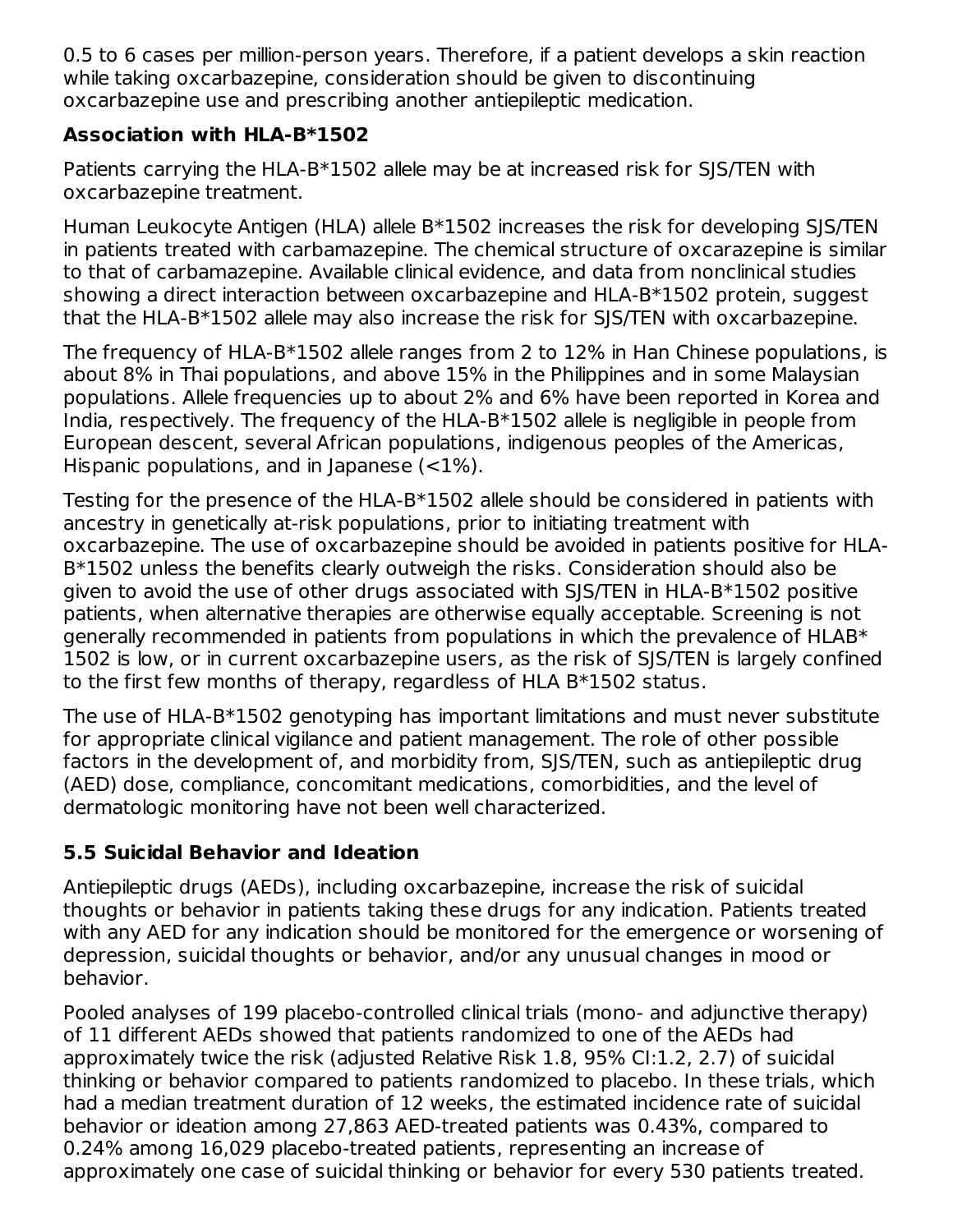0.5 to 6 cases per million-person years. Therefore, if a patient develops a skin reaction while taking oxcarbazepine, consideration should be given to discontinuing oxcarbazepine use and prescribing another antiepileptic medication.

**Association with HLA-B*1502**

Patients carrying the HLA-B*1502 allele may be at increased risk for SJS/TEN with oxcarbazepine treatment.

Human Leukocyte Antigen (HLA) allele B*1502 increases the risk for developing SJS/TEN in patients treated with carbamazepine. The chemical structure of oxcarazepine is similar to that of carbamazepine. Available clinical evidence, and data from nonclinical studies showing a direct interaction between oxcarbazepine and HLA-B*1502 protein, suggest that the HLA-B*1502 allele may also increase the risk for SJS/TEN with oxcarbazepine.

The frequency of HLA-B*1502 allele ranges from 2 to 12% in Han Chinese populations, is about 8% in Thai populations, and above 15% in the Philippines and in some Malaysian populations. Allele frequencies up to about 2% and 6% have been reported in Korea and India, respectively. The frequency of the HLA-B*1502 allele is negligible in people from European descent, several African populations, indigenous peoples of the Americas, Hispanic populations, and in Japanese (<1%).

Testing for the presence of the HLA-B*1502 allele should be considered in patients with ancestry in genetically at-risk populations, prior to initiating treatment with oxcarbazepine. The use of oxcarbazepine should be avoided in patients positive for HLA-B*1502 unless the benefits clearly outweigh the risks. Consideration should also be given to avoid the use of other drugs associated with SJS/TEN in HLA-B*1502 positive patients, when alternative therapies are otherwise equally acceptable. Screening is not generally recommended in patients from populations in which the prevalence of HLAB* 1502 is low, or in current oxcarbazepine users, as the risk of SJS/TEN is largely confined to the first few months of therapy, regardless of HLA B*1502 status.

The use of HLA-B*1502 genotyping has important limitations and must never substitute for appropriate clinical vigilance and patient management. The role of other possible factors in the development of, and morbidity from, SJS/TEN, such as antiepileptic drug (AED) dose, compliance, concomitant medications, comorbidities, and the level of dermatologic monitoring have not been well characterized.

## 5.5 Suicidal Behavior and Ideation

Antiepileptic drugs (AEDs), including oxcarbazepine, increase the risk of suicidal thoughts or behavior in patients taking these drugs for any indication. Patients treated with any AED for any indication should be monitored for the emergence or worsening of depression, suicidal thoughts or behavior, and/or any unusual changes in mood or behavior.

Pooled analyses of 199 placebo-controlled clinical trials (mono- and adjunctive therapy) of 11 different AEDs showed that patients randomized to one of the AEDs had approximately twice the risk (adjusted Relative Risk 1.8, 95% CI:1.2, 2.7) of suicidal thinking or behavior compared to patients randomized to placebo. In these trials, which had a median treatment duration of 12 weeks, the estimated incidence rate of suicidal behavior or ideation among 27,863 AED-treated patients was 0.43%, compared to 0.24% among 16,029 placebo-treated patients, representing an increase of approximately one case of suicidal thinking or behavior for every 530 patients treated.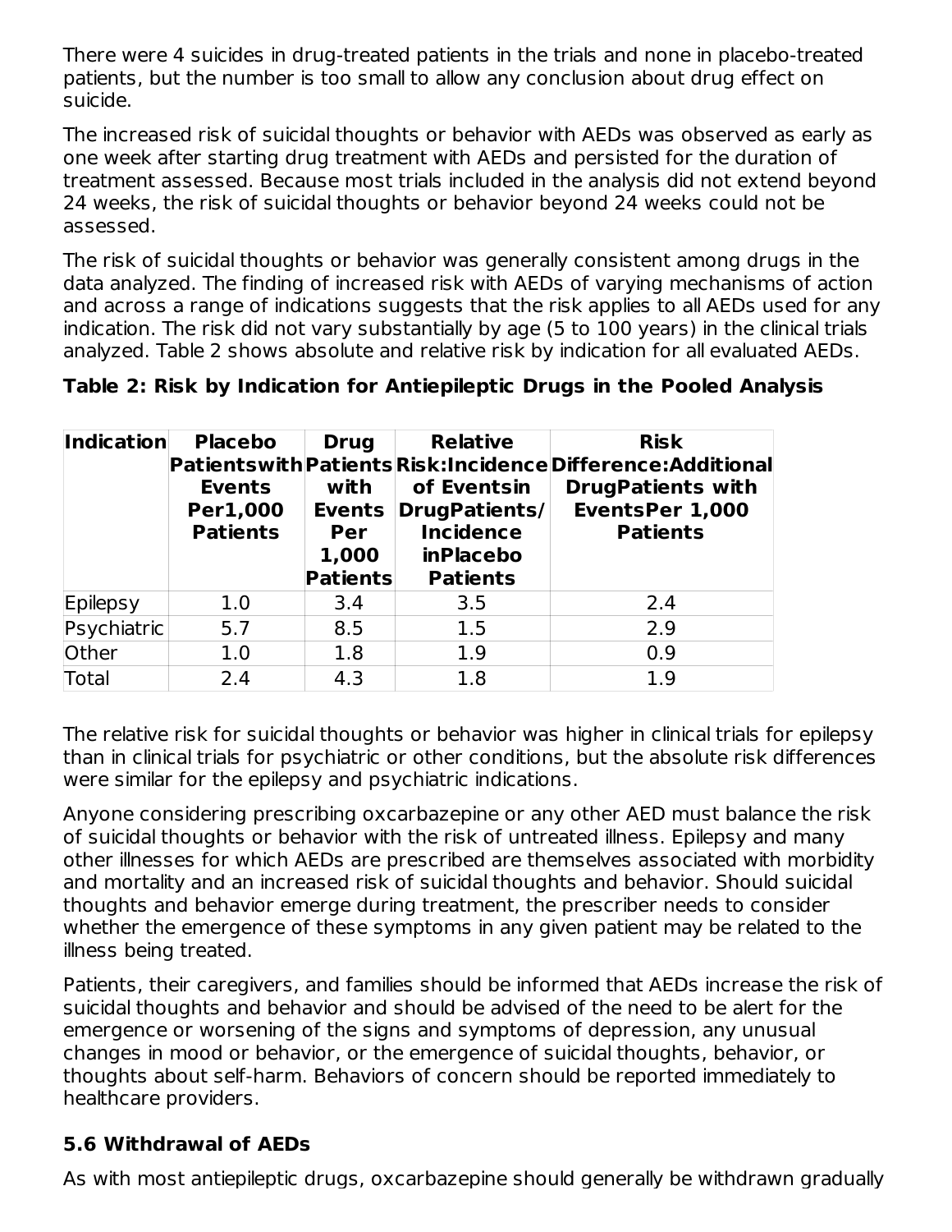There were 4 suicides in drug-treated patients in the trials and none in placebo-treated patients, but the number is too small to allow any conclusion about drug effect on suicide.

The increased risk of suicidal thoughts or behavior with AEDs was observed as early as one week after starting drug treatment with AEDs and persisted for the duration of treatment assessed. Because most trials included in the analysis did not extend beyond 24 weeks, the risk of suicidal thoughts or behavior beyond 24 weeks could not be assessed.

The risk of suicidal thoughts or behavior was generally consistent among drugs in the data analyzed. The finding of increased risk with AEDs of varying mechanisms of action and across a range of indications suggests that the risk applies to all AEDs used for any indication. The risk did not vary substantially by age (5 to 100 years) in the clinical trials analyzed. Table 2 shows absolute and relative risk by indication for all evaluated AEDs.

**Table 2: Risk by Indication for Antiepileptic Drugs in the Pooled Analysis**

| Indication | Placebo Patients with Events Per 1,000 Patients | Drug Patients with Events Per 1,000 Patients | Relative Risk: Incidence of Events in Drug Patients/ Incidence in Placebo Patients | Risk Difference: Additional Drug Patients with Events Per 1,000 Patients |
|---|---|---|---|---|
| Epilepsy | 1.0 | 3.4 | 3.5 | 2.4 |
| Psychiatric | 5.7 | 8.5 | 1.5 | 2.9 |
| Other | 1.0 | 1.8 | 1.9 | 0.9 |
| Total | 2.4 | 4.3 | 1.8 | 1.9 |

The relative risk for suicidal thoughts or behavior was higher in clinical trials for epilepsy than in clinical trials for psychiatric or other conditions, but the absolute risk differences were similar for the epilepsy and psychiatric indications.

Anyone considering prescribing oxcarbazepine or any other AED must balance the risk of suicidal thoughts or behavior with the risk of untreated illness. Epilepsy and many other illnesses for which AEDs are prescribed are themselves associated with morbidity and mortality and an increased risk of suicidal thoughts and behavior. Should suicidal thoughts and behavior emerge during treatment, the prescriber needs to consider whether the emergence of these symptoms in any given patient may be related to the illness being treated.

Patients, their caregivers, and families should be informed that AEDs increase the risk of suicidal thoughts and behavior and should be advised of the need to be alert for the emergence or worsening of the signs and symptoms of depression, any unusual changes in mood or behavior, or the emergence of suicidal thoughts, behavior, or thoughts about self-harm. Behaviors of concern should be reported immediately to healthcare providers.

### 5.6 Withdrawal of AEDs

As with most antiepileptic drugs, oxcarbazepine should generally be withdrawn gradually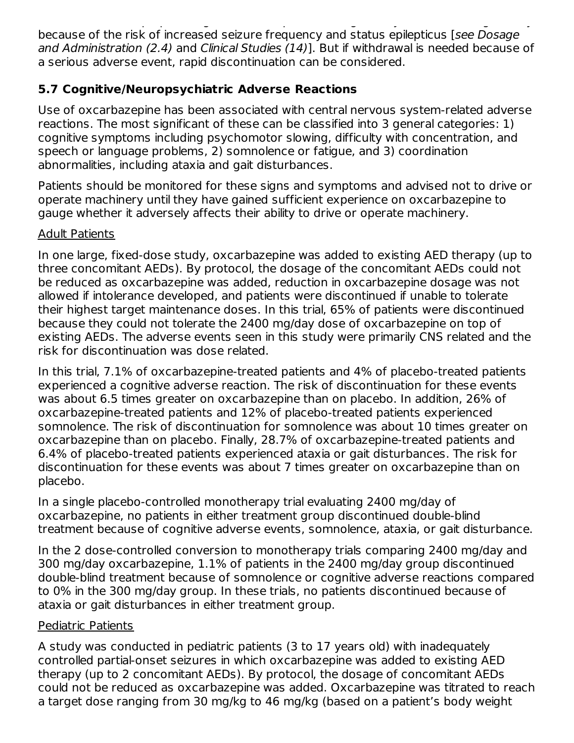because of the risk of increased seizure frequency and status epilepticus [*see Dosage and Administration (2.4)* and *Clinical Studies (14)*]. But if withdrawal is needed because of a serious adverse event, rapid discontinuation can be considered.

### 5.7 Cognitive/Neuropsychiatric Adverse Reactions

Use of oxcarbazepine has been associated with central nervous system-related adverse reactions. The most significant of these can be classified into 3 general categories: 1) cognitive symptoms including psychomotor slowing, difficulty with concentration, and speech or language problems, 2) somnolence or fatigue, and 3) coordination abnormalities, including ataxia and gait disturbances.

Patients should be monitored for these signs and symptoms and advised not to drive or operate machinery until they have gained sufficient experience on oxcarbazepine to gauge whether it adversely affects their ability to drive or operate machinery.

Adult Patients

In one large, fixed-dose study, oxcarbazepine was added to existing AED therapy (up to three concomitant AEDs). By protocol, the dosage of the concomitant AEDs could not be reduced as oxcarbazepine was added, reduction in oxcarbazepine dosage was not allowed if intolerance developed, and patients were discontinued if unable to tolerate their highest target maintenance doses. In this trial, 65% of patients were discontinued because they could not tolerate the 2400 mg/day dose of oxcarbazepine on top of existing AEDs. The adverse events seen in this study were primarily CNS related and the risk for discontinuation was dose related.

In this trial, 7.1% of oxcarbazepine-treated patients and 4% of placebo-treated patients experienced a cognitive adverse reaction. The risk of discontinuation for these events was about 6.5 times greater on oxcarbazepine than on placebo. In addition, 26% of oxcarbazepine-treated patients and 12% of placebo-treated patients experienced somnolence. The risk of discontinuation for somnolence was about 10 times greater on oxcarbazepine than on placebo. Finally, 28.7% of oxcarbazepine-treated patients and 6.4% of placebo-treated patients experienced ataxia or gait disturbances. The risk for discontinuation for these events was about 7 times greater on oxcarbazepine than on placebo.

In a single placebo-controlled monotherapy trial evaluating 2400 mg/day of oxcarbazepine, no patients in either treatment group discontinued double-blind treatment because of cognitive adverse events, somnolence, ataxia, or gait disturbance.

In the 2 dose-controlled conversion to monotherapy trials comparing 2400 mg/day and 300 mg/day oxcarbazepine, 1.1% of patients in the 2400 mg/day group discontinued double-blind treatment because of somnolence or cognitive adverse reactions compared to 0% in the 300 mg/day group. In these trials, no patients discontinued because of ataxia or gait disturbances in either treatment group.

Pediatric Patients

A study was conducted in pediatric patients (3 to 17 years old) with inadequately controlled partial-onset seizures in which oxcarbazepine was added to existing AED therapy (up to 2 concomitant AEDs). By protocol, the dosage of concomitant AEDs could not be reduced as oxcarbazepine was added. Oxcarbazepine was titrated to reach a target dose ranging from 30 mg/kg to 46 mg/kg (based on a patient's body weight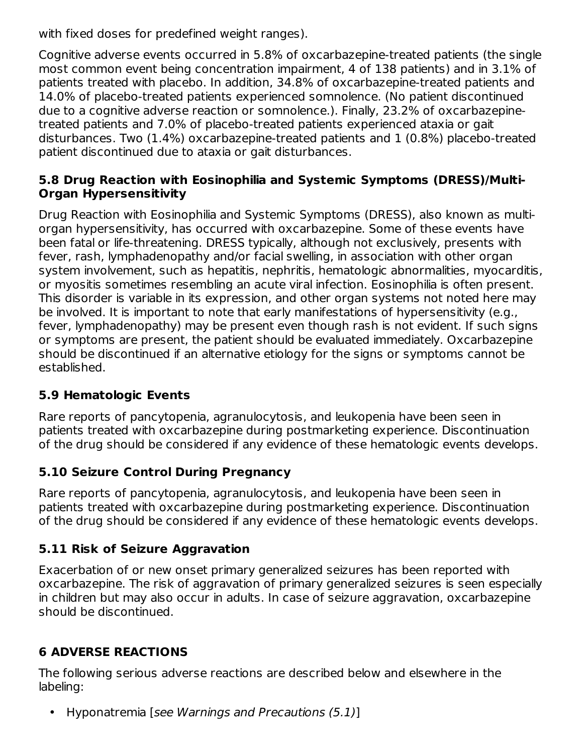with fixed doses for predefined weight ranges).

Cognitive adverse events occurred in 5.8% of oxcarbazepine-treated patients (the single most common event being concentration impairment, 4 of 138 patients) and in 3.1% of patients treated with placebo. In addition, 34.8% of oxcarbazepine-treated patients and 14.0% of placebo-treated patients experienced somnolence. (No patient discontinued due to a cognitive adverse reaction or somnolence.). Finally, 23.2% of oxcarbazepine-treated patients and 7.0% of placebo-treated patients experienced ataxia or gait disturbances. Two (1.4%) oxcarbazepine-treated patients and 1 (0.8%) placebo-treated patient discontinued due to ataxia or gait disturbances.

### 5.8 Drug Reaction with Eosinophilia and Systemic Symptoms (DRESS)/Multi-Organ Hypersensitivity

Drug Reaction with Eosinophilia and Systemic Symptoms (DRESS), also known as multi-organ hypersensitivity, has occurred with oxcarbazepine. Some of these events have been fatal or life-threatening. DRESS typically, although not exclusively, presents with fever, rash, lymphadenopathy and/or facial swelling, in association with other organ system involvement, such as hepatitis, nephritis, hematologic abnormalities, myocarditis, or myositis sometimes resembling an acute viral infection. Eosinophilia is often present. This disorder is variable in its expression, and other organ systems not noted here may be involved. It is important to note that early manifestations of hypersensitivity (e.g., fever, lymphadenopathy) may be present even though rash is not evident. If such signs or symptoms are present, the patient should be evaluated immediately. Oxcarbazepine should be discontinued if an alternative etiology for the signs or symptoms cannot be established.

### 5.9 Hematologic Events

Rare reports of pancytopenia, agranulocytosis, and leukopenia have been seen in patients treated with oxcarbazepine during postmarketing experience. Discontinuation of the drug should be considered if any evidence of these hematologic events develops.

### 5.10 Seizure Control During Pregnancy

Rare reports of pancytopenia, agranulocytosis, and leukopenia have been seen in patients treated with oxcarbazepine during postmarketing experience. Discontinuation of the drug should be considered if any evidence of these hematologic events develops.

### 5.11 Risk of Seizure Aggravation

Exacerbation of or new onset primary generalized seizures has been reported with oxcarbazepine. The risk of aggravation of primary generalized seizures is seen especially in children but may also occur in adults. In case of seizure aggravation, oxcarbazepine should be discontinued.

## 6 ADVERSE REACTIONS

The following serious adverse reactions are described below and elsewhere in the labeling:

- Hyponatremia [*see Warnings and Precautions (5.1)*]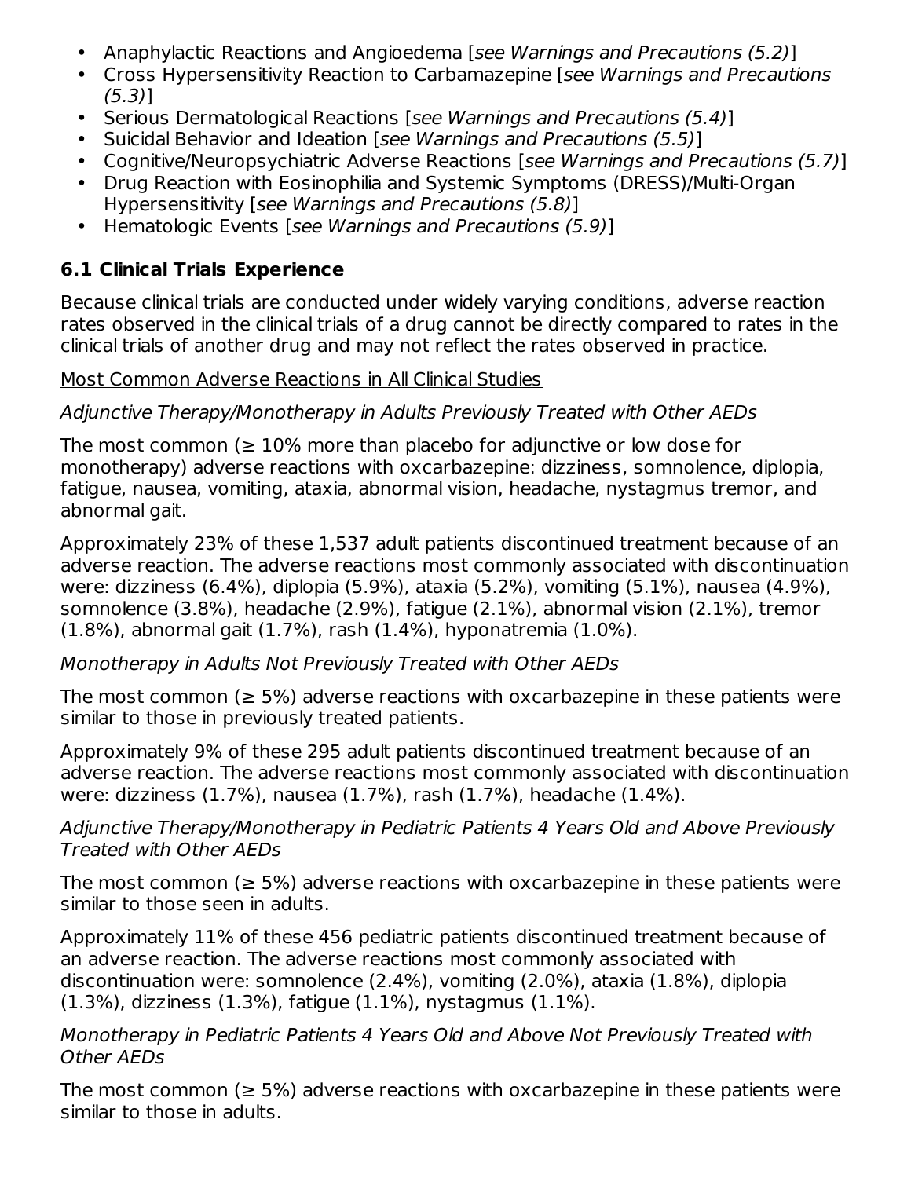- Anaphylactic Reactions and Angioedema [*see Warnings and Precautions (5.2)*]
- Cross Hypersensitivity Reaction to Carbamazepine [*see Warnings and Precautions (5.3)*]
- Serious Dermatological Reactions [*see Warnings and Precautions (5.4)*]
- Suicidal Behavior and Ideation [*see Warnings and Precautions (5.5)*]
- Cognitive/Neuropsychiatric Adverse Reactions [*see Warnings and Precautions (5.7)*]
- Drug Reaction with Eosinophilia and Systemic Symptoms (DRESS)/Multi-Organ Hypersensitivity [*see Warnings and Precautions (5.8)*]
- Hematologic Events [*see Warnings and Precautions (5.9)*]

### 6.1 Clinical Trials Experience

Because clinical trials are conducted under widely varying conditions, adverse reaction rates observed in the clinical trials of a drug cannot be directly compared to rates in the clinical trials of another drug and may not reflect the rates observed in practice.

<u>Most Common Adverse Reactions in All Clinical Studies</u>

*Adjunctive Therapy/Monotherapy in Adults Previously Treated with Other AEDs*

The most common (≥ 10% more than placebo for adjunctive or low dose for monotherapy) adverse reactions with oxcarbazepine: dizziness, somnolence, diplopia, fatigue, nausea, vomiting, ataxia, abnormal vision, headache, nystagmus tremor, and abnormal gait.

Approximately 23% of these 1,537 adult patients discontinued treatment because of an adverse reaction. The adverse reactions most commonly associated with discontinuation were: dizziness (6.4%), diplopia (5.9%), ataxia (5.2%), vomiting (5.1%), nausea (4.9%), somnolence (3.8%), headache (2.9%), fatigue (2.1%), abnormal vision (2.1%), tremor (1.8%), abnormal gait (1.7%), rash (1.4%), hyponatremia (1.0%).

*Monotherapy in Adults Not Previously Treated with Other AEDs*

The most common (≥ 5%) adverse reactions with oxcarbazepine in these patients were similar to those in previously treated patients.

Approximately 9% of these 295 adult patients discontinued treatment because of an adverse reaction. The adverse reactions most commonly associated with discontinuation were: dizziness (1.7%), nausea (1.7%), rash (1.7%), headache (1.4%).

*Adjunctive Therapy/Monotherapy in Pediatric Patients 4 Years Old and Above Previously Treated with Other AEDs*

The most common (≥ 5%) adverse reactions with oxcarbazepine in these patients were similar to those seen in adults.

Approximately 11% of these 456 pediatric patients discontinued treatment because of an adverse reaction. The adverse reactions most commonly associated with discontinuation were: somnolence (2.4%), vomiting (2.0%), ataxia (1.8%), diplopia (1.3%), dizziness (1.3%), fatigue (1.1%), nystagmus (1.1%).

*Monotherapy in Pediatric Patients 4 Years Old and Above Not Previously Treated with Other AEDs*

The most common (≥ 5%) adverse reactions with oxcarbazepine in these patients were similar to those in adults.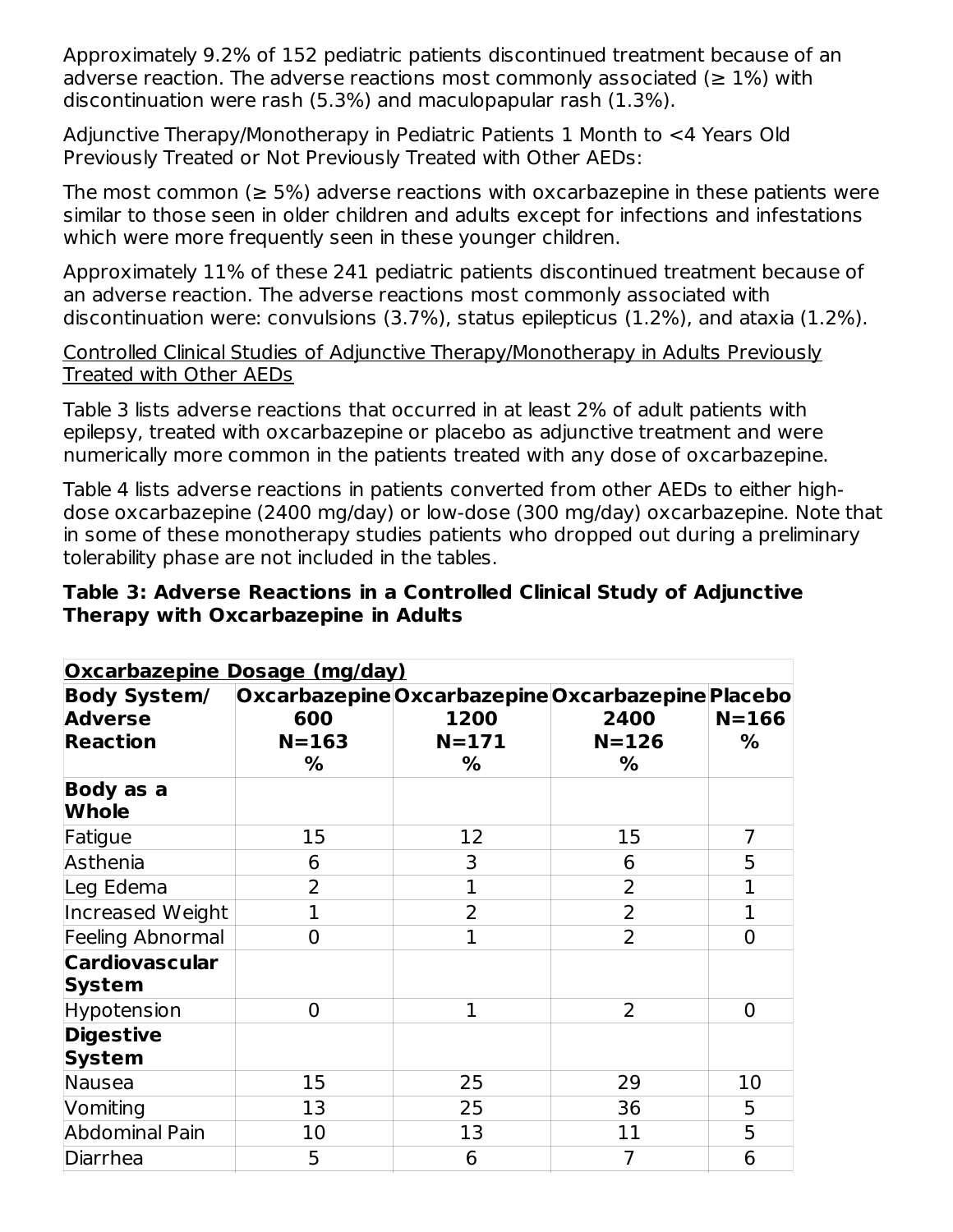Approximately 9.2% of 152 pediatric patients discontinued treatment because of an adverse reaction. The adverse reactions most commonly associated (≥ 1%) with discontinuation were rash (5.3%) and maculopapular rash (1.3%).

Adjunctive Therapy/Monotherapy in Pediatric Patients 1 Month to <4 Years Old Previously Treated or Not Previously Treated with Other AEDs:

The most common (≥ 5%) adverse reactions with oxcarbazepine in these patients were similar to those seen in older children and adults except for infections and infestations which were more frequently seen in these younger children.

Approximately 11% of these 241 pediatric patients discontinued treatment because of an adverse reaction. The adverse reactions most commonly associated with discontinuation were: convulsions (3.7%), status epilepticus (1.2%), and ataxia (1.2%).

Controlled Clinical Studies of Adjunctive Therapy/Monotherapy in Adults Previously Treated with Other AEDs

Table 3 lists adverse reactions that occurred in at least 2% of adult patients with epilepsy, treated with oxcarbazepine or placebo as adjunctive treatment and were numerically more common in the patients treated with any dose of oxcarbazepine.

Table 4 lists adverse reactions in patients converted from other AEDs to either high-dose oxcarbazepine (2400 mg/day) or low-dose (300 mg/day) oxcarbazepine. Note that in some of these monotherapy studies patients who dropped out during a preliminary tolerability phase are not included in the tables.

**Table 3: Adverse Reactions in a Controlled Clinical Study of Adjunctive Therapy with Oxcarbazepine in Adults**

| **Oxcarbazepine Dosage (mg/day)** | | | | |
|---|---|---|---|---|
| **Body System/ Adverse Reaction** | **Oxcarbazepine 600 N=163 %** | **Oxcarbazepine 1200 N=171 %** | **Oxcarbazepine 2400 N=126 %** | **Placebo N=166 %** |
| **Body as a Whole** | | | | |
| Fatigue | 15 | 12 | 15 | 7 |
| Asthenia | 6 | 3 | 6 | 5 |
| Leg Edema | 2 | 1 | 2 | 1 |
| Increased Weight | 1 | 2 | 2 | 1 |
| Feeling Abnormal | 0 | 1 | 2 | 0 |
| **Cardiovascular System** | | | | |
| Hypotension | 0 | 1 | 2 | 0 |
| **Digestive System** | | | | |
| Nausea | 15 | 25 | 29 | 10 |
| Vomiting | 13 | 25 | 36 | 5 |
| Abdominal Pain | 10 | 13 | 11 | 5 |
| Diarrhea | 5 | 6 | 7 | 6 |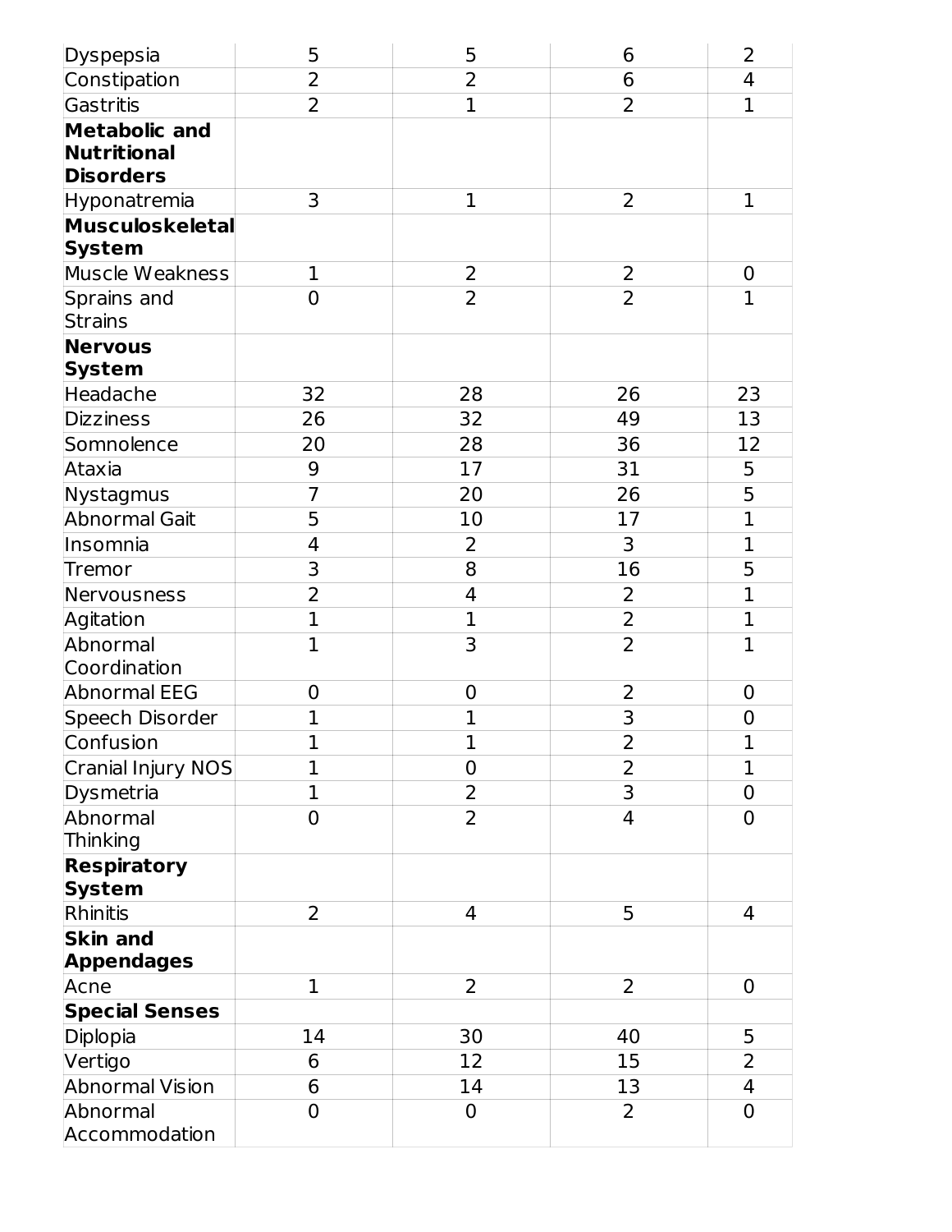| | | | | |
|---|---|---|---|---|
| Dyspepsia | 5 | 5 | 6 | 2 |
| Constipation | 2 | 2 | 6 | 4 |
| Gastritis | 2 | 1 | 2 | 1 |
| **Metabolic and Nutritional Disorders** | | | | |
| Hyponatremia | 3 | 1 | 2 | 1 |
| **Musculoskeletal System** | | | | |
| Muscle Weakness | 1 | 2 | 2 | 0 |
| Sprains and Strains | 0 | 2 | 2 | 1 |
| **Nervous System** | | | | |
| Headache | 32 | 28 | 26 | 23 |
| Dizziness | 26 | 32 | 49 | 13 |
| Somnolence | 20 | 28 | 36 | 12 |
| Ataxia | 9 | 17 | 31 | 5 |
| Nystagmus | 7 | 20 | 26 | 5 |
| Abnormal Gait | 5 | 10 | 17 | 1 |
| Insomnia | 4 | 2 | 3 | 1 |
| Tremor | 3 | 8 | 16 | 5 |
| Nervousness | 2 | 4 | 2 | 1 |
| Agitation | 1 | 1 | 2 | 1 |
| Abnormal Coordination | 1 | 3 | 2 | 1 |
| Abnormal EEG | 0 | 0 | 2 | 0 |
| Speech Disorder | 1 | 1 | 3 | 0 |
| Confusion | 1 | 1 | 2 | 1 |
| Cranial Injury NOS | 1 | 0 | 2 | 1 |
| Dysmetria | 1 | 2 | 3 | 0 |
| Abnormal Thinking | 0 | 2 | 4 | 0 |
| **Respiratory System** | | | | |
| Rhinitis | 2 | 4 | 5 | 4 |
| **Skin and Appendages** | | | | |
| Acne | 1 | 2 | 2 | 0 |
| **Special Senses** | | | | |
| Diplopia | 14 | 30 | 40 | 5 |
| Vertigo | 6 | 12 | 15 | 2 |
| Abnormal Vision | 6 | 14 | 13 | 4 |
| Abnormal Accommodation | 0 | 0 | 2 | 0 |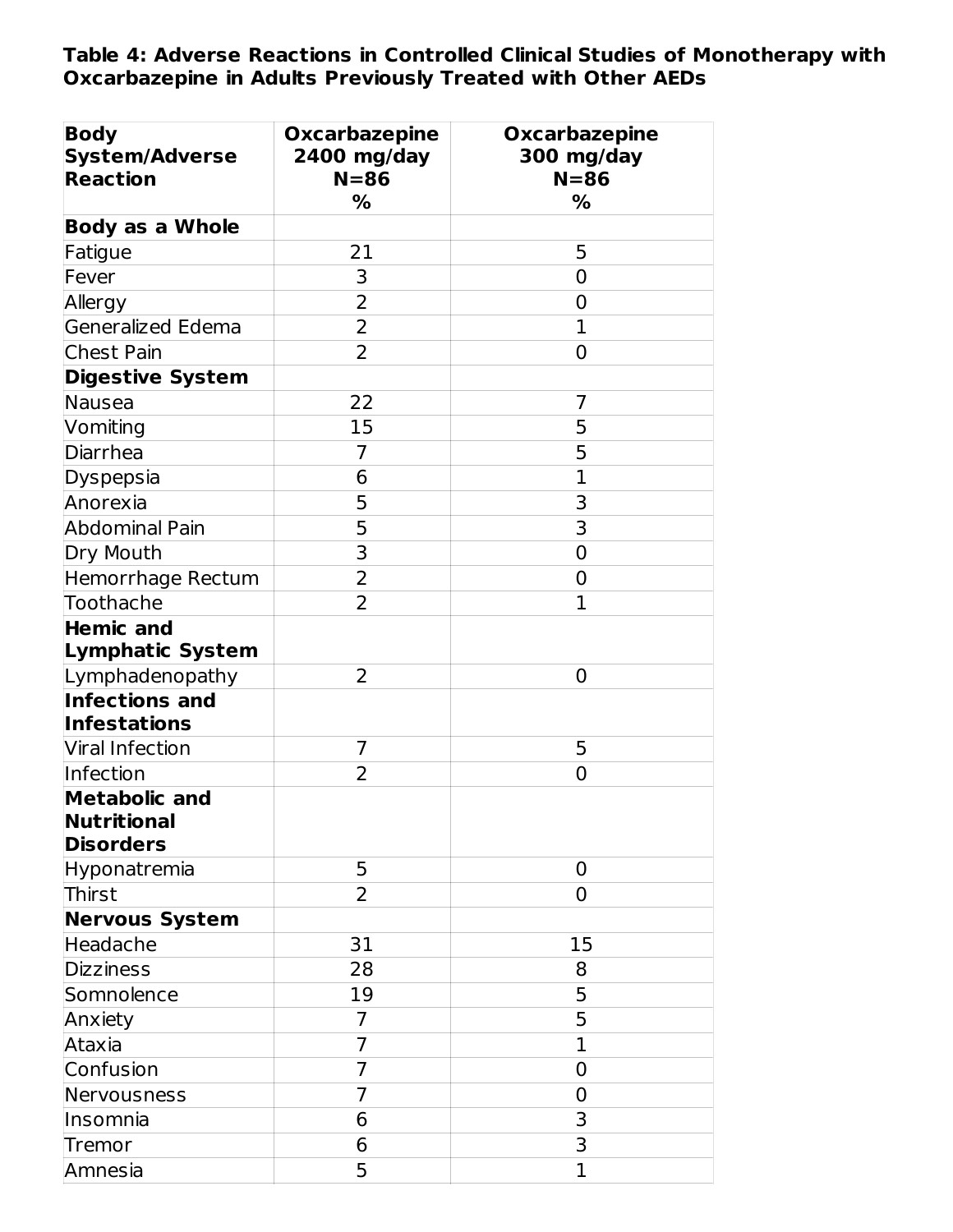**Table 4: Adverse Reactions in Controlled Clinical Studies of Monotherapy with Oxcarbazepine in Adults Previously Treated with Other AEDs**

| Body System/Adverse Reaction | Oxcarbazepine 2400 mg/day N=86 % | Oxcarbazepine 300 mg/day N=86 % |
|---|---|---|
| **Body as a Whole** | | |
| Fatigue | 21 | 5 |
| Fever | 3 | 0 |
| Allergy | 2 | 0 |
| Generalized Edema | 2 | 1 |
| Chest Pain | 2 | 0 |
| **Digestive System** | | |
| Nausea | 22 | 7 |
| Vomiting | 15 | 5 |
| Diarrhea | 7 | 5 |
| Dyspepsia | 6 | 1 |
| Anorexia | 5 | 3 |
| Abdominal Pain | 5 | 3 |
| Dry Mouth | 3 | 0 |
| Hemorrhage Rectum | 2 | 0 |
| Toothache | 2 | 1 |
| **Hemic and Lymphatic System** | | |
| Lymphadenopathy | 2 | 0 |
| **Infections and Infestations** | | |
| Viral Infection | 7 | 5 |
| Infection | 2 | 0 |
| **Metabolic and Nutritional Disorders** | | |
| Hyponatremia | 5 | 0 |
| Thirst | 2 | 0 |
| **Nervous System** | | |
| Headache | 31 | 15 |
| Dizziness | 28 | 8 |
| Somnolence | 19 | 5 |
| Anxiety | 7 | 5 |
| Ataxia | 7 | 1 |
| Confusion | 7 | 0 |
| Nervousness | 7 | 0 |
| Insomnia | 6 | 3 |
| Tremor | 6 | 3 |
| Amnesia | 5 | 1 |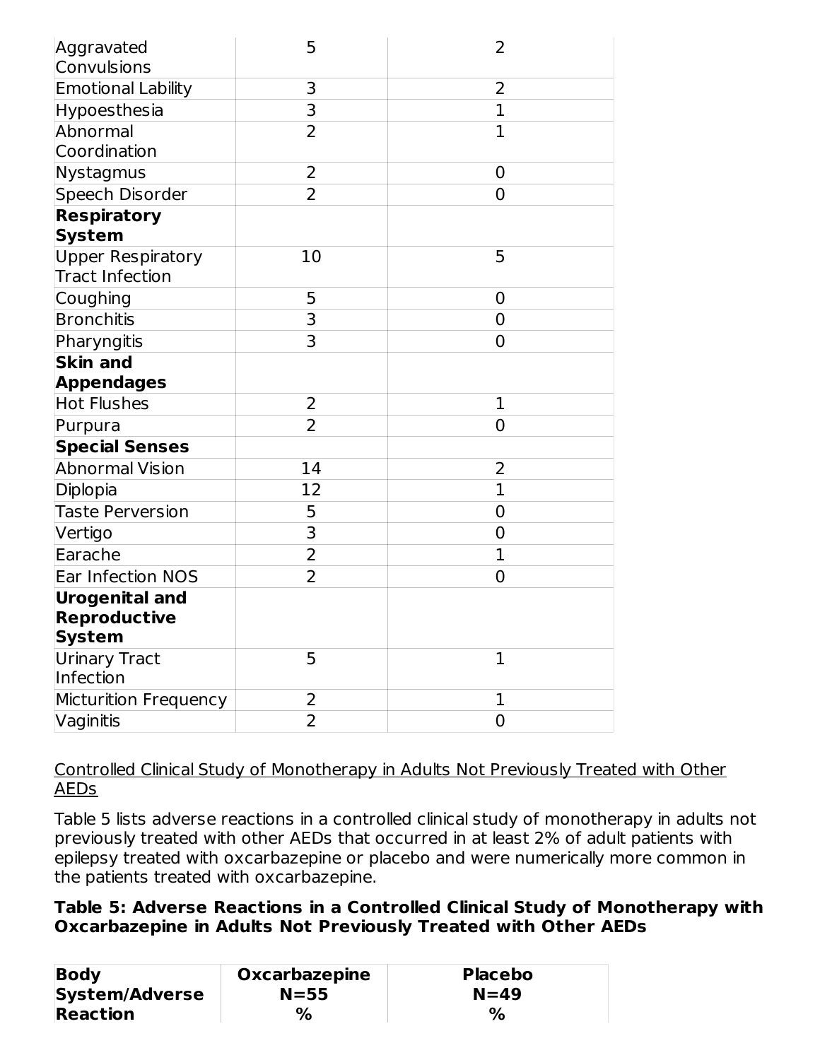| | | |
|---|---|---|
| Aggravated Convulsions | 5 | 2 |
| Emotional Lability | 3 | 2 |
| Hypoesthesia | 3 | 1 |
| Abnormal Coordination | 2 | 1 |
| Nystagmus | 2 | 0 |
| Speech Disorder | 2 | 0 |
| **Respiratory System** | | |
| Upper Respiratory Tract Infection | 10 | 5 |
| Coughing | 5 | 0 |
| Bronchitis | 3 | 0 |
| Pharyngitis | 3 | 0 |
| **Skin and Appendages** | | |
| Hot Flushes | 2 | 1 |
| Purpura | 2 | 0 |
| **Special Senses** | | |
| Abnormal Vision | 14 | 2 |
| Diplopia | 12 | 1 |
| Taste Perversion | 5 | 0 |
| Vertigo | 3 | 0 |
| Earache | 2 | 1 |
| Ear Infection NOS | 2 | 0 |
| **Urogenital and Reproductive System** | | |
| Urinary Tract Infection | 5 | 1 |
| Micturition Frequency | 2 | 1 |
| Vaginitis | 2 | 0 |

Controlled Clinical Study of Monotherapy in Adults Not Previously Treated with Other AEDs

Table 5 lists adverse reactions in a controlled clinical study of monotherapy in adults not previously treated with other AEDs that occurred in at least 2% of adult patients with epilepsy treated with oxcarbazepine or placebo and were numerically more common in the patients treated with oxcarbazepine.

**Table 5: Adverse Reactions in a Controlled Clinical Study of Monotherapy with Oxcarbazepine in Adults Not Previously Treated with Other AEDs**

| Body System/Adverse Reaction | Oxcarbazepine N=55 % | Placebo N=49 % |
|---|---|---|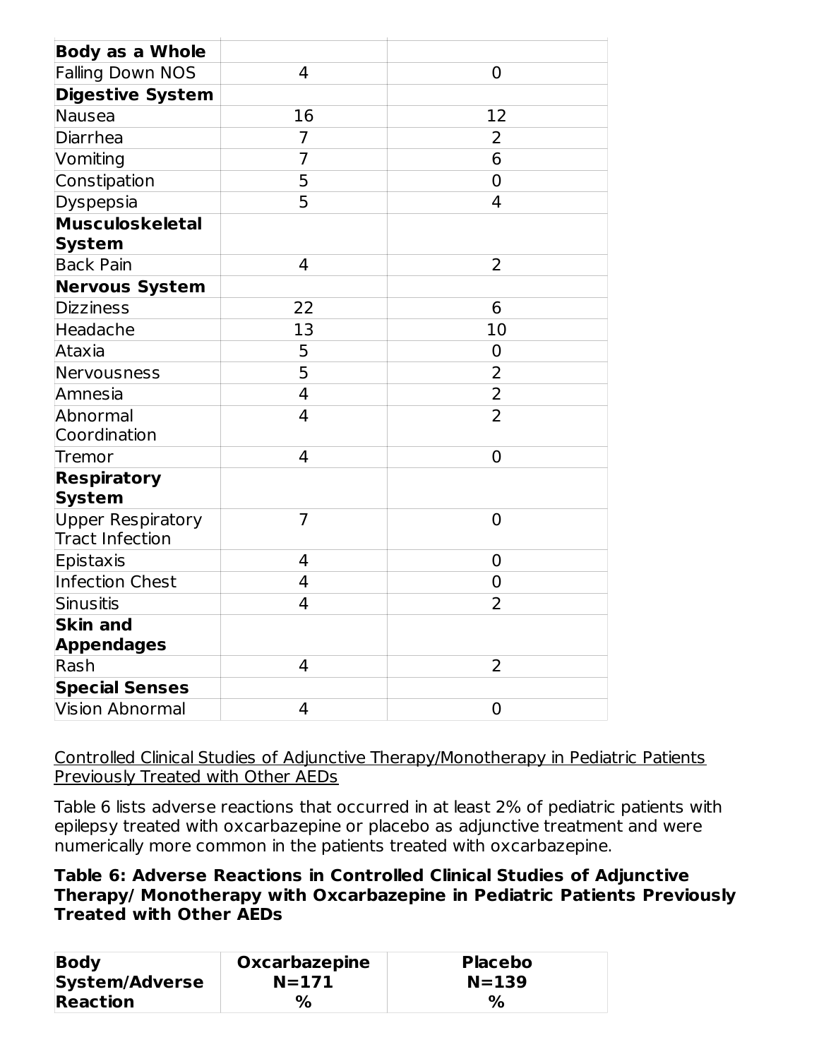| | | |
|---|---|---|
| **Body as a Whole** | | |
| Falling Down NOS | 4 | 0 |
| **Digestive System** | | |
| Nausea | 16 | 12 |
| Diarrhea | 7 | 2 |
| Vomiting | 7 | 6 |
| Constipation | 5 | 0 |
| Dyspepsia | 5 | 4 |
| **Musculoskeletal System** | | |
| Back Pain | 4 | 2 |
| **Nervous System** | | |
| Dizziness | 22 | 6 |
| Headache | 13 | 10 |
| Ataxia | 5 | 0 |
| Nervousness | 5 | 2 |
| Amnesia | 4 | 2 |
| Abnormal Coordination | 4 | 2 |
| Tremor | 4 | 0 |
| **Respiratory System** | | |
| Upper Respiratory Tract Infection | 7 | 0 |
| Epistaxis | 4 | 0 |
| Infection Chest | 4 | 0 |
| Sinusitis | 4 | 2 |
| **Skin and Appendages** | | |
| Rash | 4 | 2 |
| **Special Senses** | | |
| Vision Abnormal | 4 | 0 |

Controlled Clinical Studies of Adjunctive Therapy/Monotherapy in Pediatric Patients Previously Treated with Other AEDs

Table 6 lists adverse reactions that occurred in at least 2% of pediatric patients with epilepsy treated with oxcarbazepine or placebo as adjunctive treatment and were numerically more common in the patients treated with oxcarbazepine.

**Table 6: Adverse Reactions in Controlled Clinical Studies of Adjunctive Therapy/ Monotherapy with Oxcarbazepine in Pediatric Patients Previously Treated with Other AEDs**

| Body System/Adverse Reaction | Oxcarbazepine N=171 % | Placebo N=139 % |
|---|---|---|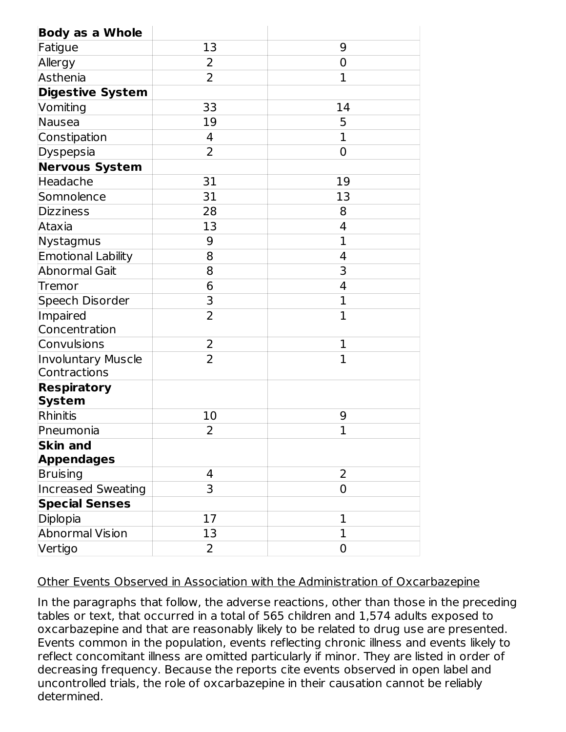| | | |
|---|---|---|
| **Body as a Whole** | | |
| Fatigue | 13 | 9 |
| Allergy | 2 | 0 |
| Asthenia | 2 | 1 |
| **Digestive System** | | |
| Vomiting | 33 | 14 |
| Nausea | 19 | 5 |
| Constipation | 4 | 1 |
| Dyspepsia | 2 | 0 |
| **Nervous System** | | |
| Headache | 31 | 19 |
| Somnolence | 31 | 13 |
| Dizziness | 28 | 8 |
| Ataxia | 13 | 4 |
| Nystagmus | 9 | 1 |
| Emotional Lability | 8 | 4 |
| Abnormal Gait | 8 | 3 |
| Tremor | 6 | 4 |
| Speech Disorder | 3 | 1 |
| Impaired Concentration | 2 | 1 |
| Convulsions | 2 | 1 |
| Involuntary Muscle Contractions | 2 | 1 |
| **Respiratory System** | | |
| Rhinitis | 10 | 9 |
| Pneumonia | 2 | 1 |
| **Skin and Appendages** | | |
| Bruising | 4 | 2 |
| Increased Sweating | 3 | 0 |
| **Special Senses** | | |
| Diplopia | 17 | 1 |
| Abnormal Vision | 13 | 1 |
| Vertigo | 2 | 0 |

Other Events Observed in Association with the Administration of Oxcarbazepine

In the paragraphs that follow, the adverse reactions, other than those in the preceding tables or text, that occurred in a total of 565 children and 1,574 adults exposed to oxcarbazepine and that are reasonably likely to be related to drug use are presented. Events common in the population, events reflecting chronic illness and events likely to reflect concomitant illness are omitted particularly if minor. They are listed in order of decreasing frequency. Because the reports cite events observed in open label and uncontrolled trials, the role of oxcarbazepine in their causation cannot be reliably determined.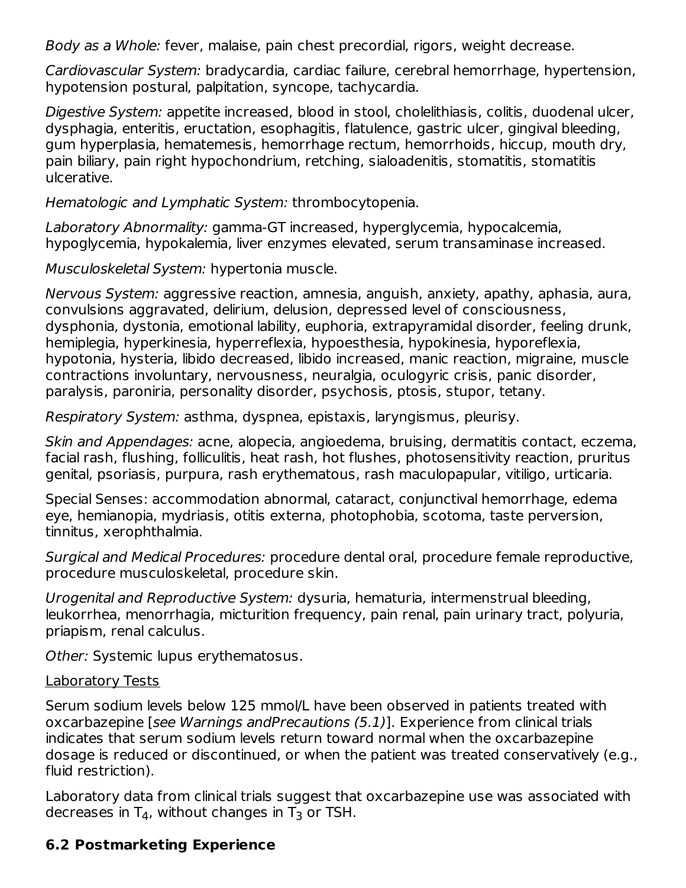*Body as a Whole:* fever, malaise, pain chest precordial, rigors, weight decrease.

*Cardiovascular System:* bradycardia, cardiac failure, cerebral hemorrhage, hypertension, hypotension postural, palpitation, syncope, tachycardia.

*Digestive System:* appetite increased, blood in stool, cholelithiasis, colitis, duodenal ulcer, dysphagia, enteritis, eructation, esophagitis, flatulence, gastric ulcer, gingival bleeding, gum hyperplasia, hematemesis, hemorrhage rectum, hemorrhoids, hiccup, mouth dry, pain biliary, pain right hypochondrium, retching, sialoadenitis, stomatitis, stomatitis ulcerative.

*Hematologic and Lymphatic System:* thrombocytopenia.

*Laboratory Abnormality:* gamma-GT increased, hyperglycemia, hypocalcemia, hypoglycemia, hypokalemia, liver enzymes elevated, serum transaminase increased.

*Musculoskeletal System:* hypertonia muscle.

*Nervous System:* aggressive reaction, amnesia, anguish, anxiety, apathy, aphasia, aura, convulsions aggravated, delirium, delusion, depressed level of consciousness, dysphonia, dystonia, emotional lability, euphoria, extrapyramidal disorder, feeling drunk, hemiplegia, hyperkinesia, hyperreflexia, hypoesthesia, hypokinesia, hyporeflexia, hypotonia, hysteria, libido decreased, libido increased, manic reaction, migraine, muscle contractions involuntary, nervousness, neuralgia, oculogyric crisis, panic disorder, paralysis, paroniria, personality disorder, psychosis, ptosis, stupor, tetany.

*Respiratory System:* asthma, dyspnea, epistaxis, laryngismus, pleurisy.

*Skin and Appendages:* acne, alopecia, angioedema, bruising, dermatitis contact, eczema, facial rash, flushing, folliculitis, heat rash, hot flushes, photosensitivity reaction, pruritus genital, psoriasis, purpura, rash erythematous, rash maculopapular, vitiligo, urticaria.

Special Senses: accommodation abnormal, cataract, conjunctival hemorrhage, edema eye, hemianopia, mydriasis, otitis externa, photophobia, scotoma, taste perversion, tinnitus, xerophthalmia.

*Surgical and Medical Procedures:* procedure dental oral, procedure female reproductive, procedure musculoskeletal, procedure skin.

*Urogenital and Reproductive System:* dysuria, hematuria, intermenstrual bleeding, leukorrhea, menorrhagia, micturition frequency, pain renal, pain urinary tract, polyuria, priapism, renal calculus.

*Other:* Systemic lupus erythematosus.

Laboratory Tests

Serum sodium levels below 125 mmol/L have been observed in patients treated with oxcarbazepine [*see Warnings andPrecautions (5.1)*]. Experience from clinical trials indicates that serum sodium levels return toward normal when the oxcarbazepine dosage is reduced or discontinued, or when the patient was treated conservatively (e.g., fluid restriction).

Laboratory data from clinical trials suggest that oxcarbazepine use was associated with decreases in $T_4$, without changes in $T_3$ or TSH.

### 6.2 Postmarketing Experience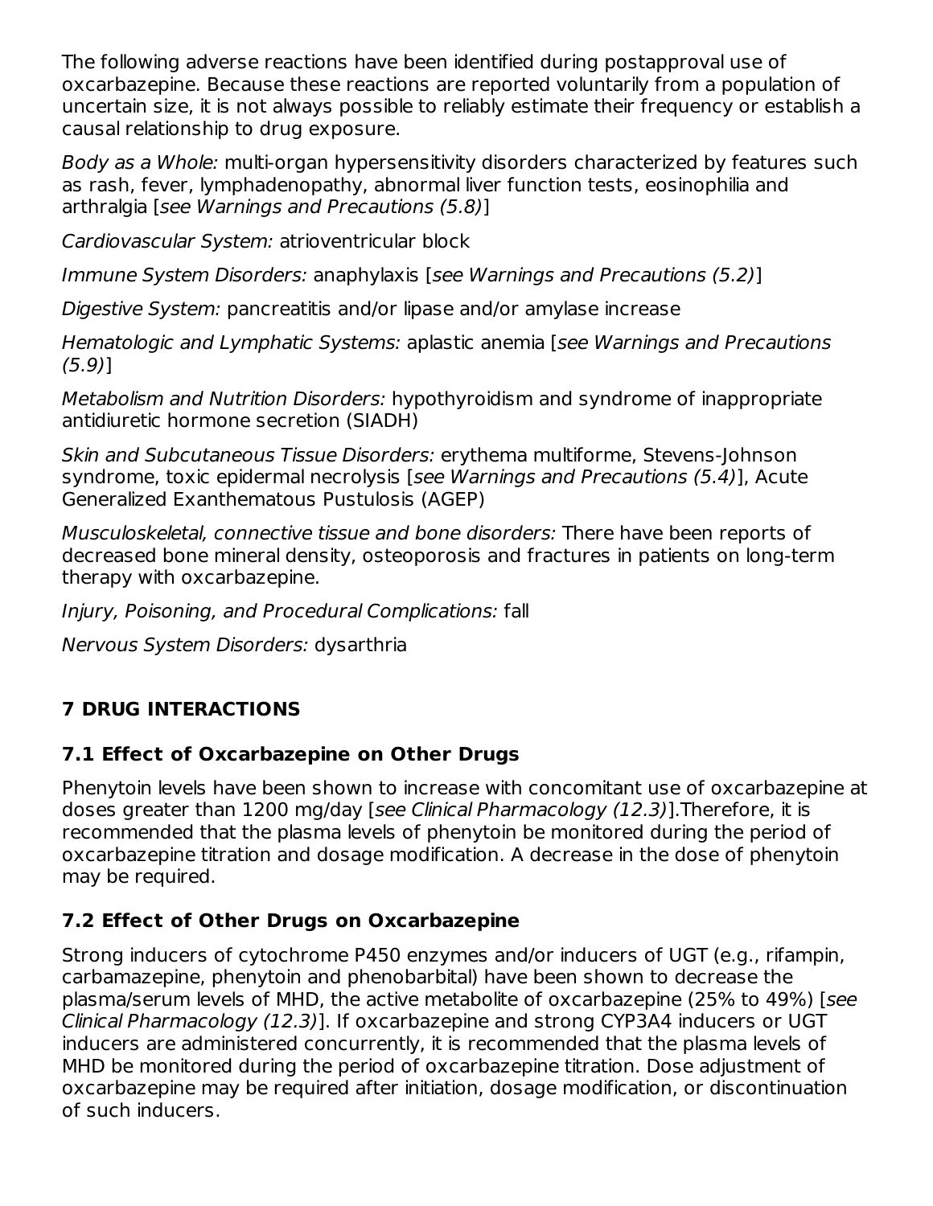The following adverse reactions have been identified during postapproval use of oxcarbazepine. Because these reactions are reported voluntarily from a population of uncertain size, it is not always possible to reliably estimate their frequency or establish a causal relationship to drug exposure.

*Body as a Whole:* multi-organ hypersensitivity disorders characterized by features such as rash, fever, lymphadenopathy, abnormal liver function tests, eosinophilia and arthralgia [*see Warnings and Precautions (5.8)*]

*Cardiovascular System:* atrioventricular block

*Immune System Disorders:* anaphylaxis [*see Warnings and Precautions (5.2)*]

*Digestive System:* pancreatitis and/or lipase and/or amylase increase

*Hematologic and Lymphatic Systems:* aplastic anemia [*see Warnings and Precautions (5.9)*]

*Metabolism and Nutrition Disorders:* hypothyroidism and syndrome of inappropriate antidiuretic hormone secretion (SIADH)

*Skin and Subcutaneous Tissue Disorders:* erythema multiforme, Stevens-Johnson syndrome, toxic epidermal necrolysis [*see Warnings and Precautions (5.4)*], Acute Generalized Exanthematous Pustulosis (AGEP)

*Musculoskeletal, connective tissue and bone disorders:* There have been reports of decreased bone mineral density, osteoporosis and fractures in patients on long-term therapy with oxcarbazepine.

*Injury, Poisoning, and Procedural Complications:* fall

*Nervous System Disorders:* dysarthria

## 7 DRUG INTERACTIONS

### 7.1 Effect of Oxcarbazepine on Other Drugs

Phenytoin levels have been shown to increase with concomitant use of oxcarbazepine at doses greater than 1200 mg/day [*see Clinical Pharmacology (12.3)*].Therefore, it is recommended that the plasma levels of phenytoin be monitored during the period of oxcarbazepine titration and dosage modification. A decrease in the dose of phenytoin may be required.

### 7.2 Effect of Other Drugs on Oxcarbazepine

Strong inducers of cytochrome P450 enzymes and/or inducers of UGT (e.g., rifampin, carbamazepine, phenytoin and phenobarbital) have been shown to decrease the plasma/serum levels of MHD, the active metabolite of oxcarbazepine (25% to 49%) [*see Clinical Pharmacology (12.3)*]. If oxcarbazepine and strong CYP3A4 inducers or UGT inducers are administered concurrently, it is recommended that the plasma levels of MHD be monitored during the period of oxcarbazepine titration. Dose adjustment of oxcarbazepine may be required after initiation, dosage modification, or discontinuation of such inducers.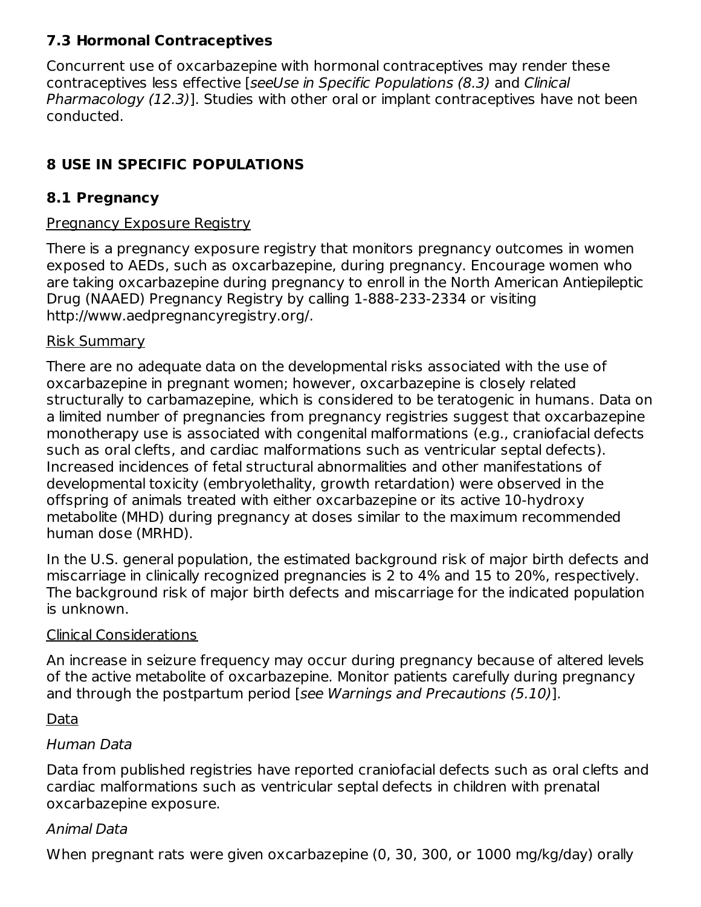### 7.3 Hormonal Contraceptives

Concurrent use of oxcarbazepine with hormonal contraceptives may render these contraceptives less effective [*seeUse in Specific Populations (8.3)* and *Clinical Pharmacology (12.3)*]. Studies with other oral or implant contraceptives have not been conducted.

## 8 USE IN SPECIFIC POPULATIONS

### 8.1 Pregnancy

Pregnancy Exposure Registry

There is a pregnancy exposure registry that monitors pregnancy outcomes in women exposed to AEDs, such as oxcarbazepine, during pregnancy. Encourage women who are taking oxcarbazepine during pregnancy to enroll in the North American Antiepileptic Drug (NAAED) Pregnancy Registry by calling 1-888-233-2334 or visiting http://www.aedpregnancyregistry.org/.

Risk Summary

There are no adequate data on the developmental risks associated with the use of oxcarbazepine in pregnant women; however, oxcarbazepine is closely related structurally to carbamazepine, which is considered to be teratogenic in humans. Data on a limited number of pregnancies from pregnancy registries suggest that oxcarbazepine monotherapy use is associated with congenital malformations (e.g., craniofacial defects such as oral clefts, and cardiac malformations such as ventricular septal defects). Increased incidences of fetal structural abnormalities and other manifestations of developmental toxicity (embryolethality, growth retardation) were observed in the offspring of animals treated with either oxcarbazepine or its active 10-hydroxy metabolite (MHD) during pregnancy at doses similar to the maximum recommended human dose (MRHD).

In the U.S. general population, the estimated background risk of major birth defects and miscarriage in clinically recognized pregnancies is 2 to 4% and 15 to 20%, respectively. The background risk of major birth defects and miscarriage for the indicated population is unknown.

Clinical Considerations

An increase in seizure frequency may occur during pregnancy because of altered levels of the active metabolite of oxcarbazepine. Monitor patients carefully during pregnancy and through the postpartum period [*see Warnings and Precautions (5.10)*].

Data

*Human Data*

Data from published registries have reported craniofacial defects such as oral clefts and cardiac malformations such as ventricular septal defects in children with prenatal oxcarbazepine exposure.

*Animal Data*

When pregnant rats were given oxcarbazepine (0, 30, 300, or 1000 mg/kg/day) orally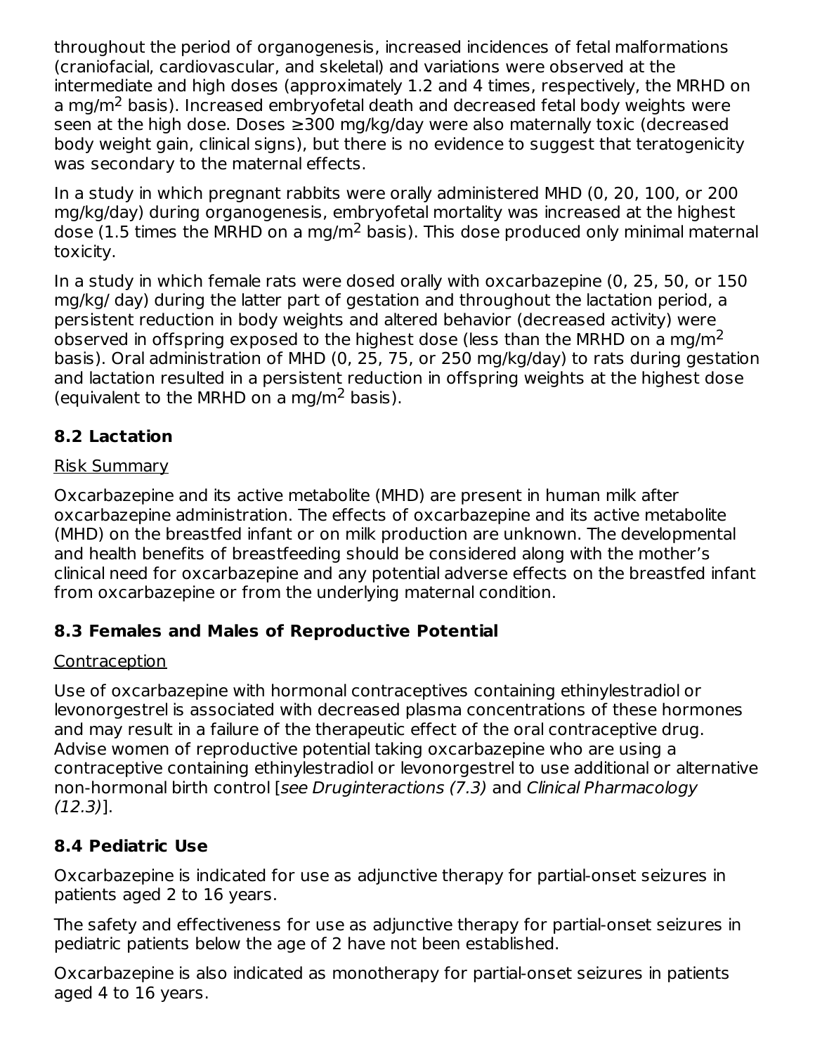throughout the period of organogenesis, increased incidences of fetal malformations (craniofacial, cardiovascular, and skeletal) and variations were observed at the intermediate and high doses (approximately 1.2 and 4 times, respectively, the MRHD on a mg/m$^2$ basis). Increased embryofetal death and decreased fetal body weights were seen at the high dose. Doses ≥300 mg/kg/day were also maternally toxic (decreased body weight gain, clinical signs), but there is no evidence to suggest that teratogenicity was secondary to the maternal effects.

In a study in which pregnant rabbits were orally administered MHD (0, 20, 100, or 200 mg/kg/day) during organogenesis, embryofetal mortality was increased at the highest dose (1.5 times the MRHD on a mg/m$^2$ basis). This dose produced only minimal maternal toxicity.

In a study in which female rats were dosed orally with oxcarbazepine (0, 25, 50, or 150 mg/kg/ day) during the latter part of gestation and throughout the lactation period, a persistent reduction in body weights and altered behavior (decreased activity) were observed in offspring exposed to the highest dose (less than the MRHD on a mg/m$^2$ basis). Oral administration of MHD (0, 25, 75, or 250 mg/kg/day) to rats during gestation and lactation resulted in a persistent reduction in offspring weights at the highest dose (equivalent to the MRHD on a mg/m$^2$ basis).

## 8.2 Lactation

Risk Summary

Oxcarbazepine and its active metabolite (MHD) are present in human milk after oxcarbazepine administration. The effects of oxcarbazepine and its active metabolite (MHD) on the breastfed infant or on milk production are unknown. The developmental and health benefits of breastfeeding should be considered along with the mother's clinical need for oxcarbazepine and any potential adverse effects on the breastfed infant from oxcarbazepine or from the underlying maternal condition.

## 8.3 Females and Males of Reproductive Potential

Contraception

Use of oxcarbazepine with hormonal contraceptives containing ethinylestradiol or levonorgestrel is associated with decreased plasma concentrations of these hormones and may result in a failure of the therapeutic effect of the oral contraceptive drug. Advise women of reproductive potential taking oxcarbazepine who are using a contraceptive containing ethinylestradiol or levonorgestrel to use additional or alternative non-hormonal birth control [*see Druginteractions (7.3)* and *Clinical Pharmacology (12.3)*].

## 8.4 Pediatric Use

Oxcarbazepine is indicated for use as adjunctive therapy for partial-onset seizures in patients aged 2 to 16 years.

The safety and effectiveness for use as adjunctive therapy for partial-onset seizures in pediatric patients below the age of 2 have not been established.

Oxcarbazepine is also indicated as monotherapy for partial-onset seizures in patients aged 4 to 16 years.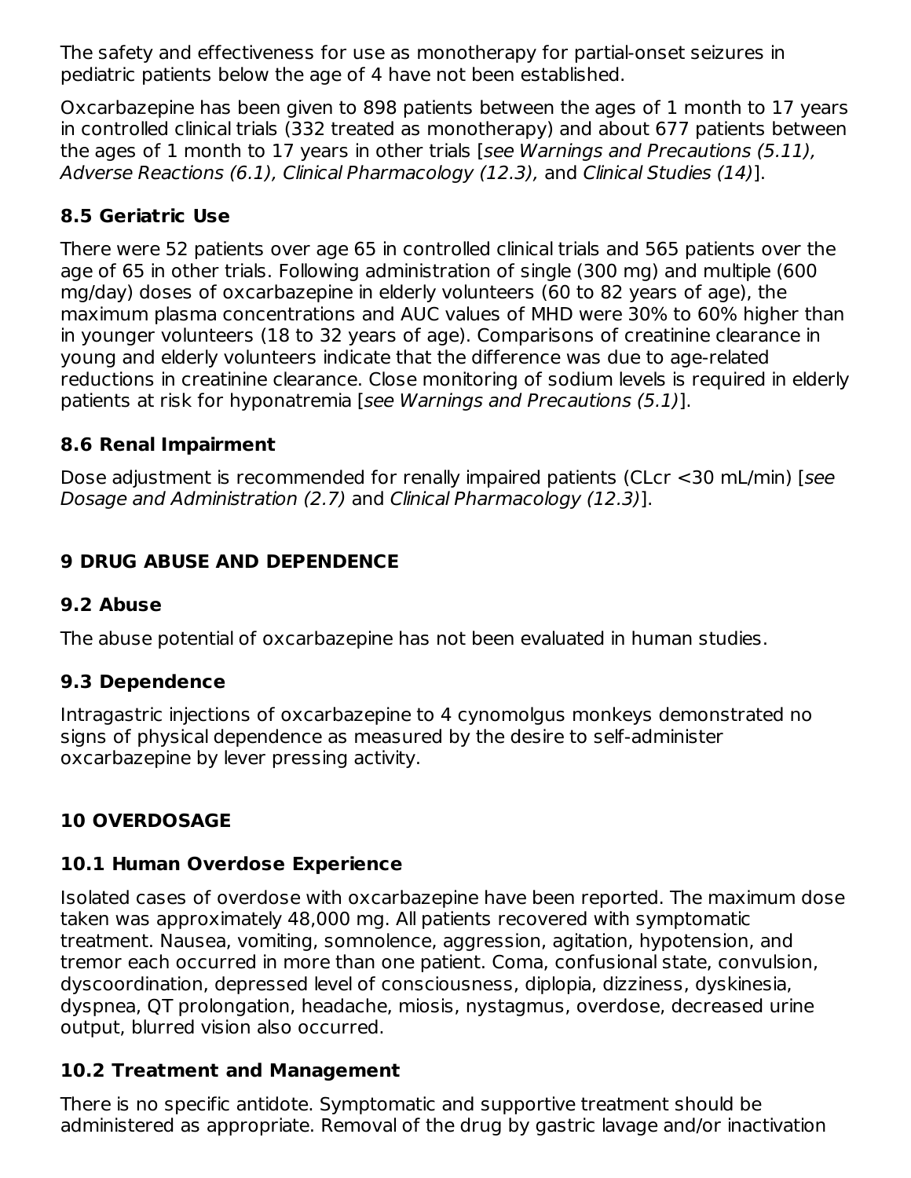The safety and effectiveness for use as monotherapy for partial-onset seizures in pediatric patients below the age of 4 have not been established.

Oxcarbazepine has been given to 898 patients between the ages of 1 month to 17 years in controlled clinical trials (332 treated as monotherapy) and about 677 patients between the ages of 1 month to 17 years in other trials [*see Warnings and Precautions (5.11), Adverse Reactions (6.1), Clinical Pharmacology (12.3),* and *Clinical Studies (14)*].

### 8.5 Geriatric Use

There were 52 patients over age 65 in controlled clinical trials and 565 patients over the age of 65 in other trials. Following administration of single (300 mg) and multiple (600 mg/day) doses of oxcarbazepine in elderly volunteers (60 to 82 years of age), the maximum plasma concentrations and AUC values of MHD were 30% to 60% higher than in younger volunteers (18 to 32 years of age). Comparisons of creatinine clearance in young and elderly volunteers indicate that the difference was due to age-related reductions in creatinine clearance. Close monitoring of sodium levels is required in elderly patients at risk for hyponatremia [*see Warnings and Precautions (5.1)*].

### 8.6 Renal Impairment

Dose adjustment is recommended for renally impaired patients (CLcr <30 mL/min) [*see Dosage and Administration (2.7)* and *Clinical Pharmacology (12.3)*].

## 9 DRUG ABUSE AND DEPENDENCE

### 9.2 Abuse

The abuse potential of oxcarbazepine has not been evaluated in human studies.

### 9.3 Dependence

Intragastric injections of oxcarbazepine to 4 cynomolgus monkeys demonstrated no signs of physical dependence as measured by the desire to self-administer oxcarbazepine by lever pressing activity.

## 10 OVERDOSAGE

### 10.1 Human Overdose Experience

Isolated cases of overdose with oxcarbazepine have been reported. The maximum dose taken was approximately 48,000 mg. All patients recovered with symptomatic treatment. Nausea, vomiting, somnolence, aggression, agitation, hypotension, and tremor each occurred in more than one patient. Coma, confusional state, convulsion, dyscoordination, depressed level of consciousness, diplopia, dizziness, dyskinesia, dyspnea, QT prolongation, headache, miosis, nystagmus, overdose, decreased urine output, blurred vision also occurred.

### 10.2 Treatment and Management

There is no specific antidote. Symptomatic and supportive treatment should be administered as appropriate. Removal of the drug by gastric lavage and/or inactivation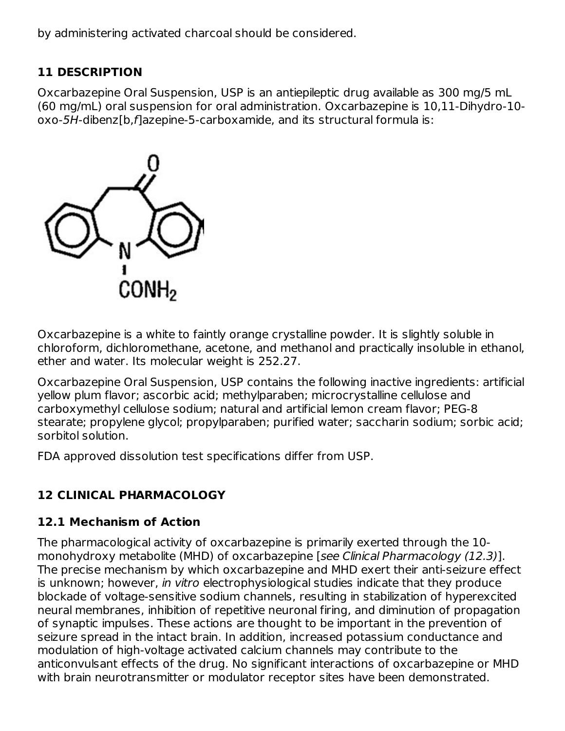by administering activated charcoal should be considered.

## 11 DESCRIPTION

Oxcarbazepine Oral Suspension, USP is an antiepileptic drug available as 300 mg/5 mL (60 mg/mL) oral suspension for oral administration. Oxcarbazepine is 10,11-Dihydro-10-oxo-*5H*-dibenz[b,*f*]azepine-5-carboxamide, and its structural formula is:

Oxcarbazepine is a white to faintly orange crystalline powder. It is slightly soluble in chloroform, dichloromethane, acetone, and methanol and practically insoluble in ethanol, ether and water. Its molecular weight is 252.27.

Oxcarbazepine Oral Suspension, USP contains the following inactive ingredients: artificial yellow plum flavor; ascorbic acid; methylparaben; microcrystalline cellulose and carboxymethyl cellulose sodium; natural and artificial lemon cream flavor; PEG-8 stearate; propylene glycol; propylparaben; purified water; saccharin sodium; sorbic acid; sorbitol solution.

FDA approved dissolution test specifications differ from USP.

## 12 CLINICAL PHARMACOLOGY

### 12.1 Mechanism of Action

The pharmacological activity of oxcarbazepine is primarily exerted through the 10-monohydroxy metabolite (MHD) of oxcarbazepine [*see Clinical Pharmacology (12.3)*]. The precise mechanism by which oxcarbazepine and MHD exert their anti-seizure effect is unknown; however, *in vitro* electrophysiological studies indicate that they produce blockade of voltage-sensitive sodium channels, resulting in stabilization of hyperexcited neural membranes, inhibition of repetitive neuronal firing, and diminution of propagation of synaptic impulses. These actions are thought to be important in the prevention of seizure spread in the intact brain. In addition, increased potassium conductance and modulation of high-voltage activated calcium channels may contribute to the anticonvulsant effects of the drug. No significant interactions of oxcarbazepine or MHD with brain neurotransmitter or modulator receptor sites have been demonstrated.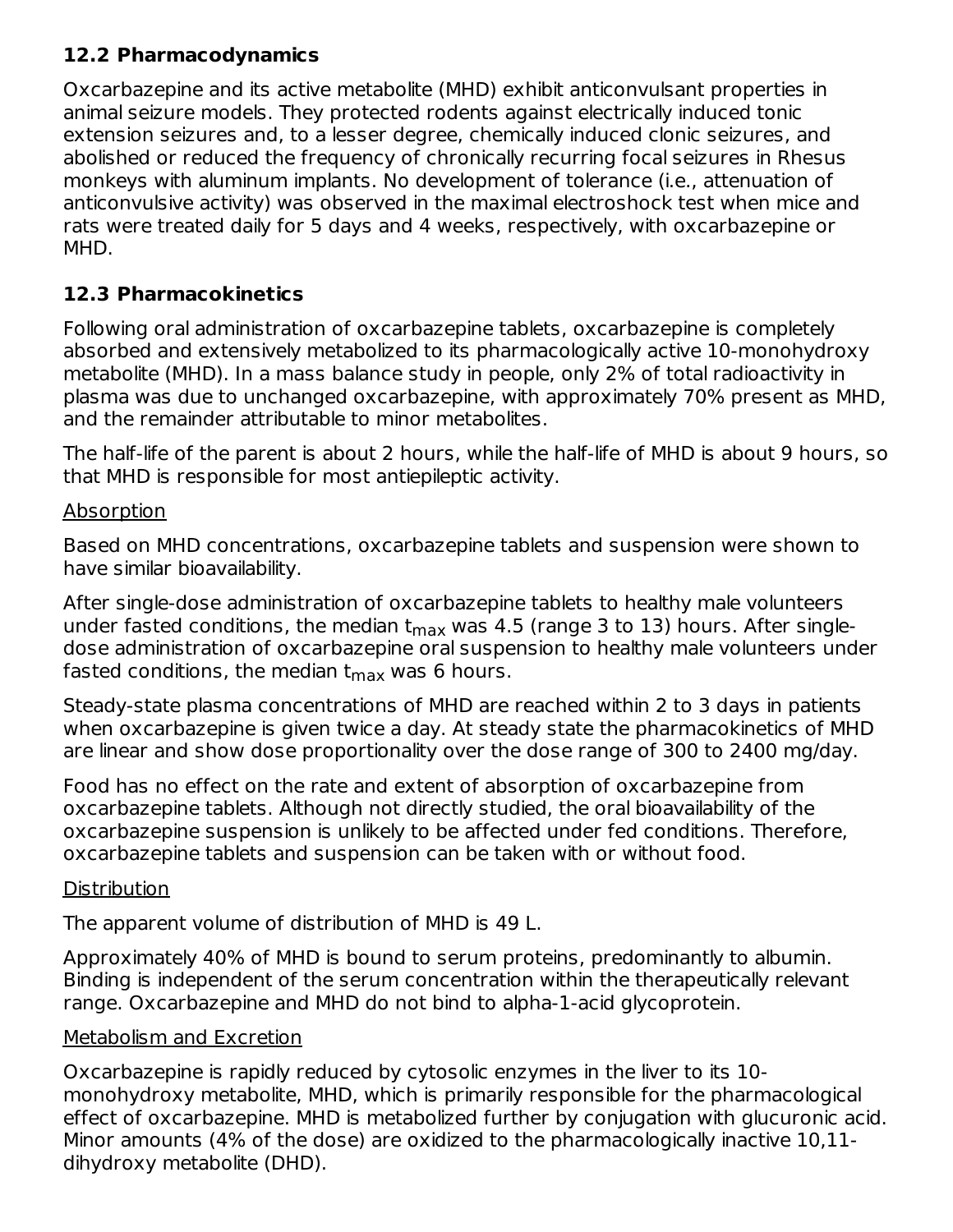## 12.2 Pharmacodynamics

Oxcarbazepine and its active metabolite (MHD) exhibit anticonvulsant properties in animal seizure models. They protected rodents against electrically induced tonic extension seizures and, to a lesser degree, chemically induced clonic seizures, and abolished or reduced the frequency of chronically recurring focal seizures in Rhesus monkeys with aluminum implants. No development of tolerance (i.e., attenuation of anticonvulsive activity) was observed in the maximal electroshock test when mice and rats were treated daily for 5 days and 4 weeks, respectively, with oxcarbazepine or MHD.

## 12.3 Pharmacokinetics

Following oral administration of oxcarbazepine tablets, oxcarbazepine is completely absorbed and extensively metabolized to its pharmacologically active 10-monohydroxy metabolite (MHD). In a mass balance study in people, only 2% of total radioactivity in plasma was due to unchanged oxcarbazepine, with approximately 70% present as MHD, and the remainder attributable to minor metabolites.

The half-life of the parent is about 2 hours, while the half-life of MHD is about 9 hours, so that MHD is responsible for most antiepileptic activity.

Absorption

Based on MHD concentrations, oxcarbazepine tablets and suspension were shown to have similar bioavailability.

After single-dose administration of oxcarbazepine tablets to healthy male volunteers under fasted conditions, the median $t_{max}$ was 4.5 (range 3 to 13) hours. After single-dose administration of oxcarbazepine oral suspension to healthy male volunteers under fasted conditions, the median $t_{max}$ was 6 hours.

Steady-state plasma concentrations of MHD are reached within 2 to 3 days in patients when oxcarbazepine is given twice a day. At steady state the pharmacokinetics of MHD are linear and show dose proportionality over the dose range of 300 to 2400 mg/day.

Food has no effect on the rate and extent of absorption of oxcarbazepine from oxcarbazepine tablets. Although not directly studied, the oral bioavailability of the oxcarbazepine suspension is unlikely to be affected under fed conditions. Therefore, oxcarbazepine tablets and suspension can be taken with or without food.

Distribution

The apparent volume of distribution of MHD is 49 L.

Approximately 40% of MHD is bound to serum proteins, predominantly to albumin. Binding is independent of the serum concentration within the therapeutically relevant range. Oxcarbazepine and MHD do not bind to alpha-1-acid glycoprotein.

Metabolism and Excretion

Oxcarbazepine is rapidly reduced by cytosolic enzymes in the liver to its 10-monohydroxy metabolite, MHD, which is primarily responsible for the pharmacological effect of oxcarbazepine. MHD is metabolized further by conjugation with glucuronic acid. Minor amounts (4% of the dose) are oxidized to the pharmacologically inactive 10,11-dihydroxy metabolite (DHD).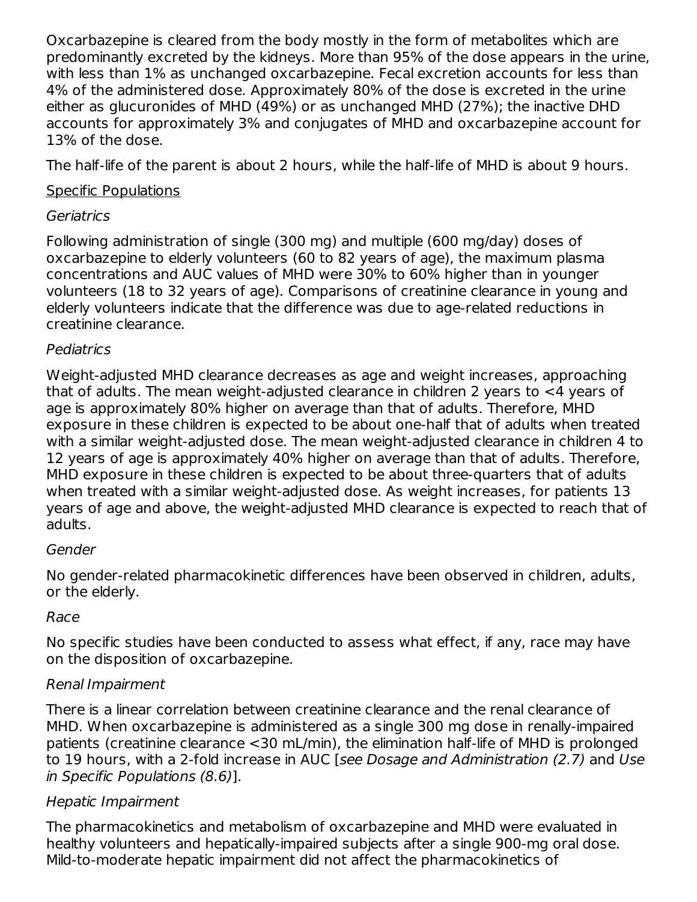Oxcarbazepine is cleared from the body mostly in the form of metabolites which are predominantly excreted by the kidneys. More than 95% of the dose appears in the urine, with less than 1% as unchanged oxcarbazepine. Fecal excretion accounts for less than 4% of the administered dose. Approximately 80% of the dose is excreted in the urine either as glucuronides of MHD (49%) or as unchanged MHD (27%); the inactive DHD accounts for approximately 3% and conjugates of MHD and oxcarbazepine account for 13% of the dose.

The half-life of the parent is about 2 hours, while the half-life of MHD is about 9 hours.

Specific Populations

*Geriatrics*

Following administration of single (300 mg) and multiple (600 mg/day) doses of oxcarbazepine to elderly volunteers (60 to 82 years of age), the maximum plasma concentrations and AUC values of MHD were 30% to 60% higher than in younger volunteers (18 to 32 years of age). Comparisons of creatinine clearance in young and elderly volunteers indicate that the difference was due to age-related reductions in creatinine clearance.

*Pediatrics*

Weight-adjusted MHD clearance decreases as age and weight increases, approaching that of adults. The mean weight-adjusted clearance in children 2 years to <4 years of age is approximately 80% higher on average than that of adults. Therefore, MHD exposure in these children is expected to be about one-half that of adults when treated with a similar weight-adjusted dose. The mean weight-adjusted clearance in children 4 to 12 years of age is approximately 40% higher on average than that of adults. Therefore, MHD exposure in these children is expected to be about three-quarters that of adults when treated with a similar weight-adjusted dose. As weight increases, for patients 13 years of age and above, the weight-adjusted MHD clearance is expected to reach that of adults.

*Gender*

No gender-related pharmacokinetic differences have been observed in children, adults, or the elderly.

*Race*

No specific studies have been conducted to assess what effect, if any, race may have on the disposition of oxcarbazepine.

*Renal Impairment*

There is a linear correlation between creatinine clearance and the renal clearance of MHD. When oxcarbazepine is administered as a single 300 mg dose in renally-impaired patients (creatinine clearance <30 mL/min), the elimination half-life of MHD is prolonged to 19 hours, with a 2-fold increase in AUC [*see Dosage and Administration (2.7)* and *Use in Specific Populations (8.6)*].

*Hepatic Impairment*

The pharmacokinetics and metabolism of oxcarbazepine and MHD were evaluated in healthy volunteers and hepatically-impaired subjects after a single 900-mg oral dose. Mild-to-moderate hepatic impairment did not affect the pharmacokinetics of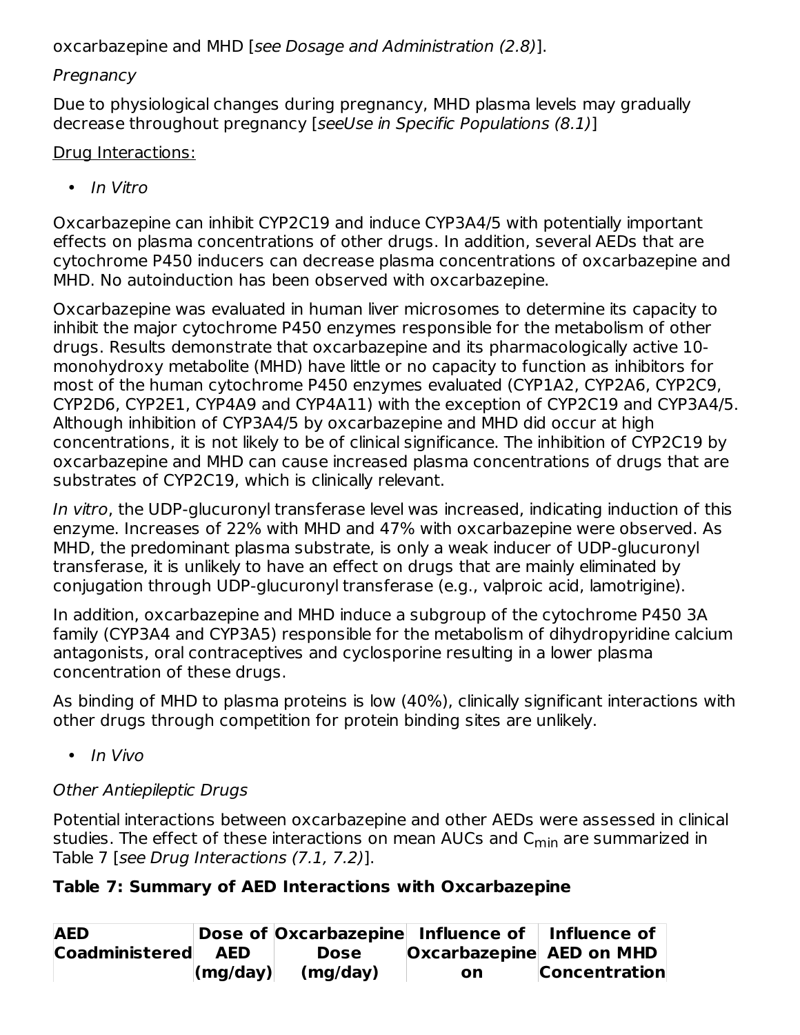oxcarbazepine and MHD [*see Dosage and Administration (2.8)*].

*Pregnancy*

Due to physiological changes during pregnancy, MHD plasma levels may gradually decrease throughout pregnancy [*seeUse in Specific Populations (8.1)*]

<u>Drug Interactions:</u>

- *In Vitro*

Oxcarbazepine can inhibit CYP2C19 and induce CYP3A4/5 with potentially important effects on plasma concentrations of other drugs. In addition, several AEDs that are cytochrome P450 inducers can decrease plasma concentrations of oxcarbazepine and MHD. No autoinduction has been observed with oxcarbazepine.

Oxcarbazepine was evaluated in human liver microsomes to determine its capacity to inhibit the major cytochrome P450 enzymes responsible for the metabolism of other drugs. Results demonstrate that oxcarbazepine and its pharmacologically active 10-monohydroxy metabolite (MHD) have little or no capacity to function as inhibitors for most of the human cytochrome P450 enzymes evaluated (CYP1A2, CYP2A6, CYP2C9, CYP2D6, CYP2E1, CYP4A9 and CYP4A11) with the exception of CYP2C19 and CYP3A4/5. Although inhibition of CYP3A4/5 by oxcarbazepine and MHD did occur at high concentrations, it is not likely to be of clinical significance. The inhibition of CYP2C19 by oxcarbazepine and MHD can cause increased plasma concentrations of drugs that are substrates of CYP2C19, which is clinically relevant.

*In vitro*, the UDP-glucuronyl transferase level was increased, indicating induction of this enzyme. Increases of 22% with MHD and 47% with oxcarbazepine were observed. As MHD, the predominant plasma substrate, is only a weak inducer of UDP-glucuronyl transferase, it is unlikely to have an effect on drugs that are mainly eliminated by conjugation through UDP-glucuronyl transferase (e.g., valproic acid, lamotrigine).

In addition, oxcarbazepine and MHD induce a subgroup of the cytochrome P450 3A family (CYP3A4 and CYP3A5) responsible for the metabolism of dihydropyridine calcium antagonists, oral contraceptives and cyclosporine resulting in a lower plasma concentration of these drugs.

As binding of MHD to plasma proteins is low (40%), clinically significant interactions with other drugs through competition for protein binding sites are unlikely.

- *In Vivo*

*Other Antiepileptic Drugs*

Potential interactions between oxcarbazepine and other AEDs were assessed in clinical studies. The effect of these interactions on mean AUCs and $C_{min}$ are summarized in Table 7 [*see Drug Interactions (7.1, 7.2)*].

**Table 7: Summary of AED Interactions with Oxcarbazepine**

| AED Coadministered | Dose of AED (mg/day) | Oxcarbazepine Dose (mg/day) | Influence of Oxcarbazepine on | Influence of AED on MHD Concentration |
|---|---|---|---|---|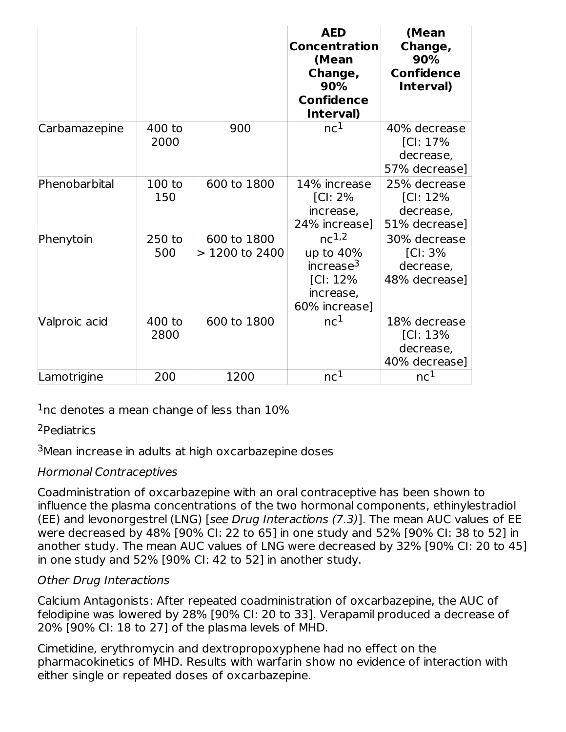| | | | AED Concentration (Mean Change, 90% Confidence Interval) | (Mean Change, 90% Confidence Interval) |
|---|---|---|---|---|
| Carbamazepine | 400 to 2000 | 900 | nc[1] | 40% decrease [CI: 17% decrease, 57% decrease] |
| Phenobarbital | 100 to 150 | 600 to 1800 | 14% increase [CI: 2% increase, 24% increase] | 25% decrease [CI: 12% decrease, 51% decrease] |
| Phenytoin | 250 to 500 | 600 to 1800<br>> 1200 to 2400 | nc[1,2]<br>up to 40% increase[3] [CI: 12% increase, 60% increase] | 30% decrease [CI: 3% decrease, 48% decrease] |
| Valproic acid | 400 to 2800 | 600 to 1800 | nc[1] | 18% decrease [CI: 13% decrease, 40% decrease] |
| Lamotrigine | 200 | 1200 | nc[1] | nc[1] |

[1]nc denotes a mean change of less than 10%

[2]Pediatrics

[3]Mean increase in adults at high oxcarbazepine doses

*Hormonal Contraceptives*

Coadministration of oxcarbazepine with an oral contraceptive has been shown to influence the plasma concentrations of the two hormonal components, ethinylestradiol (EE) and levonorgestrel (LNG) [*see Drug Interactions (7.3)*]. The mean AUC values of EE were decreased by 48% [90% CI: 22 to 65] in one study and 52% [90% CI: 38 to 52] in another study. The mean AUC values of LNG were decreased by 32% [90% CI: 20 to 45] in one study and 52% [90% CI: 42 to 52] in another study.

*Other Drug Interactions*

Calcium Antagonists: After repeated coadministration of oxcarbazepine, the AUC of felodipine was lowered by 28% [90% CI: 20 to 33]. Verapamil produced a decrease of 20% [90% CI: 18 to 27] of the plasma levels of MHD.

Cimetidine, erythromycin and dextropropoxyphene had no effect on the pharmacokinetics of MHD. Results with warfarin show no evidence of interaction with either single or repeated doses of oxcarbazepine.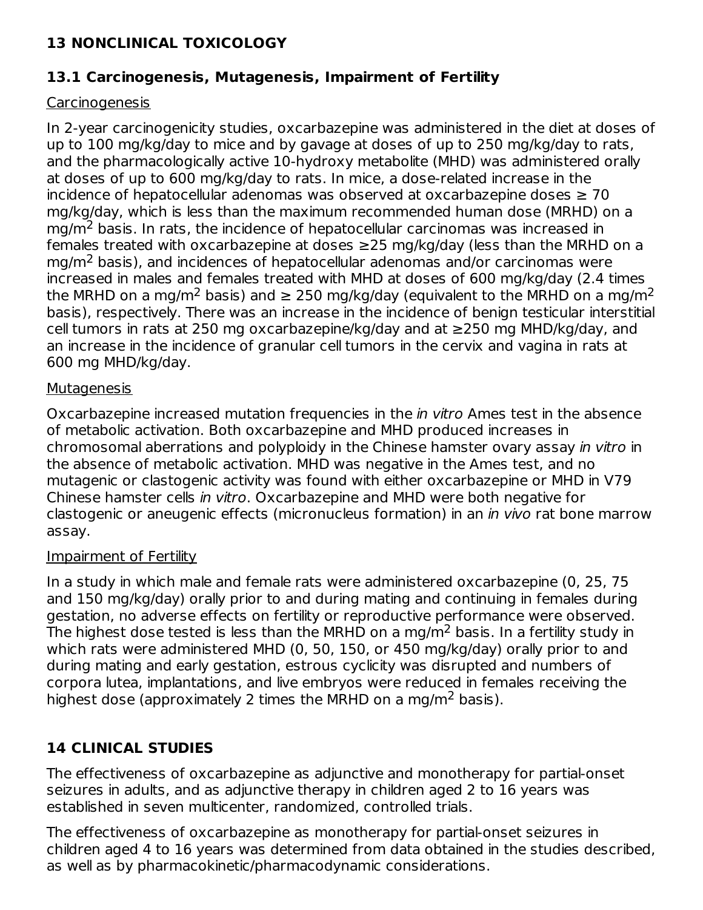## 13 NONCLINICAL TOXICOLOGY

### 13.1 Carcinogenesis, Mutagenesis, Impairment of Fertility

Carcinogenesis

In 2-year carcinogenicity studies, oxcarbazepine was administered in the diet at doses of up to 100 mg/kg/day to mice and by gavage at doses of up to 250 mg/kg/day to rats, and the pharmacologically active 10-hydroxy metabolite (MHD) was administered orally at doses of up to 600 mg/kg/day to rats. In mice, a dose-related increase in the incidence of hepatocellular adenomas was observed at oxcarbazepine doses ≥ 70 mg/kg/day, which is less than the maximum recommended human dose (MRHD) on a mg/m$^2$ basis. In rats, the incidence of hepatocellular carcinomas was increased in females treated with oxcarbazepine at doses ≥25 mg/kg/day (less than the MRHD on a mg/m$^2$ basis), and incidences of hepatocellular adenomas and/or carcinomas were increased in males and females treated with MHD at doses of 600 mg/kg/day (2.4 times the MRHD on a mg/m$^2$ basis) and ≥ 250 mg/kg/day (equivalent to the MRHD on a mg/m$^2$ basis), respectively. There was an increase in the incidence of benign testicular interstitial cell tumors in rats at 250 mg oxcarbazepine/kg/day and at ≥250 mg MHD/kg/day, and an increase in the incidence of granular cell tumors in the cervix and vagina in rats at 600 mg MHD/kg/day.

Mutagenesis

Oxcarbazepine increased mutation frequencies in the *in vitro* Ames test in the absence of metabolic activation. Both oxcarbazepine and MHD produced increases in chromosomal aberrations and polyploidy in the Chinese hamster ovary assay *in vitro* in the absence of metabolic activation. MHD was negative in the Ames test, and no mutagenic or clastogenic activity was found with either oxcarbazepine or MHD in V79 Chinese hamster cells *in vitro*. Oxcarbazepine and MHD were both negative for clastogenic or aneugenic effects (micronucleus formation) in an *in vivo* rat bone marrow assay.

Impairment of Fertility

In a study in which male and female rats were administered oxcarbazepine (0, 25, 75 and 150 mg/kg/day) orally prior to and during mating and continuing in females during gestation, no adverse effects on fertility or reproductive performance were observed. The highest dose tested is less than the MRHD on a mg/m$^2$ basis. In a fertility study in which rats were administered MHD (0, 50, 150, or 450 mg/kg/day) orally prior to and during mating and early gestation, estrous cyclicity was disrupted and numbers of corpora lutea, implantations, and live embryos were reduced in females receiving the highest dose (approximately 2 times the MRHD on a mg/m$^2$ basis).

## 14 CLINICAL STUDIES

The effectiveness of oxcarbazepine as adjunctive and monotherapy for partial-onset seizures in adults, and as adjunctive therapy in children aged 2 to 16 years was established in seven multicenter, randomized, controlled trials.

The effectiveness of oxcarbazepine as monotherapy for partial-onset seizures in children aged 4 to 16 years was determined from data obtained in the studies described, as well as by pharmacokinetic/pharmacodynamic considerations.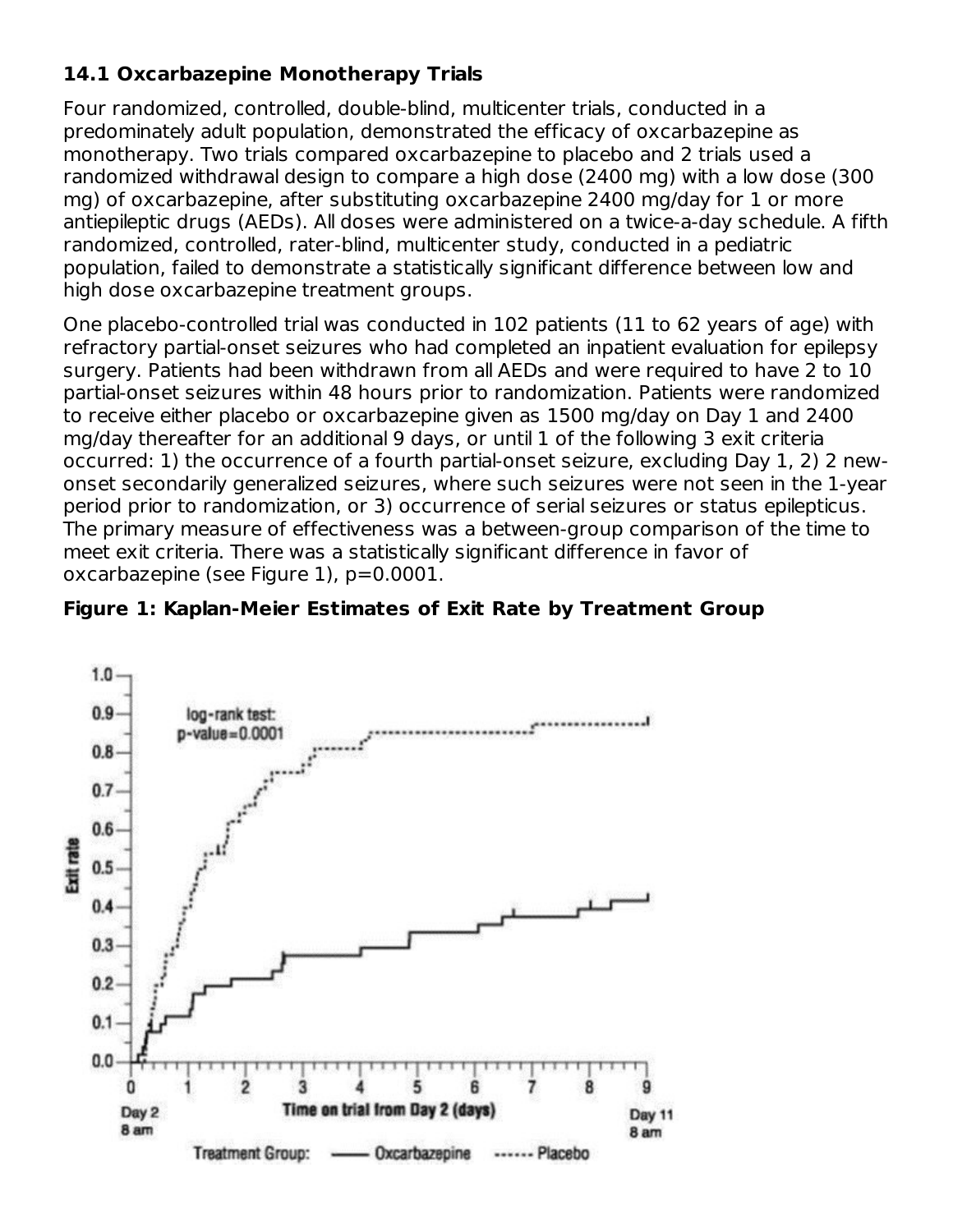### 14.1 Oxcarbazepine Monotherapy Trials

Four randomized, controlled, double-blind, multicenter trials, conducted in a predominately adult population, demonstrated the efficacy of oxcarbazepine as monotherapy. Two trials compared oxcarbazepine to placebo and 2 trials used a randomized withdrawal design to compare a high dose (2400 mg) with a low dose (300 mg) of oxcarbazepine, after substituting oxcarbazepine 2400 mg/day for 1 or more antiepileptic drugs (AEDs). All doses were administered on a twice-a-day schedule. A fifth randomized, controlled, rater-blind, multicenter study, conducted in a pediatric population, failed to demonstrate a statistically significant difference between low and high dose oxcarbazepine treatment groups.

One placebo-controlled trial was conducted in 102 patients (11 to 62 years of age) with refractory partial-onset seizures who had completed an inpatient evaluation for epilepsy surgery. Patients had been withdrawn from all AEDs and were required to have 2 to 10 partial-onset seizures within 48 hours prior to randomization. Patients were randomized to receive either placebo or oxcarbazepine given as 1500 mg/day on Day 1 and 2400 mg/day thereafter for an additional 9 days, or until 1 of the following 3 exit criteria occurred: 1) the occurrence of a fourth partial-onset seizure, excluding Day 1, 2) 2 new-onset secondarily generalized seizures, where such seizures were not seen in the 1-year period prior to randomization, or 3) occurrence of serial seizures or status epilepticus. The primary measure of effectiveness was a between-group comparison of the time to meet exit criteria. There was a statistically significant difference in favor of oxcarbazepine (see Figure 1), p=0.0001.

**Figure 1: Kaplan-Meier Estimates of Exit Rate by Treatment Group**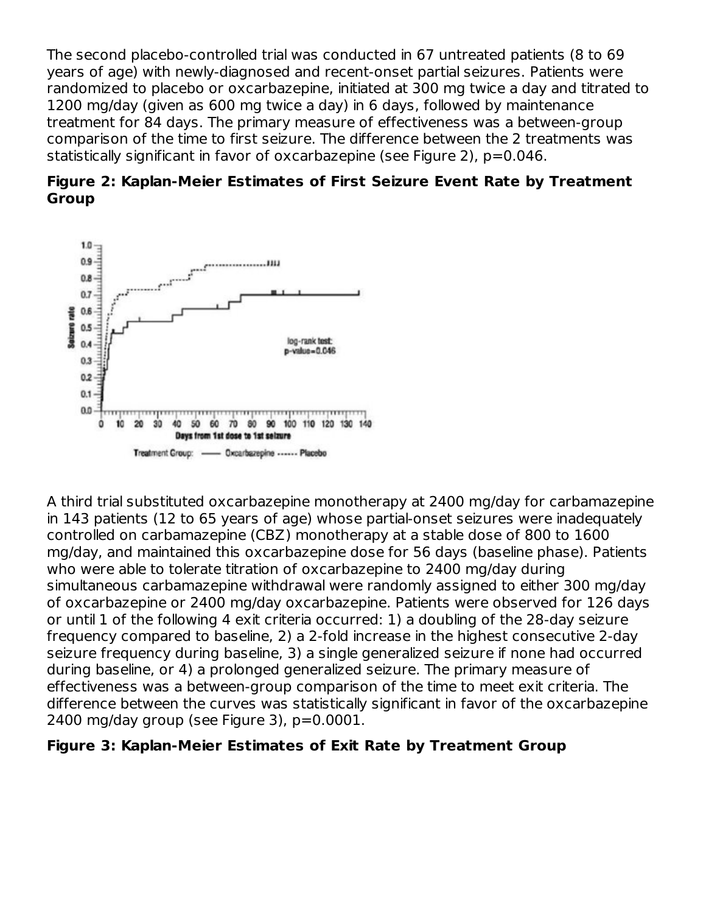The second placebo-controlled trial was conducted in 67 untreated patients (8 to 69 years of age) with newly-diagnosed and recent-onset partial seizures. Patients were randomized to placebo or oxcarbazepine, initiated at 300 mg twice a day and titrated to 1200 mg/day (given as 600 mg twice a day) in 6 days, followed by maintenance treatment for 84 days. The primary measure of effectiveness was a between-group comparison of the time to first seizure. The difference between the 2 treatments was statistically significant in favor of oxcarbazepine (see Figure 2), $p=0.046$.

**Figure 2: Kaplan-Meier Estimates of First Seizure Event Rate by Treatment Group**

A third trial substituted oxcarbazepine monotherapy at 2400 mg/day for carbamazepine in 143 patients (12 to 65 years of age) whose partial-onset seizures were inadequately controlled on carbamazepine (CBZ) monotherapy at a stable dose of 800 to 1600 mg/day, and maintained this oxcarbazepine dose for 56 days (baseline phase). Patients who were able to tolerate titration of oxcarbazepine to 2400 mg/day during simultaneous carbamazepine withdrawal were randomly assigned to either 300 mg/day of oxcarbazepine or 2400 mg/day oxcarbazepine. Patients were observed for 126 days or until 1 of the following 4 exit criteria occurred: 1) a doubling of the 28-day seizure frequency compared to baseline, 2) a 2-fold increase in the highest consecutive 2-day seizure frequency during baseline, 3) a single generalized seizure if none had occurred during baseline, or 4) a prolonged generalized seizure. The primary measure of effectiveness was a between-group comparison of the time to meet exit criteria. The difference between the curves was statistically significant in favor of the oxcarbazepine 2400 mg/day group (see Figure 3), $p=0.0001$.

**Figure 3: Kaplan-Meier Estimates of Exit Rate by Treatment Group**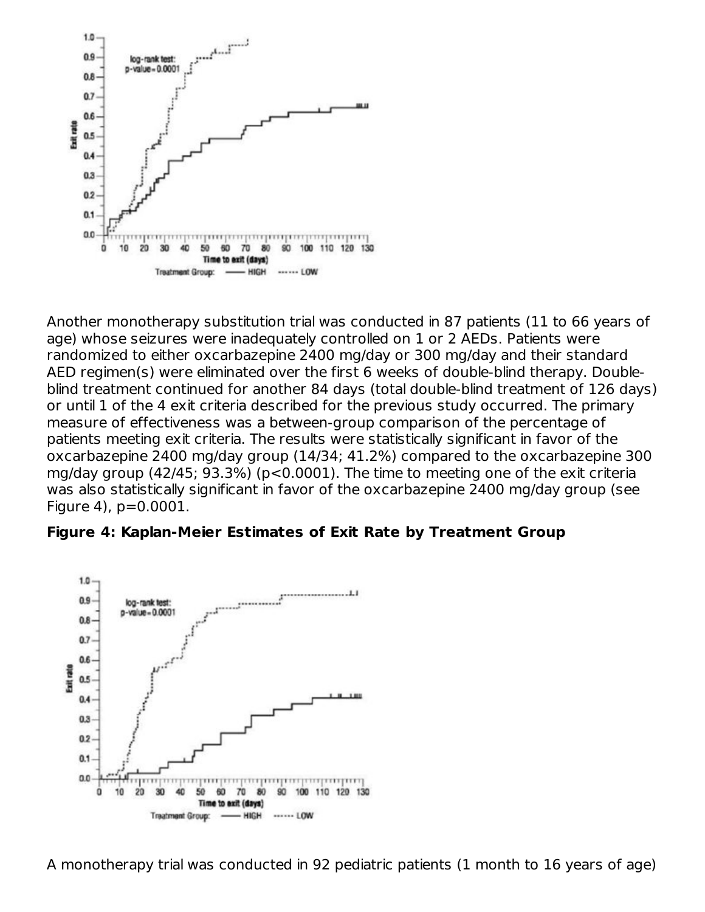Another monotherapy substitution trial was conducted in 87 patients (11 to 66 years of age) whose seizures were inadequately controlled on 1 or 2 AEDs. Patients were randomized to either oxcarbazepine 2400 mg/day or 300 mg/day and their standard AED regimen(s) were eliminated over the first 6 weeks of double-blind therapy. Double-blind treatment continued for another 84 days (total double-blind treatment of 126 days) or until 1 of the 4 exit criteria described for the previous study occurred. The primary measure of effectiveness was a between-group comparison of the percentage of patients meeting exit criteria. The results were statistically significant in favor of the oxcarbazepine 2400 mg/day group (14/34; 41.2%) compared to the oxcarbazepine 300 mg/day group (42/45; 93.3%) ($p<0.0001$). The time to meeting one of the exit criteria was also statistically significant in favor of the oxcarbazepine 2400 mg/day group (see Figure 4), $p=0.0001$.

**Figure 4: Kaplan-Meier Estimates of Exit Rate by Treatment Group**

A monotherapy trial was conducted in 92 pediatric patients (1 month to 16 years of age)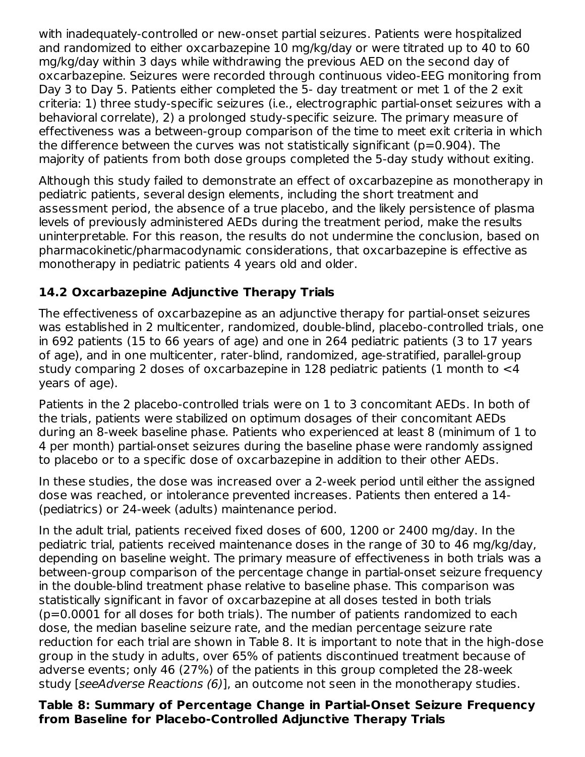with inadequately-controlled or new-onset partial seizures. Patients were hospitalized and randomized to either oxcarbazepine 10 mg/kg/day or were titrated up to 40 to 60 mg/kg/day within 3 days while withdrawing the previous AED on the second day of oxcarbazepine. Seizures were recorded through continuous video-EEG monitoring from Day 3 to Day 5. Patients either completed the 5- day treatment or met 1 of the 2 exit criteria: 1) three study-specific seizures (i.e., electrographic partial-onset seizures with a behavioral correlate), 2) a prolonged study-specific seizure. The primary measure of effectiveness was a between-group comparison of the time to meet exit criteria in which the difference between the curves was not statistically significant (p=0.904). The majority of patients from both dose groups completed the 5-day study without exiting.

Although this study failed to demonstrate an effect of oxcarbazepine as monotherapy in pediatric patients, several design elements, including the short treatment and assessment period, the absence of a true placebo, and the likely persistence of plasma levels of previously administered AEDs during the treatment period, make the results uninterpretable. For this reason, the results do not undermine the conclusion, based on pharmacokinetic/pharmacodynamic considerations, that oxcarbazepine is effective as monotherapy in pediatric patients 4 years old and older.

## 14.2 Oxcarbazepine Adjunctive Therapy Trials

The effectiveness of oxcarbazepine as an adjunctive therapy for partial-onset seizures was established in 2 multicenter, randomized, double-blind, placebo-controlled trials, one in 692 patients (15 to 66 years of age) and one in 264 pediatric patients (3 to 17 years of age), and in one multicenter, rater-blind, randomized, age-stratified, parallel-group study comparing 2 doses of oxcarbazepine in 128 pediatric patients (1 month to <4 years of age).

Patients in the 2 placebo-controlled trials were on 1 to 3 concomitant AEDs. In both of the trials, patients were stabilized on optimum dosages of their concomitant AEDs during an 8-week baseline phase. Patients who experienced at least 8 (minimum of 1 to 4 per month) partial-onset seizures during the baseline phase were randomly assigned to placebo or to a specific dose of oxcarbazepine in addition to their other AEDs.

In these studies, the dose was increased over a 2-week period until either the assigned dose was reached, or intolerance prevented increases. Patients then entered a 14- (pediatrics) or 24-week (adults) maintenance period.

In the adult trial, patients received fixed doses of 600, 1200 or 2400 mg/day. In the pediatric trial, patients received maintenance doses in the range of 30 to 46 mg/kg/day, depending on baseline weight. The primary measure of effectiveness in both trials was a between-group comparison of the percentage change in partial-onset seizure frequency in the double-blind treatment phase relative to baseline phase. This comparison was statistically significant in favor of oxcarbazepine at all doses tested in both trials (p=0.0001 for all doses for both trials). The number of patients randomized to each dose, the median baseline seizure rate, and the median percentage seizure rate reduction for each trial are shown in Table 8. It is important to note that in the high-dose group in the study in adults, over 65% of patients discontinued treatment because of adverse events; only 46 (27%) of the patients in this group completed the 28-week study [*seeAdverse Reactions (6)*], an outcome not seen in the monotherapy studies.

**Table 8: Summary of Percentage Change in Partial-Onset Seizure Frequency from Baseline for Placebo-Controlled Adjunctive Therapy Trials**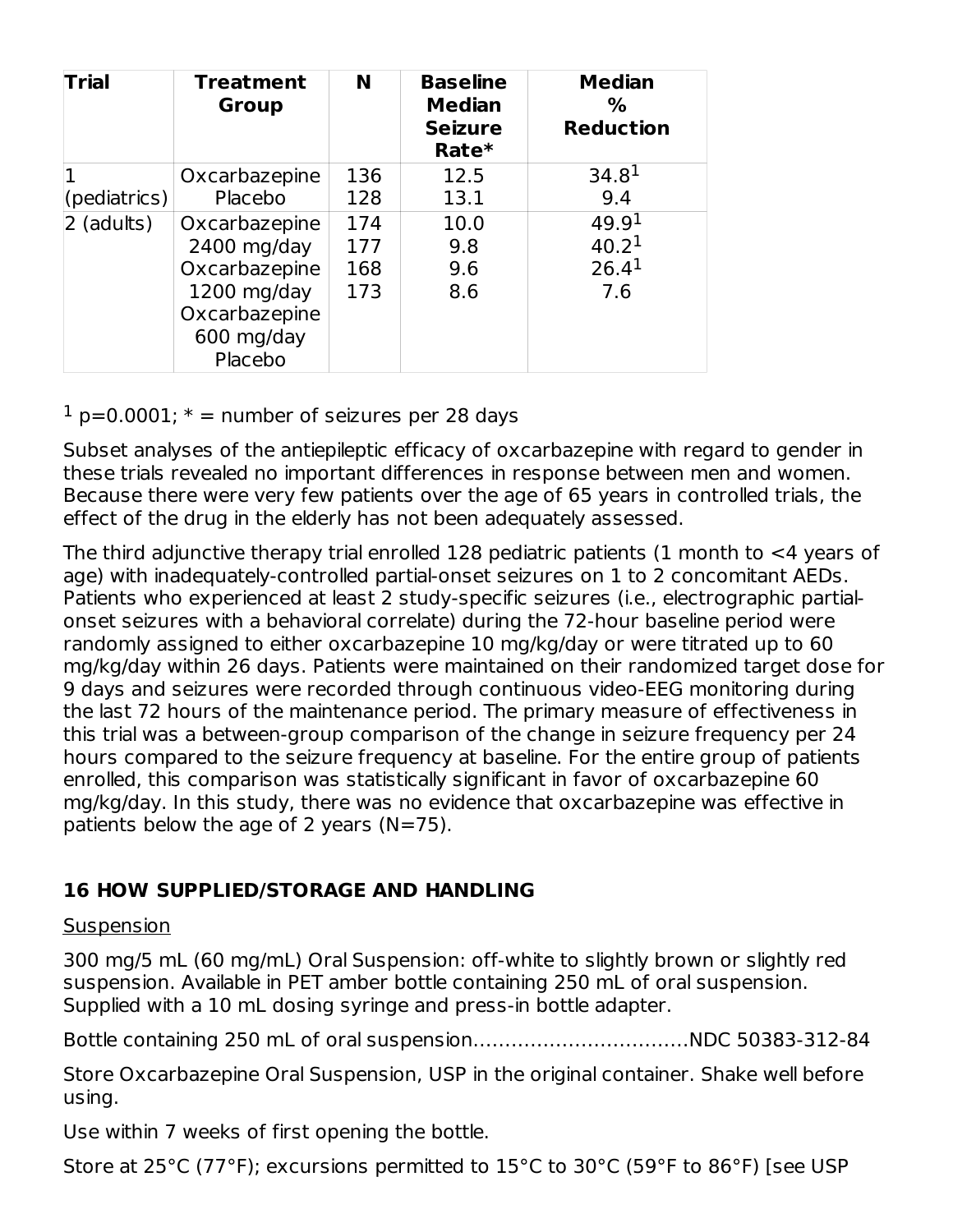| Trial | Treatment Group | N | Baseline Median Seizure Rate* | Median % Reduction |
| --- | --- | --- | --- | --- |
| 1 (pediatrics) | Oxcarbazepine | 136 | 12.5 | 34.8[1] |
| | Placebo | 128 | 13.1 | 9.4 |
| 2 (adults) | Oxcarbazepine 2400 mg/day | 174 | 10.0 | 49.9[1] |
| | Oxcarbazepine 1200 mg/day | 177 | 9.8 | 40.2[1] |
| | Oxcarbazepine 600 mg/day | 168 | 9.6 | 26.4[1] |
| | Placebo | 173 | 8.6 | 7.6 |

[1] p=0.0001; * = number of seizures per 28 days

Subset analyses of the antiepileptic efficacy of oxcarbazepine with regard to gender in these trials revealed no important differences in response between men and women. Because there were very few patients over the age of 65 years in controlled trials, the effect of the drug in the elderly has not been adequately assessed.

The third adjunctive therapy trial enrolled 128 pediatric patients (1 month to <4 years of age) with inadequately-controlled partial-onset seizures on 1 to 2 concomitant AEDs. Patients who experienced at least 2 study-specific seizures (i.e., electrographic partial-onset seizures with a behavioral correlate) during the 72-hour baseline period were randomly assigned to either oxcarbazepine 10 mg/kg/day or were titrated up to 60 mg/kg/day within 26 days. Patients were maintained on their randomized target dose for 9 days and seizures were recorded through continuous video-EEG monitoring during the last 72 hours of the maintenance period. The primary measure of effectiveness in this trial was a between-group comparison of the change in seizure frequency per 24 hours compared to the seizure frequency at baseline. For the entire group of patients enrolled, this comparison was statistically significant in favor of oxcarbazepine 60 mg/kg/day. In this study, there was no evidence that oxcarbazepine was effective in patients below the age of 2 years (N=75).

## 16 HOW SUPPLIED/STORAGE AND HANDLING

Suspension

300 mg/5 mL (60 mg/mL) Oral Suspension: off-white to slightly brown or slightly red suspension. Available in PET amber bottle containing 250 mL of oral suspension. Supplied with a 10 mL dosing syringe and press-in bottle adapter.

Bottle containing 250 mL of oral suspension.................................NDC 50383-312-84

Store Oxcarbazepine Oral Suspension, USP in the original container. Shake well before using.

Use within 7 weeks of first opening the bottle.

Store at 25°C (77°F); excursions permitted to 15°C to 30°C (59°F to 86°F) [see USP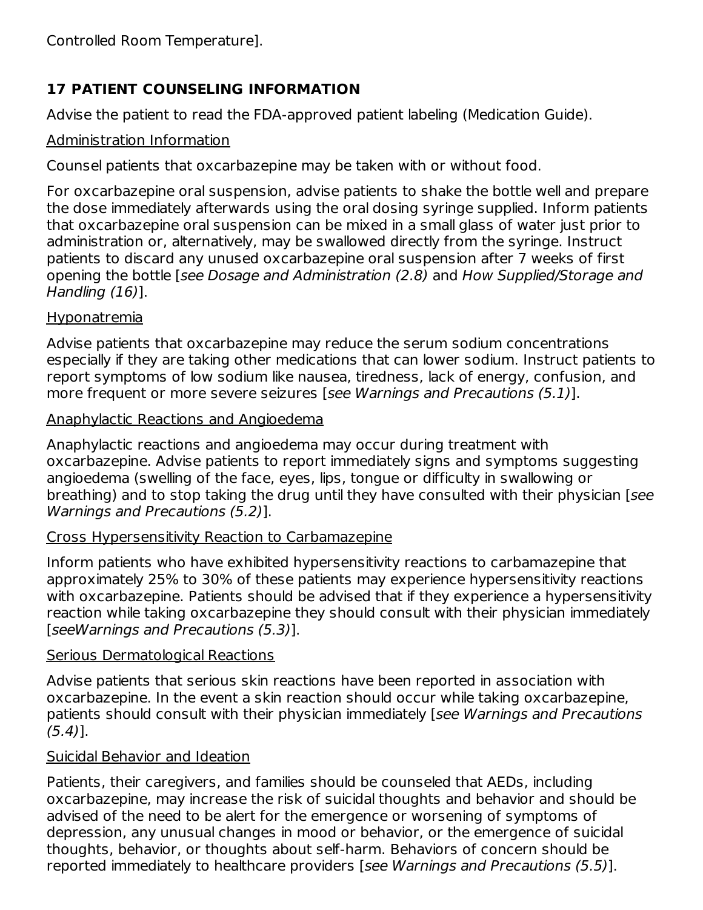Controlled Room Temperature].

## 17 PATIENT COUNSELING INFORMATION

Advise the patient to read the FDA-approved patient labeling (Medication Guide).

Administration Information

Counsel patients that oxcarbazepine may be taken with or without food.

For oxcarbazepine oral suspension, advise patients to shake the bottle well and prepare the dose immediately afterwards using the oral dosing syringe supplied. Inform patients that oxcarbazepine oral suspension can be mixed in a small glass of water just prior to administration or, alternatively, may be swallowed directly from the syringe. Instruct patients to discard any unused oxcarbazepine oral suspension after 7 weeks of first opening the bottle [*see Dosage and Administration (2.8)* and *How Supplied/Storage and Handling (16)*].

Hyponatremia

Advise patients that oxcarbazepine may reduce the serum sodium concentrations especially if they are taking other medications that can lower sodium. Instruct patients to report symptoms of low sodium like nausea, tiredness, lack of energy, confusion, and more frequent or more severe seizures [*see Warnings and Precautions (5.1)*].

Anaphylactic Reactions and Angioedema

Anaphylactic reactions and angioedema may occur during treatment with oxcarbazepine. Advise patients to report immediately signs and symptoms suggesting angioedema (swelling of the face, eyes, lips, tongue or difficulty in swallowing or breathing) and to stop taking the drug until they have consulted with their physician [*see Warnings and Precautions (5.2)*].

Cross Hypersensitivity Reaction to Carbamazepine

Inform patients who have exhibited hypersensitivity reactions to carbamazepine that approximately 25% to 30% of these patients may experience hypersensitivity reactions with oxcarbazepine. Patients should be advised that if they experience a hypersensitivity reaction while taking oxcarbazepine they should consult with their physician immediately [*seeWarnings and Precautions (5.3)*].

Serious Dermatological Reactions

Advise patients that serious skin reactions have been reported in association with oxcarbazepine. In the event a skin reaction should occur while taking oxcarbazepine, patients should consult with their physician immediately [*see Warnings and Precautions (5.4)*].

Suicidal Behavior and Ideation

Patients, their caregivers, and families should be counseled that AEDs, including oxcarbazepine, may increase the risk of suicidal thoughts and behavior and should be advised of the need to be alert for the emergence or worsening of symptoms of depression, any unusual changes in mood or behavior, or the emergence of suicidal thoughts, behavior, or thoughts about self-harm. Behaviors of concern should be reported immediately to healthcare providers [*see Warnings and Precautions (5.5)*].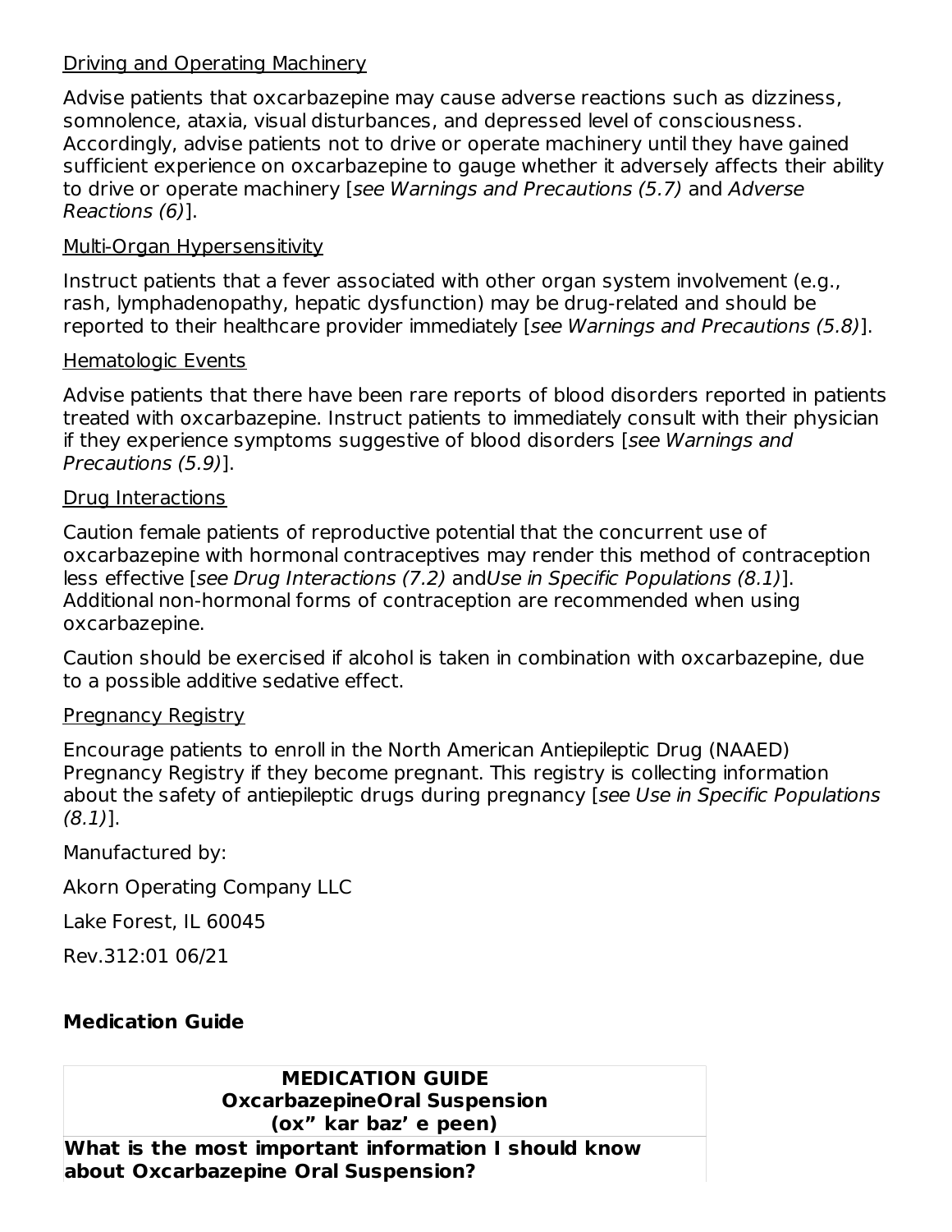Driving and Operating Machinery

Advise patients that oxcarbazepine may cause adverse reactions such as dizziness, somnolence, ataxia, visual disturbances, and depressed level of consciousness. Accordingly, advise patients not to drive or operate machinery until they have gained sufficient experience on oxcarbazepine to gauge whether it adversely affects their ability to drive or operate machinery [*see Warnings and Precautions (5.7)* and *Adverse Reactions (6)*].

Multi-Organ Hypersensitivity

Instruct patients that a fever associated with other organ system involvement (e.g., rash, lymphadenopathy, hepatic dysfunction) may be drug-related and should be reported to their healthcare provider immediately [*see Warnings and Precautions (5.8)*].

Hematologic Events

Advise patients that there have been rare reports of blood disorders reported in patients treated with oxcarbazepine. Instruct patients to immediately consult with their physician if they experience symptoms suggestive of blood disorders [*see Warnings and Precautions (5.9)*].

Drug Interactions

Caution female patients of reproductive potential that the concurrent use of oxcarbazepine with hormonal contraceptives may render this method of contraception less effective [*see Drug Interactions (7.2)* and*Use in Specific Populations (8.1)*]. Additional non-hormonal forms of contraception are recommended when using oxcarbazepine.

Caution should be exercised if alcohol is taken in combination with oxcarbazepine, due to a possible additive sedative effect.

Pregnancy Registry

Encourage patients to enroll in the North American Antiepileptic Drug (NAAED) Pregnancy Registry if they become pregnant. This registry is collecting information about the safety of antiepileptic drugs during pregnancy [*see Use in Specific Populations (8.1)*].

Manufactured by:

Akorn Operating Company LLC

Lake Forest, IL 60045

Rev.312:01 06/21

**Medication Guide**

| **MEDICATION GUIDE** **OxcarbazepineOral Suspension** **(ox” kar baz’ e peen)** |
|---|
| **What is the most important information I should know about Oxcarbazepine Oral Suspension?** |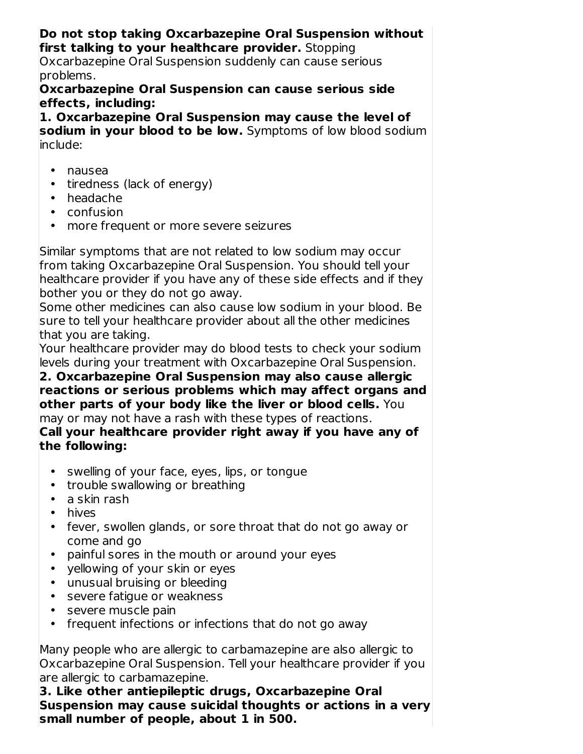**Do not stop taking Oxcarbazepine Oral Suspension without first talking to your healthcare provider.** Stopping Oxcarbazepine Oral Suspension suddenly can cause serious problems.

**Oxcarbazepine Oral Suspension can cause serious side effects, including:**

**1. Oxcarbazepine Oral Suspension may cause the level of sodium in your blood to be low.** Symptoms of low blood sodium include:

- nausea
- tiredness (lack of energy)
- headache
- confusion
- more frequent or more severe seizures

Similar symptoms that are not related to low sodium may occur from taking Oxcarbazepine Oral Suspension. You should tell your healthcare provider if you have any of these side effects and if they bother you or they do not go away.

Some other medicines can also cause low sodium in your blood. Be sure to tell your healthcare provider about all the other medicines that you are taking.

Your healthcare provider may do blood tests to check your sodium levels during your treatment with Oxcarbazepine Oral Suspension.

**2. Oxcarbazepine Oral Suspension may also cause allergic reactions or serious problems which may affect organs and other parts of your body like the liver or blood cells.** You may or may not have a rash with these types of reactions.

**Call your healthcare provider right away if you have any of the following:**

- swelling of your face, eyes, lips, or tongue
- trouble swallowing or breathing
- a skin rash
- hives
- fever, swollen glands, or sore throat that do not go away or come and go
- painful sores in the mouth or around your eyes
- yellowing of your skin or eyes
- unusual bruising or bleeding
- severe fatigue or weakness
- severe muscle pain
- frequent infections or infections that do not go away

Many people who are allergic to carbamazepine are also allergic to Oxcarbazepine Oral Suspension. Tell your healthcare provider if you are allergic to carbamazepine.

**3. Like other antiepileptic drugs, Oxcarbazepine Oral Suspension may cause suicidal thoughts or actions in a very small number of people, about 1 in 500.**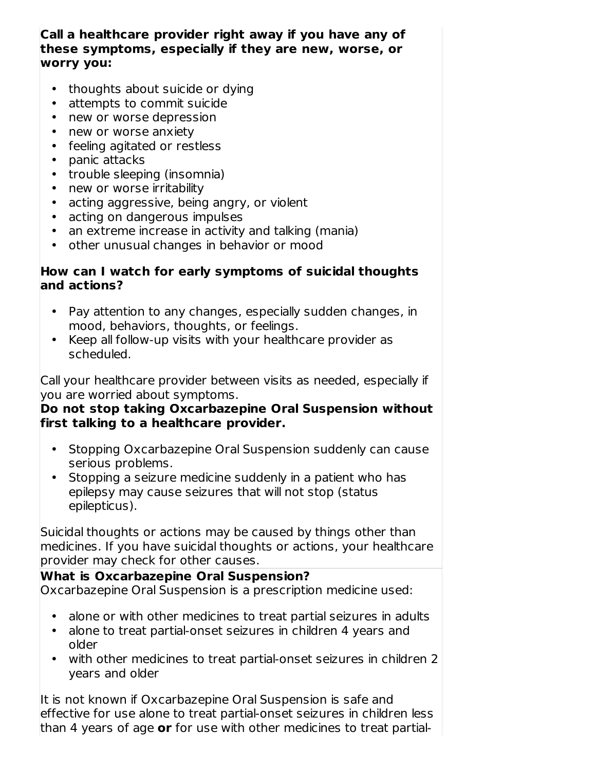**Call a healthcare provider right away if you have any of these symptoms, especially if they are new, worse, or worry you:**

- thoughts about suicide or dying
- attempts to commit suicide
- new or worse depression
- new or worse anxiety
- feeling agitated or restless
- panic attacks
- trouble sleeping (insomnia)
- new or worse irritability
- acting aggressive, being angry, or violent
- acting on dangerous impulses
- an extreme increase in activity and talking (mania)
- other unusual changes in behavior or mood

**How can I watch for early symptoms of suicidal thoughts and actions?**

- Pay attention to any changes, especially sudden changes, in mood, behaviors, thoughts, or feelings.
- Keep all follow-up visits with your healthcare provider as scheduled.

Call your healthcare provider between visits as needed, especially if you are worried about symptoms.

**Do not stop taking Oxcarbazepine Oral Suspension without first talking to a healthcare provider.**

- Stopping Oxcarbazepine Oral Suspension suddenly can cause serious problems.
- Stopping a seizure medicine suddenly in a patient who has epilepsy may cause seizures that will not stop (status epilepticus).

Suicidal thoughts or actions may be caused by things other than medicines. If you have suicidal thoughts or actions, your healthcare provider may check for other causes.

**What is Oxcarbazepine Oral Suspension?**

Oxcarbazepine Oral Suspension is a prescription medicine used:

- alone or with other medicines to treat partial seizures in adults
- alone to treat partial-onset seizures in children 4 years and older
- with other medicines to treat partial-onset seizures in children 2 years and older

It is not known if Oxcarbazepine Oral Suspension is safe and effective for use alone to treat partial-onset seizures in children less than 4 years of age **or** for use with other medicines to treat partial-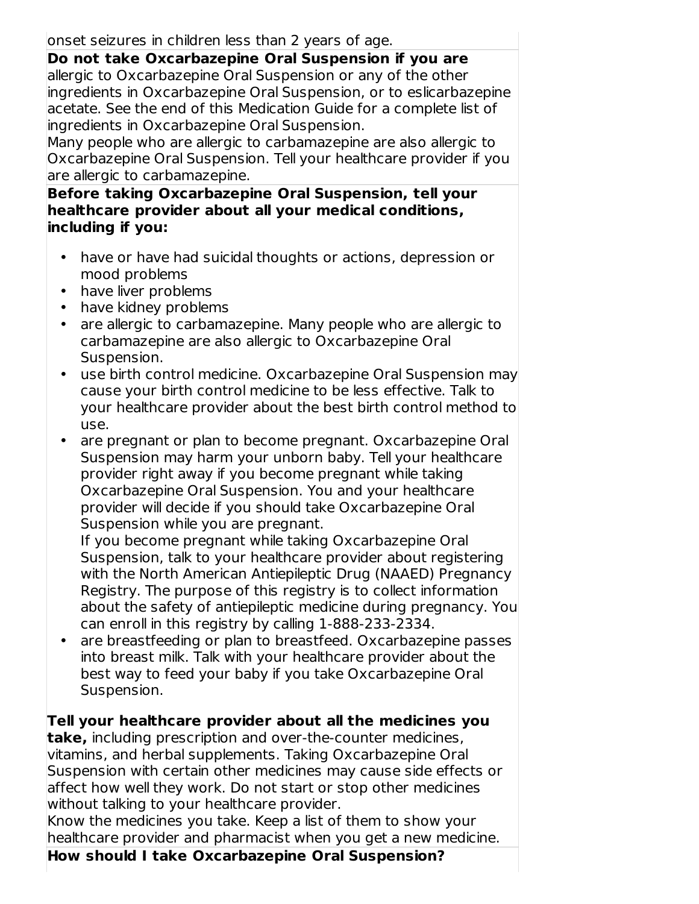onset seizures in children less than 2 years of age.

**Do not take Oxcarbazepine Oral Suspension if you are** allergic to Oxcarbazepine Oral Suspension or any of the other ingredients in Oxcarbazepine Oral Suspension, or to eslicarbazepine acetate. See the end of this Medication Guide for a complete list of ingredients in Oxcarbazepine Oral Suspension.

Many people who are allergic to carbamazepine are also allergic to Oxcarbazepine Oral Suspension. Tell your healthcare provider if you are allergic to carbamazepine.

**Before taking Oxcarbazepine Oral Suspension, tell your healthcare provider about all your medical conditions, including if you:**

- have or have had suicidal thoughts or actions, depression or mood problems
- have liver problems
- have kidney problems
- are allergic to carbamazepine. Many people who are allergic to carbamazepine are also allergic to Oxcarbazepine Oral Suspension.
- use birth control medicine. Oxcarbazepine Oral Suspension may cause your birth control medicine to be less effective. Talk to your healthcare provider about the best birth control method to use.
- are pregnant or plan to become pregnant. Oxcarbazepine Oral Suspension may harm your unborn baby. Tell your healthcare provider right away if you become pregnant while taking Oxcarbazepine Oral Suspension. You and your healthcare provider will decide if you should take Oxcarbazepine Oral Suspension while you are pregnant.
  If you become pregnant while taking Oxcarbazepine Oral Suspension, talk to your healthcare provider about registering with the North American Antiepileptic Drug (NAAED) Pregnancy Registry. The purpose of this registry is to collect information about the safety of antiepileptic medicine during pregnancy. You can enroll in this registry by calling 1-888-233-2334.
- are breastfeeding or plan to breastfeed. Oxcarbazepine passes into breast milk. Talk with your healthcare provider about the best way to feed your baby if you take Oxcarbazepine Oral Suspension.

**Tell your healthcare provider about all the medicines you take,** including prescription and over-the-counter medicines, vitamins, and herbal supplements. Taking Oxcarbazepine Oral Suspension with certain other medicines may cause side effects or affect how well they work. Do not start or stop other medicines without talking to your healthcare provider.

Know the medicines you take. Keep a list of them to show your healthcare provider and pharmacist when you get a new medicine.

**How should I take Oxcarbazepine Oral Suspension?**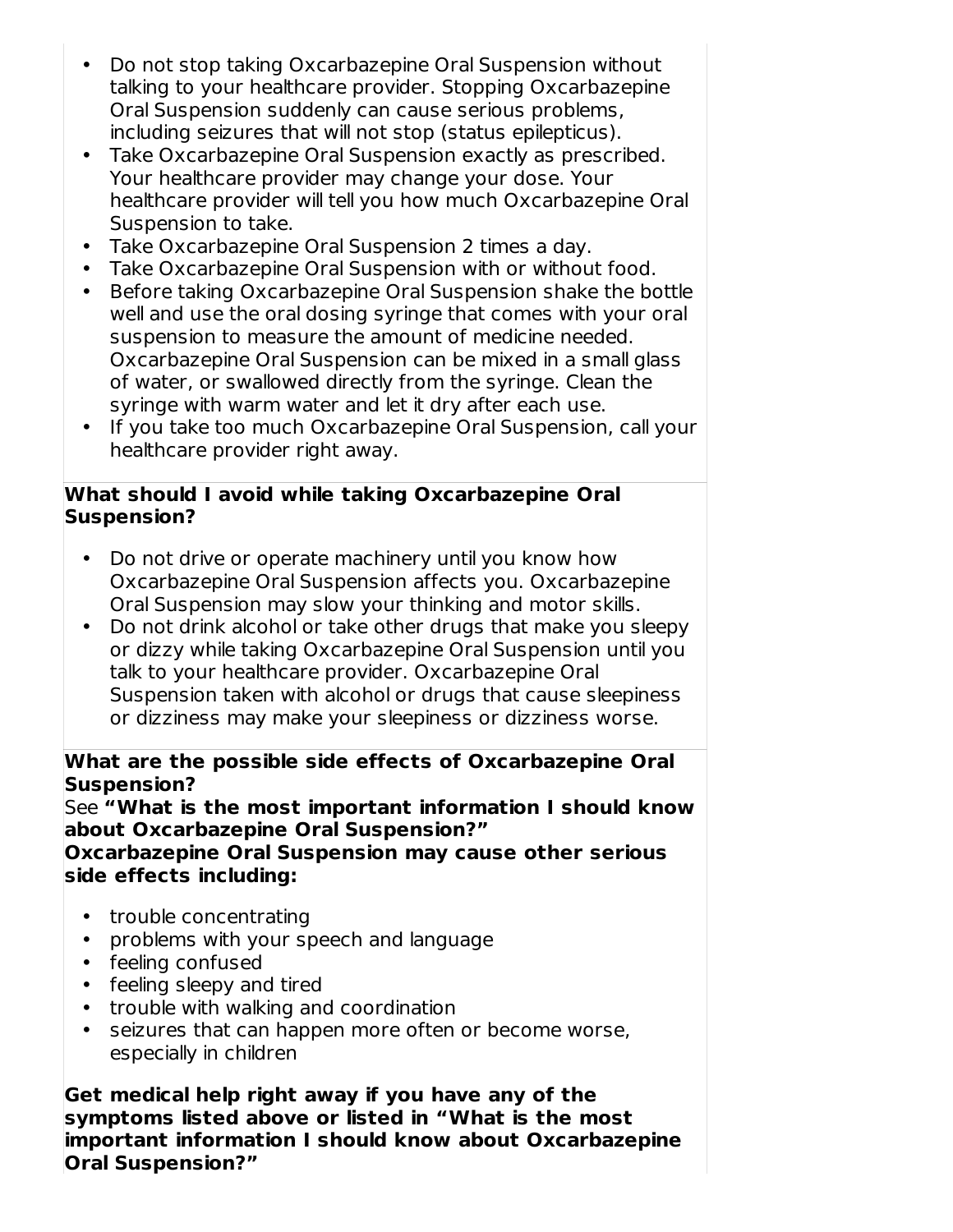- Do not stop taking Oxcarbazepine Oral Suspension without talking to your healthcare provider. Stopping Oxcarbazepine Oral Suspension suddenly can cause serious problems, including seizures that will not stop (status epilepticus).
- Take Oxcarbazepine Oral Suspension exactly as prescribed. Your healthcare provider may change your dose. Your healthcare provider will tell you how much Oxcarbazepine Oral Suspension to take.
- Take Oxcarbazepine Oral Suspension 2 times a day.
- Take Oxcarbazepine Oral Suspension with or without food.
- Before taking Oxcarbazepine Oral Suspension shake the bottle well and use the oral dosing syringe that comes with your oral suspension to measure the amount of medicine needed. Oxcarbazepine Oral Suspension can be mixed in a small glass of water, or swallowed directly from the syringe. Clean the syringe with warm water and let it dry after each use.
- If you take too much Oxcarbazepine Oral Suspension, call your healthcare provider right away.

**What should I avoid while taking Oxcarbazepine Oral Suspension?**

- Do not drive or operate machinery until you know how Oxcarbazepine Oral Suspension affects you. Oxcarbazepine Oral Suspension may slow your thinking and motor skills.
- Do not drink alcohol or take other drugs that make you sleepy or dizzy while taking Oxcarbazepine Oral Suspension until you talk to your healthcare provider. Oxcarbazepine Oral Suspension taken with alcohol or drugs that cause sleepiness or dizziness may make your sleepiness or dizziness worse.

**What are the possible side effects of Oxcarbazepine Oral Suspension?**

See **"What is the most important information I should know about Oxcarbazepine Oral Suspension?"**

**Oxcarbazepine Oral Suspension may cause other serious side effects including:**

- trouble concentrating
- problems with your speech and language
- feeling confused
- feeling sleepy and tired
- trouble with walking and coordination
- seizures that can happen more often or become worse, especially in children

**Get medical help right away if you have any of the symptoms listed above or listed in "What is the most important information I should know about Oxcarbazepine Oral Suspension?"**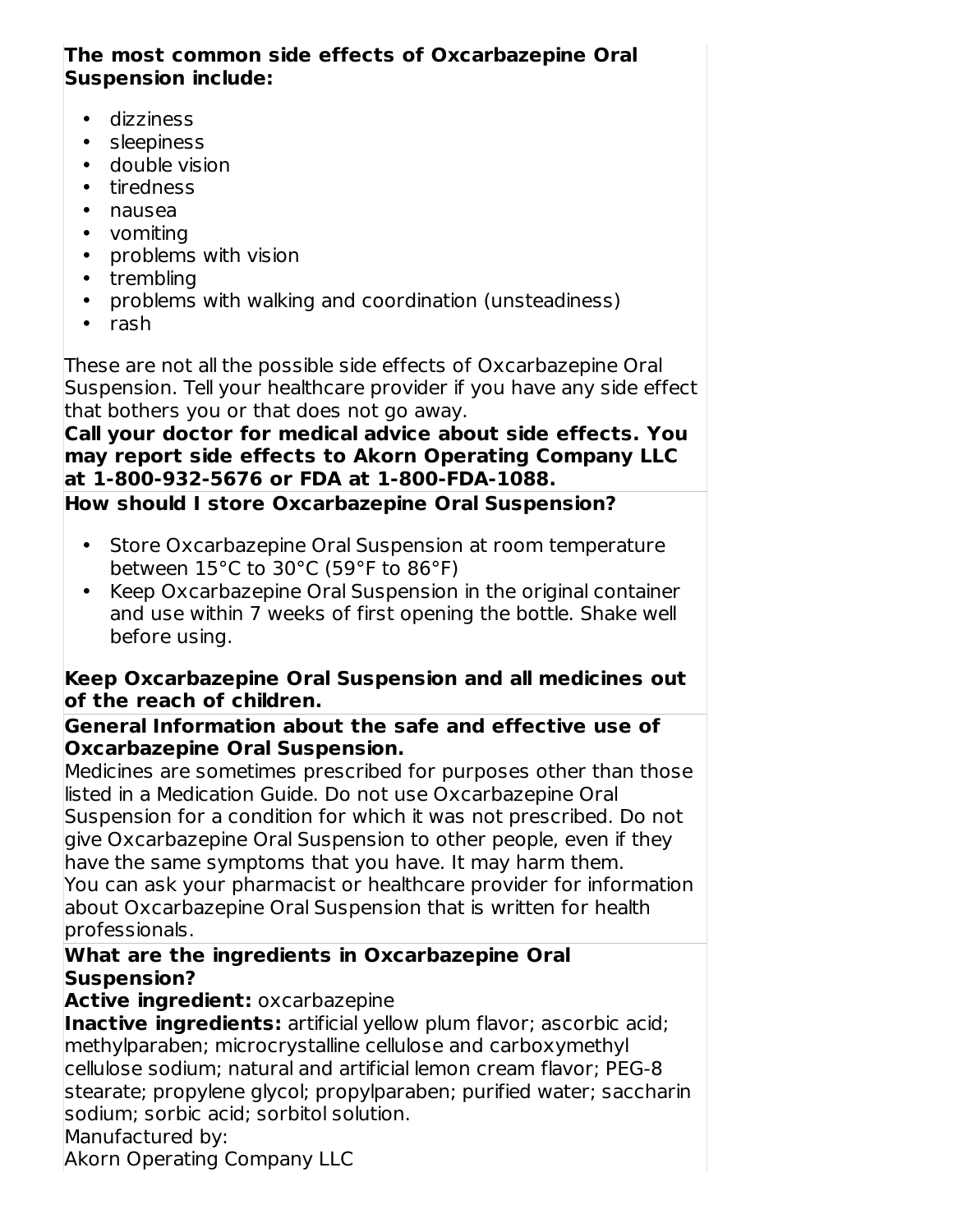**The most common side effects of Oxcarbazepine Oral Suspension include:**

- dizziness
- sleepiness
- double vision
- tiredness
- nausea
- vomiting
- problems with vision
- trembling
- problems with walking and coordination (unsteadiness)
- rash

These are not all the possible side effects of Oxcarbazepine Oral Suspension. Tell your healthcare provider if you have any side effect that bothers you or that does not go away.

**Call your doctor for medical advice about side effects. You may report side effects to Akorn Operating Company LLC at 1-800-932-5676 or FDA at 1-800-FDA-1088.**

**How should I store Oxcarbazepine Oral Suspension?**

- Store Oxcarbazepine Oral Suspension at room temperature between 15°C to 30°C (59°F to 86°F)
- Keep Oxcarbazepine Oral Suspension in the original container and use within 7 weeks of first opening the bottle. Shake well before using.

**Keep Oxcarbazepine Oral Suspension and all medicines out of the reach of children.**

**General Information about the safe and effective use of Oxcarbazepine Oral Suspension.**

Medicines are sometimes prescribed for purposes other than those listed in a Medication Guide. Do not use Oxcarbazepine Oral Suspension for a condition for which it was not prescribed. Do not give Oxcarbazepine Oral Suspension to other people, even if they have the same symptoms that you have. It may harm them.

You can ask your pharmacist or healthcare provider for information about Oxcarbazepine Oral Suspension that is written for health professionals.

**What are the ingredients in Oxcarbazepine Oral Suspension?**

**Active ingredient:** oxcarbazepine

**Inactive ingredients:** artificial yellow plum flavor; ascorbic acid; methylparaben; microcrystalline cellulose and carboxymethyl cellulose sodium; natural and artificial lemon cream flavor; PEG-8 stearate; propylene glycol; propylparaben; purified water; saccharin sodium; sorbic acid; sorbitol solution.

Manufactured by:

Akorn Operating Company LLC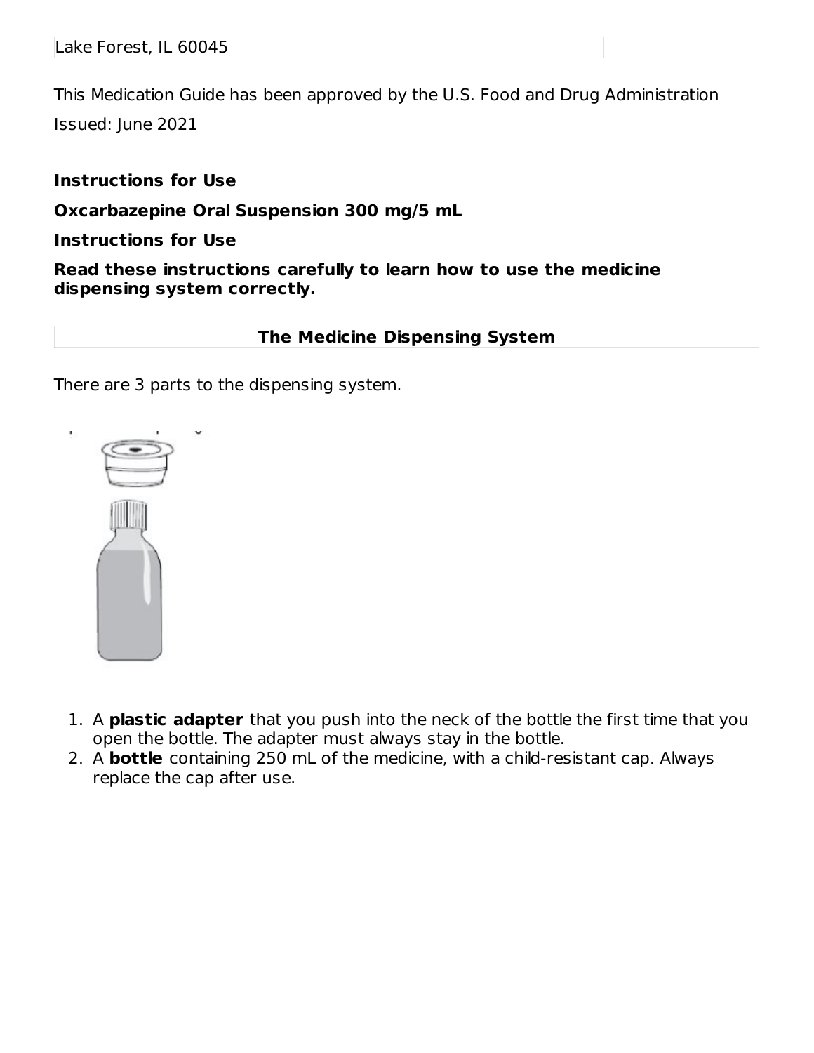Lake Forest, IL 60045

This Medication Guide has been approved by the U.S. Food and Drug Administration

Issued: June 2021

**Instructions for Use**

**Oxcarbazepine Oral Suspension 300 mg/5 mL**

**Instructions for Use**

**Read these instructions carefully to learn how to use the medicine dispensing system correctly.**

**The Medicine Dispensing System**

There are 3 parts to the dispensing system.

1. A **plastic adapter** that you push into the neck of the bottle the first time that you open the bottle. The adapter must always stay in the bottle.
2. A **bottle** containing 250 mL of the medicine, with a child-resistant cap. Always replace the cap after use.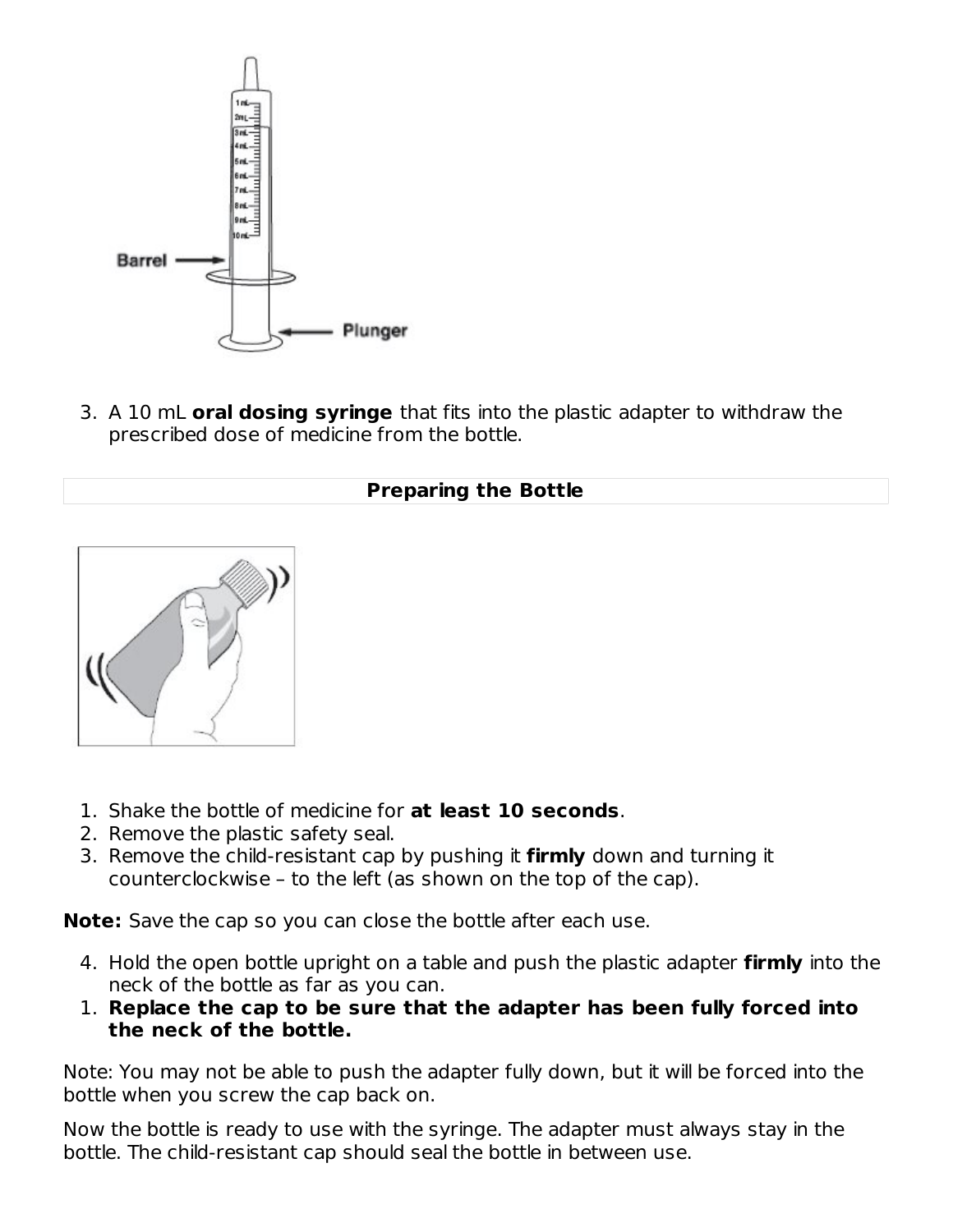3. A 10 mL **oral dosing syringe** that fits into the plastic adapter to withdraw the prescribed dose of medicine from the bottle.

| Preparing the Bottle |
| --- |

1. Shake the bottle of medicine for **at least 10 seconds**.
2. Remove the plastic safety seal.
3. Remove the child-resistant cap by pushing it **firmly** down and turning it counterclockwise – to the left (as shown on the top of the cap).

**Note:** Save the cap so you can close the bottle after each use.

4. Hold the open bottle upright on a table and push the plastic adapter **firmly** into the neck of the bottle as far as you can.
1. **Replace the cap to be sure that the adapter has been fully forced into the neck of the bottle.**

Note: You may not be able to push the adapter fully down, but it will be forced into the bottle when you screw the cap back on.

Now the bottle is ready to use with the syringe. The adapter must always stay in the bottle. The child-resistant cap should seal the bottle in between use.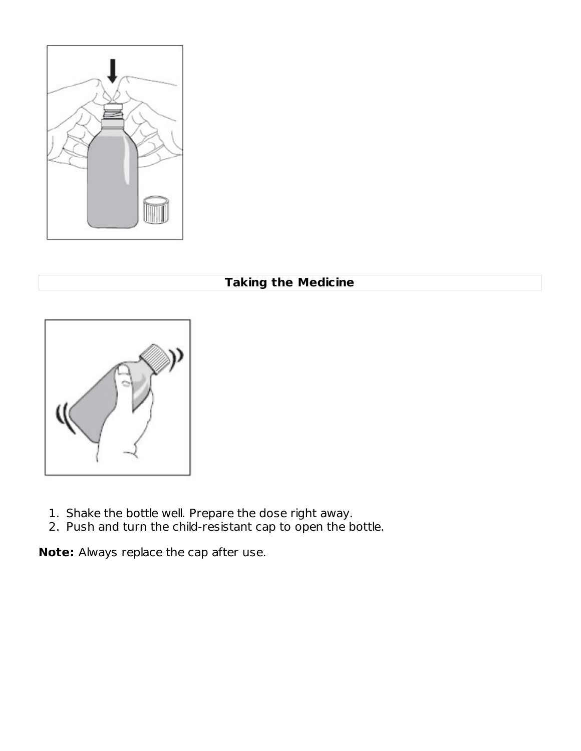## Taking the Medicine

1. Shake the bottle well. Prepare the dose right away.
2. Push and turn the child-resistant cap to open the bottle.

**Note:** Always replace the cap after use.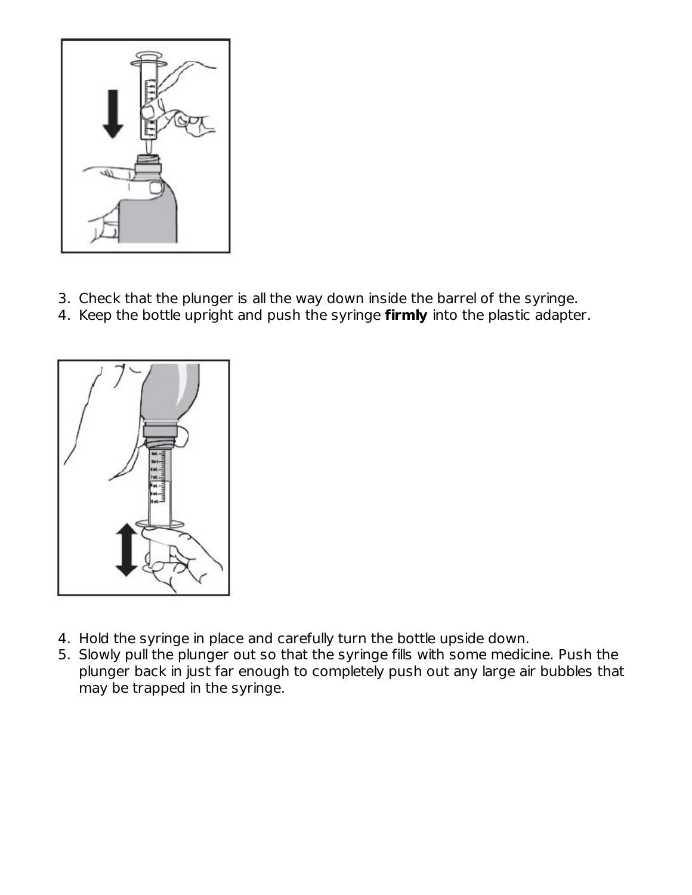3. Check that the plunger is all the way down inside the barrel of the syringe.
4. Keep the bottle upright and push the syringe **firmly** into the plastic adapter.

4. Hold the syringe in place and carefully turn the bottle upside down.
5. Slowly pull the plunger out so that the syringe fills with some medicine. Push the plunger back in just far enough to completely push out any large air bubbles that may be trapped in the syringe.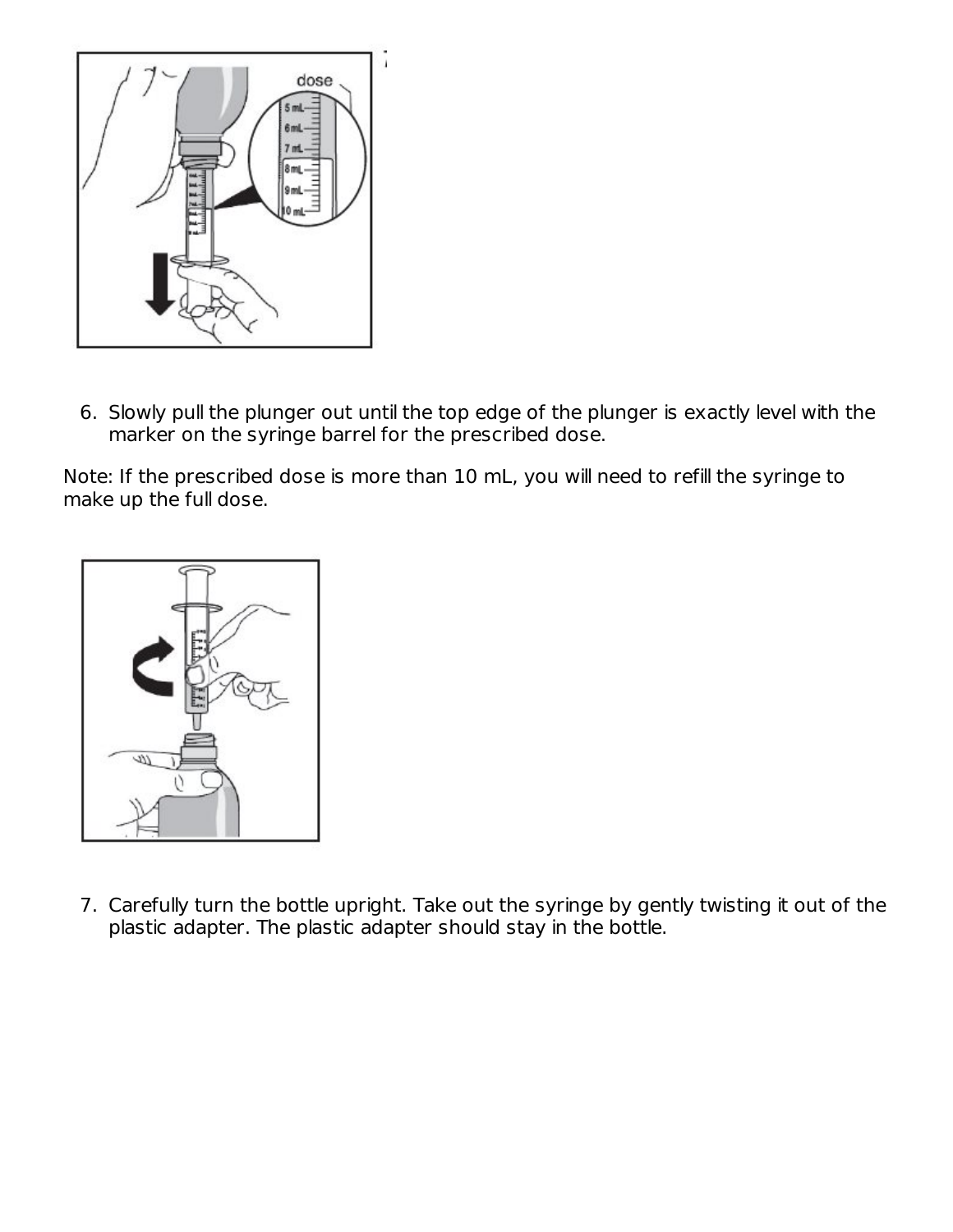6. Slowly pull the plunger out until the top edge of the plunger is exactly level with the marker on the syringe barrel for the prescribed dose.

Note: If the prescribed dose is more than 10 mL, you will need to refill the syringe to make up the full dose.

7. Carefully turn the bottle upright. Take out the syringe by gently twisting it out of the plastic adapter. The plastic adapter should stay in the bottle.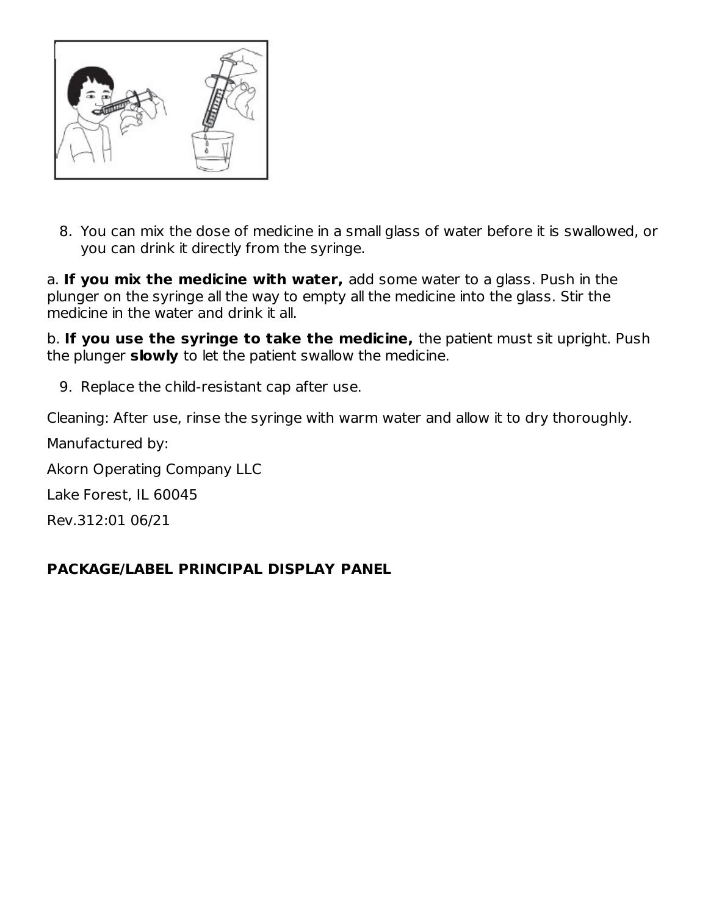8. You can mix the dose of medicine in a small glass of water before it is swallowed, or you can drink it directly from the syringe.

a. **If you mix the medicine with water,** add some water to a glass. Push in the plunger on the syringe all the way to empty all the medicine into the glass. Stir the medicine in the water and drink it all.

b. **If you use the syringe to take the medicine,** the patient must sit upright. Push the plunger **slowly** to let the patient swallow the medicine.

9. Replace the child-resistant cap after use.

Cleaning: After use, rinse the syringe with warm water and allow it to dry thoroughly.

Manufactured by:

Akorn Operating Company LLC

Lake Forest, IL 60045

Rev.312:01 06/21

**PACKAGE/LABEL PRINCIPAL DISPLAY PANEL**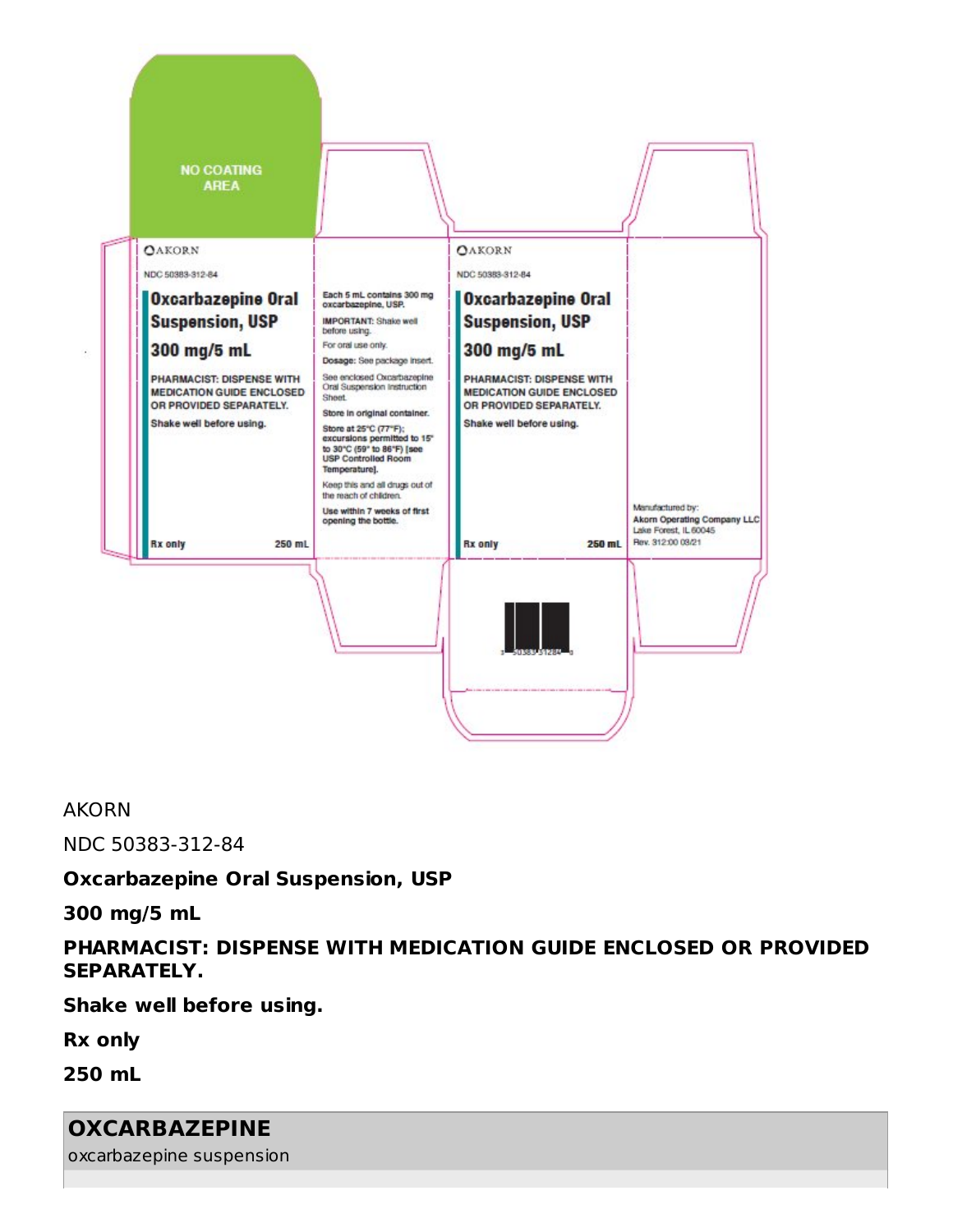AKORN

NDC 50383-312-84

**Oxcarbazepine Oral Suspension, USP**

**300 mg/5 mL**

**PHARMACIST: DISPENSE WITH MEDICATION GUIDE ENCLOSED OR PROVIDED SEPARATELY.**

**Shake well before using.**

**Rx only**

**250 mL**

| **OXCARBAZEPINE** |
|---|
| oxcarbazepine suspension |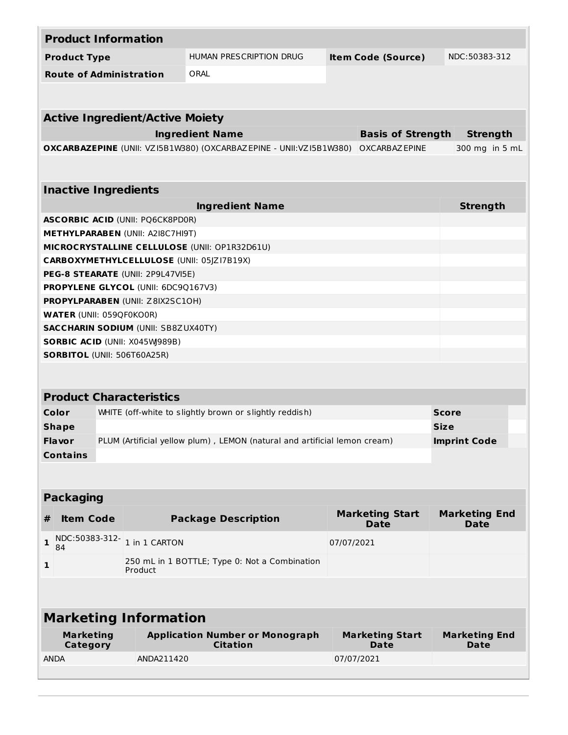## Product Information

| Product Type | HUMAN PRESCRIPTION DRUG | Item Code (Source) | NDC:50383-312 |
|---|---|---|---|
| Route of Administration | ORAL | | |

## Active Ingredient/Active Moiety

| Ingredient Name | Basis of Strength | Strength |
|---|---|---|
| **OXCARBAZEPINE** (UNII: VZI5B1W380) (OXCARBAZEPINE - UNII:VZI5B1W380) | OXCARBAZEPINE | 300 mg in 5 mL |

## Inactive Ingredients

| Ingredient Name | Strength |
|---|---|
| **ASCORBIC ACID** (UNII: PQ6CK8PD0R) | |
| **METHYLPARABEN** (UNII: A2I8C7HI9T) | |
| **MICROCRYSTALLINE CELLULOSE** (UNII: OP1R32D61U) | |
| **CARBOXYMETHYLCELLULOSE** (UNII: 05JZI7B19X) | |
| **PEG-8 STEARATE** (UNII: 2P9L47VI5E) | |
| **PROPYLENE GLYCOL** (UNII: 6DC9Q167V3) | |
| **PROPYLPARABEN** (UNII: Z8IX2SC1OH) | |
| **WATER** (UNII: 059QF0KO0R) | |
| **SACCHARIN SODIUM** (UNII: SB8ZUX40TY) | |
| **SORBIC ACID** (UNII: X045WJ989B) | |
| **SORBITOL** (UNII: 506T60A25R) | |

## Product Characteristics

| Color | WHITE (off-white to slightly brown or slightly reddish) | Score | |
|---|---|---|---|
| Shape | | Size | |
| Flavor | PLUM (Artificial yellow plum) , LEMON (natural and artificial lemon cream) | Imprint Code | |
| Contains | | | |

## Packaging

| # | Item Code | Package Description | Marketing Start Date | Marketing End Date |
|---|---|---|---|---|
| 1 | NDC:50383-312-84 | 1 in 1 CARTON | 07/07/2021 | |
| 1 | | 250 mL in 1 BOTTLE; Type 0: Not a Combination Product | | |

## Marketing Information

| Marketing Category | Application Number or Monograph Citation | Marketing Start Date | Marketing End Date |
|---|---|---|---|
| ANDA | ANDA211420 | 07/07/2021 | |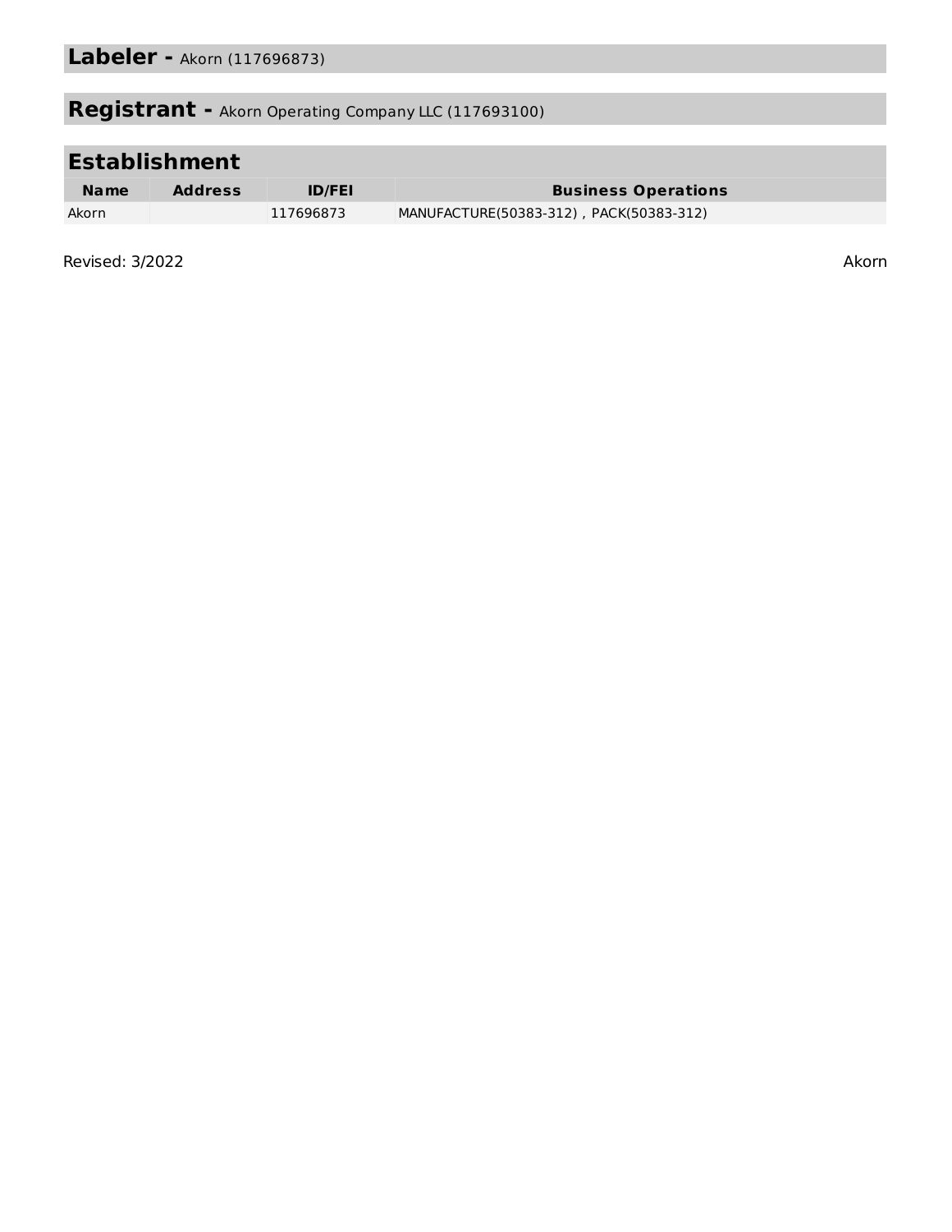## Labeler - Akorn (117696873)

## Registrant - Akorn Operating Company LLC (117693100)

## Establishment

| Name | Address | ID/FEI | Business Operations |
|---|---|---|---|
| Akorn | | 117696873 | MANUFACTURE(50383-312) , PACK(50383-312) |

Revised: 3/2022

Akorn